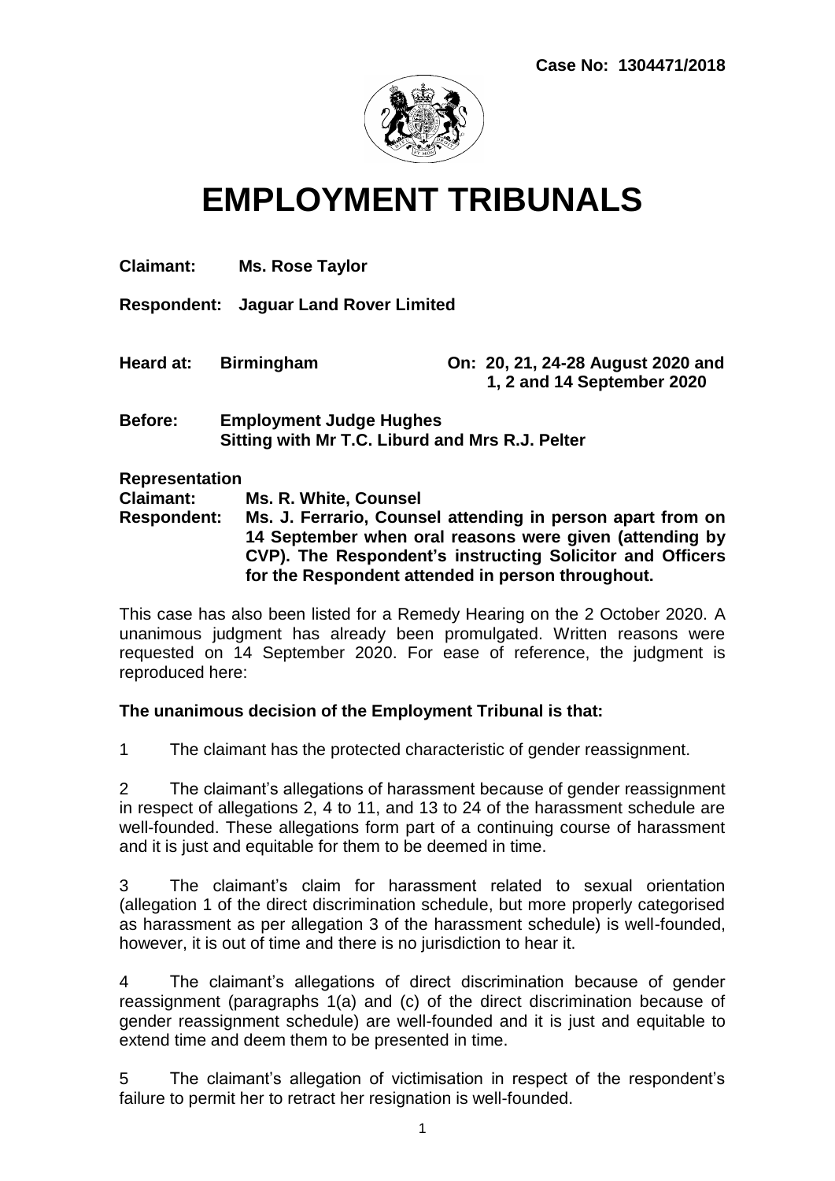**Case No: 1304471/2018**

# EMPLOYMENT TRIBUNALS

**Claimant:** **Ms. Rose Taylor**

**Respondent:** **Jaguar Land Rover Limited**

**Heard at:** **Birmingham** **On: 20, 21, 24-28 August 2020 and 1, 2 and 14 September 2020**

**Before:** **Employment Judge Hughes**
**Sitting with Mr T.C. Liburd and Mrs R.J. Pelter**

**Representation**

**Claimant:** **Ms. R. White, Counsel**

**Respondent:** **Ms. J. Ferrario, Counsel attending in person apart from on 14 September when oral reasons were given (attending by CVP). The Respondent's instructing Solicitor and Officers for the Respondent attended in person throughout.**

This case has also been listed for a Remedy Hearing on the 2 October 2020. A unanimous judgment has already been promulgated. Written reasons were requested on 14 September 2020. For ease of reference, the judgment is reproduced here:

**The unanimous decision of the Employment Tribunal is that:**

1 The claimant has the protected characteristic of gender reassignment.

2 The claimant's allegations of harassment because of gender reassignment in respect of allegations 2, 4 to 11, and 13 to 24 of the harassment schedule are well-founded. These allegations form part of a continuing course of harassment and it is just and equitable for them to be deemed in time.

3 The claimant's claim for harassment related to sexual orientation (allegation 1 of the direct discrimination schedule, but more properly categorised as harassment as per allegation 3 of the harassment schedule) is well-founded, however, it is out of time and there is no jurisdiction to hear it.

4 The claimant's allegations of direct discrimination because of gender reassignment (paragraphs 1(a) and (c) of the direct discrimination because of gender reassignment schedule) are well-founded and it is just and equitable to extend time and deem them to be presented in time.

5 The claimant's allegation of victimisation in respect of the respondent's failure to permit her to retract her resignation is well-founded.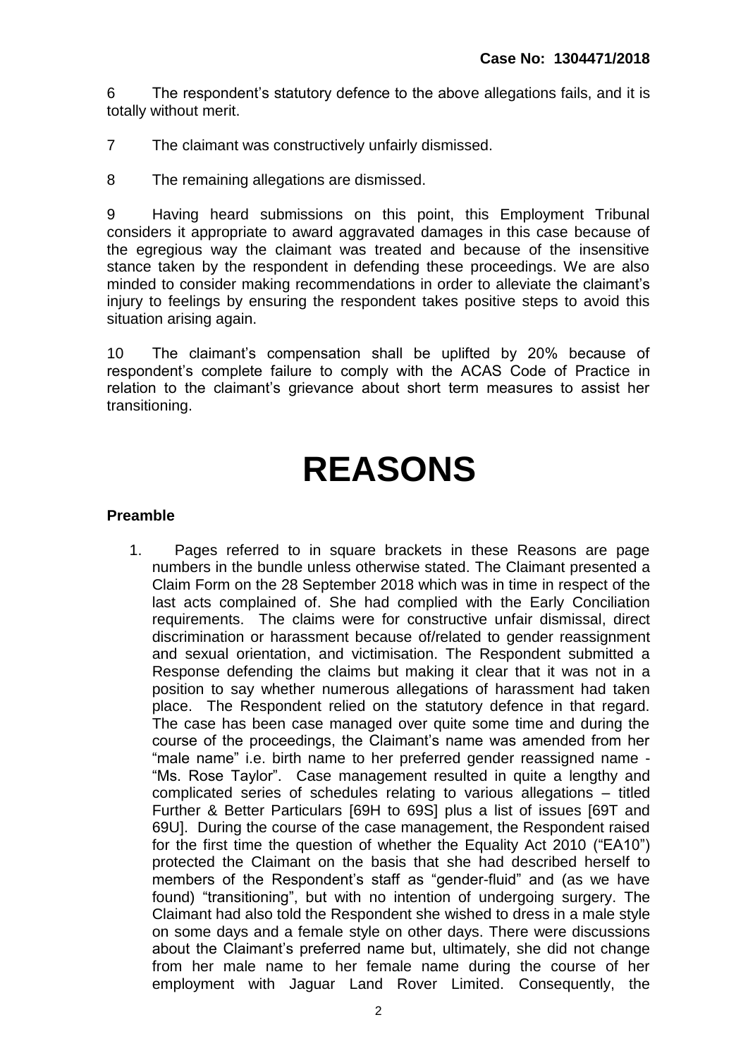6 The respondent's statutory defence to the above allegations fails, and it is totally without merit.

7 The claimant was constructively unfairly dismissed.

8 The remaining allegations are dismissed.

9 Having heard submissions on this point, this Employment Tribunal considers it appropriate to award aggravated damages in this case because of the egregious way the claimant was treated and because of the insensitive stance taken by the respondent in defending these proceedings. We are also minded to consider making recommendations in order to alleviate the claimant's injury to feelings by ensuring the respondent takes positive steps to avoid this situation arising again.

10 The claimant's compensation shall be uplifted by 20% because of respondent's complete failure to comply with the ACAS Code of Practice in relation to the claimant's grievance about short term measures to assist her transitioning.

# REASONS

**Preamble**

1. Pages referred to in square brackets in these Reasons are page numbers in the bundle unless otherwise stated. The Claimant presented a Claim Form on the 28 September 2018 which was in time in respect of the last acts complained of. She had complied with the Early Conciliation requirements. The claims were for constructive unfair dismissal, direct discrimination or harassment because of/related to gender reassignment and sexual orientation, and victimisation. The Respondent submitted a Response defending the claims but making it clear that it was not in a position to say whether numerous allegations of harassment had taken place. The Respondent relied on the statutory defence in that regard. The case has been case managed over quite some time and during the course of the proceedings, the Claimant's name was amended from her "male name" i.e. birth name to her preferred gender reassigned name - "Ms. Rose Taylor". Case management resulted in quite a lengthy and complicated series of schedules relating to various allegations – titled Further & Better Particulars [69H to 69S] plus a list of issues [69T and 69U]. During the course of the case management, the Respondent raised for the first time the question of whether the Equality Act 2010 ("EA10") protected the Claimant on the basis that she had described herself to members of the Respondent's staff as "gender-fluid" and (as we have found) "transitioning", but with no intention of undergoing surgery. The Claimant had also told the Respondent she wished to dress in a male style on some days and a female style on other days. There were discussions about the Claimant's preferred name but, ultimately, she did not change from her male name to her female name during the course of her employment with Jaguar Land Rover Limited. Consequently, the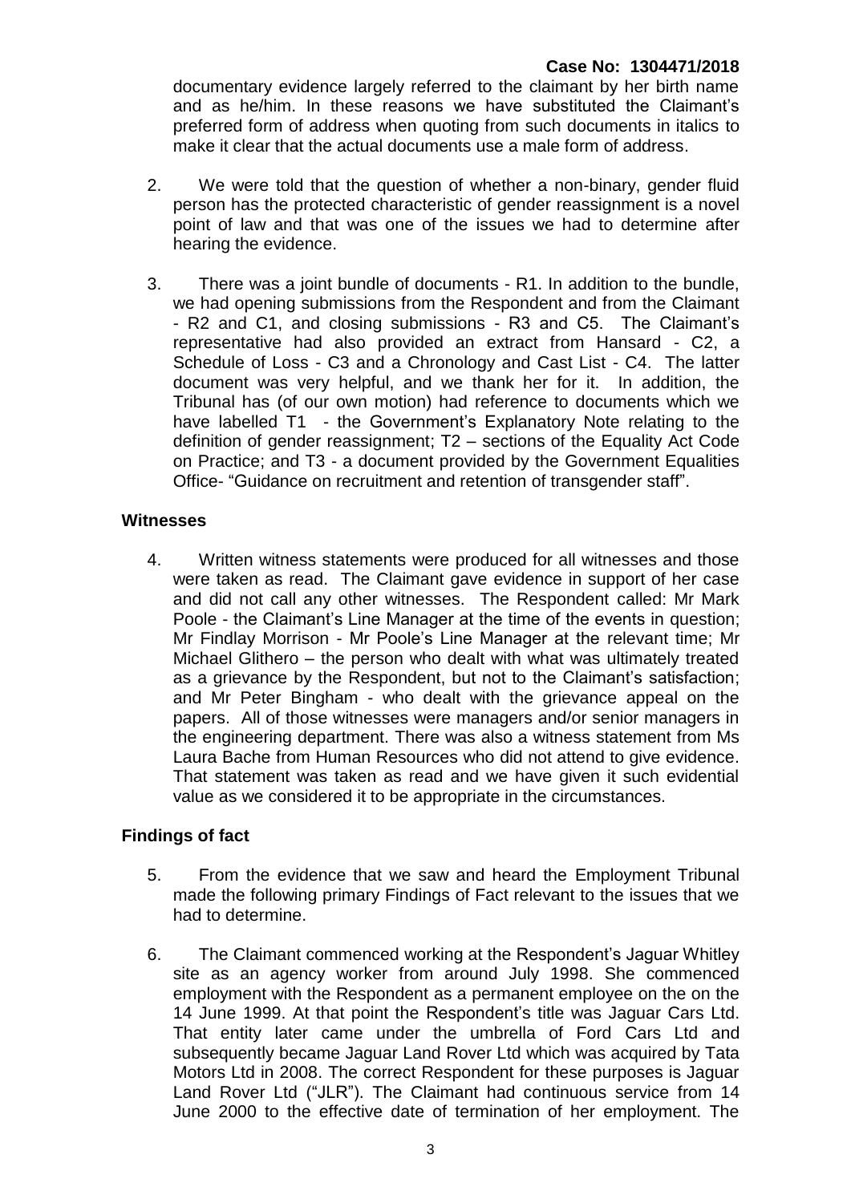documentary evidence largely referred to the claimant by her birth name and as he/him. In these reasons we have substituted the Claimant's preferred form of address when quoting from such documents in italics to make it clear that the actual documents use a male form of address.

2. We were told that the question of whether a non-binary, gender fluid person has the protected characteristic of gender reassignment is a novel point of law and that was one of the issues we had to determine after hearing the evidence.

3. There was a joint bundle of documents - R1. In addition to the bundle, we had opening submissions from the Respondent and from the Claimant - R2 and C1, and closing submissions - R3 and C5. The Claimant's representative had also provided an extract from Hansard - C2, a Schedule of Loss - C3 and a Chronology and Cast List - C4. The latter document was very helpful, and we thank her for it. In addition, the Tribunal has (of our own motion) had reference to documents which we have labelled T1 - the Government's Explanatory Note relating to the definition of gender reassignment; T2 – sections of the Equality Act Code on Practice; and T3 - a document provided by the Government Equalities Office- "Guidance on recruitment and retention of transgender staff".

## Witnesses

4. Written witness statements were produced for all witnesses and those were taken as read. The Claimant gave evidence in support of her case and did not call any other witnesses. The Respondent called: Mr Mark Poole - the Claimant's Line Manager at the time of the events in question; Mr Findlay Morrison - Mr Poole's Line Manager at the relevant time; Mr Michael Glithero – the person who dealt with what was ultimately treated as a grievance by the Respondent, but not to the Claimant's satisfaction; and Mr Peter Bingham - who dealt with the grievance appeal on the papers. All of those witnesses were managers and/or senior managers in the engineering department. There was also a witness statement from Ms Laura Bache from Human Resources who did not attend to give evidence. That statement was taken as read and we have given it such evidential value as we considered it to be appropriate in the circumstances.

## Findings of fact

5. From the evidence that we saw and heard the Employment Tribunal made the following primary Findings of Fact relevant to the issues that we had to determine.

6. The Claimant commenced working at the Respondent's Jaguar Whitley site as an agency worker from around July 1998. She commenced employment with the Respondent as a permanent employee on the on the 14 June 1999. At that point the Respondent's title was Jaguar Cars Ltd. That entity later came under the umbrella of Ford Cars Ltd and subsequently became Jaguar Land Rover Ltd which was acquired by Tata Motors Ltd in 2008. The correct Respondent for these purposes is Jaguar Land Rover Ltd ("JLR"). The Claimant had continuous service from 14 June 2000 to the effective date of termination of her employment. The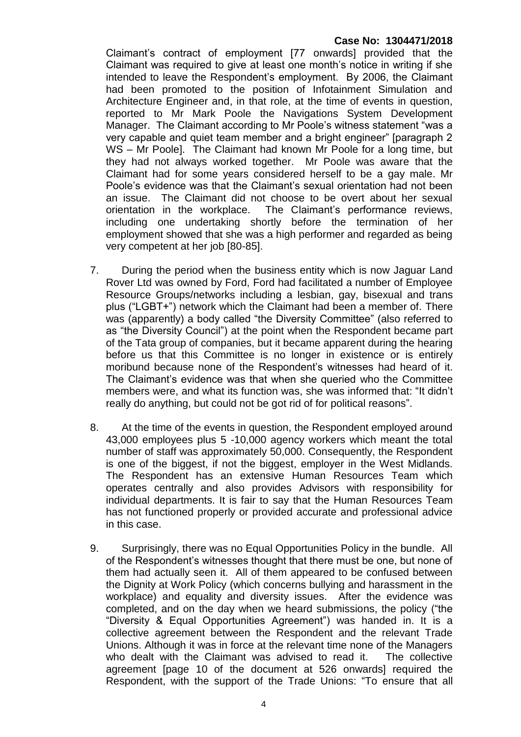Claimant's contract of employment [77 onwards] provided that the Claimant was required to give at least one month's notice in writing if she intended to leave the Respondent's employment. By 2006, the Claimant had been promoted to the position of Infotainment Simulation and Architecture Engineer and, in that role, at the time of events in question, reported to Mr Mark Poole the Navigations System Development Manager. The Claimant according to Mr Poole's witness statement "was a very capable and quiet team member and a bright engineer" [paragraph 2 WS – Mr Poole]. The Claimant had known Mr Poole for a long time, but they had not always worked together. Mr Poole was aware that the Claimant had for some years considered herself to be a gay male. Mr Poole's evidence was that the Claimant's sexual orientation had not been an issue. The Claimant did not choose to be overt about her sexual orientation in the workplace. The Claimant's performance reviews, including one undertaking shortly before the termination of her employment showed that she was a high performer and regarded as being very competent at her job [80-85].

7. During the period when the business entity which is now Jaguar Land Rover Ltd was owned by Ford, Ford had facilitated a number of Employee Resource Groups/networks including a lesbian, gay, bisexual and trans plus ("LGBT+") network which the Claimant had been a member of. There was (apparently) a body called "the Diversity Committee" (also referred to as "the Diversity Council") at the point when the Respondent became part of the Tata group of companies, but it became apparent during the hearing before us that this Committee is no longer in existence or is entirely moribund because none of the Respondent's witnesses had heard of it. The Claimant's evidence was that when she queried who the Committee members were, and what its function was, she was informed that: "It didn't really do anything, but could not be got rid of for political reasons".

8. At the time of the events in question, the Respondent employed around 43,000 employees plus 5 -10,000 agency workers which meant the total number of staff was approximately 50,000. Consequently, the Respondent is one of the biggest, if not the biggest, employer in the West Midlands. The Respondent has an extensive Human Resources Team which operates centrally and also provides Advisors with responsibility for individual departments. It is fair to say that the Human Resources Team has not functioned properly or provided accurate and professional advice in this case.

9. Surprisingly, there was no Equal Opportunities Policy in the bundle. All of the Respondent's witnesses thought that there must be one, but none of them had actually seen it. All of them appeared to be confused between the Dignity at Work Policy (which concerns bullying and harassment in the workplace) and equality and diversity issues. After the evidence was completed, and on the day when we heard submissions, the policy ("the "Diversity & Equal Opportunities Agreement") was handed in. It is a collective agreement between the Respondent and the relevant Trade Unions. Although it was in force at the relevant time none of the Managers who dealt with the Claimant was advised to read it. The collective agreement [page 10 of the document at 526 onwards] required the Respondent, with the support of the Trade Unions: "To ensure that all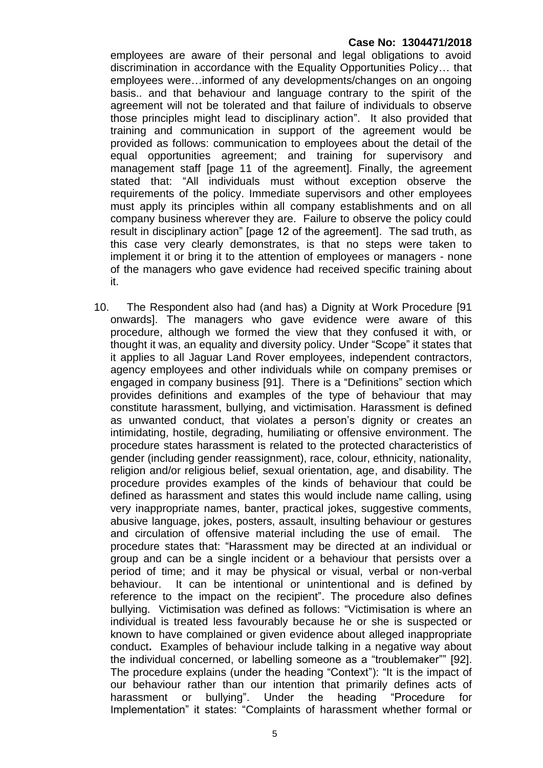employees are aware of their personal and legal obligations to avoid discrimination in accordance with the Equality Opportunities Policy… that employees were…informed of any developments/changes on an ongoing basis.. and that behaviour and language contrary to the spirit of the agreement will not be tolerated and that failure of individuals to observe those principles might lead to disciplinary action". It also provided that training and communication in support of the agreement would be provided as follows: communication to employees about the detail of the equal opportunities agreement; and training for supervisory and management staff [page 11 of the agreement]. Finally, the agreement stated that: "All individuals must without exception observe the requirements of the policy. Immediate supervisors and other employees must apply its principles within all company establishments and on all company business wherever they are. Failure to observe the policy could result in disciplinary action" [page 12 of the agreement]. The sad truth, as this case very clearly demonstrates, is that no steps were taken to implement it or bring it to the attention of employees or managers - none of the managers who gave evidence had received specific training about it.

10. The Respondent also had (and has) a Dignity at Work Procedure [91 onwards]. The managers who gave evidence were aware of this procedure, although we formed the view that they confused it with, or thought it was, an equality and diversity policy. Under "Scope" it states that it applies to all Jaguar Land Rover employees, independent contractors, agency employees and other individuals while on company premises or engaged in company business [91]. There is a "Definitions" section which provides definitions and examples of the type of behaviour that may constitute harassment, bullying, and victimisation. Harassment is defined as unwanted conduct, that violates a person's dignity or creates an intimidating, hostile, degrading, humiliating or offensive environment. The procedure states harassment is related to the protected characteristics of gender (including gender reassignment), race, colour, ethnicity, nationality, religion and/or religious belief, sexual orientation, age, and disability. The procedure provides examples of the kinds of behaviour that could be defined as harassment and states this would include name calling, using very inappropriate names, banter, practical jokes, suggestive comments, abusive language, jokes, posters, assault, insulting behaviour or gestures and circulation of offensive material including the use of email. The procedure states that: "Harassment may be directed at an individual or group and can be a single incident or a behaviour that persists over a period of time; and it may be physical or visual, verbal or non-verbal behaviour. It can be intentional or unintentional and is defined by reference to the impact on the recipient". The procedure also defines bullying. Victimisation was defined as follows: "Victimisation is where an individual is treated less favourably because he or she is suspected or known to have complained or given evidence about alleged inappropriate conduct**.** Examples of behaviour include talking in a negative way about the individual concerned, or labelling someone as a "troublemaker"" [92]. The procedure explains (under the heading "Context"): "It is the impact of our behaviour rather than our intention that primarily defines acts of harassment or bullying". Under the heading "Procedure for Implementation" it states: "Complaints of harassment whether formal or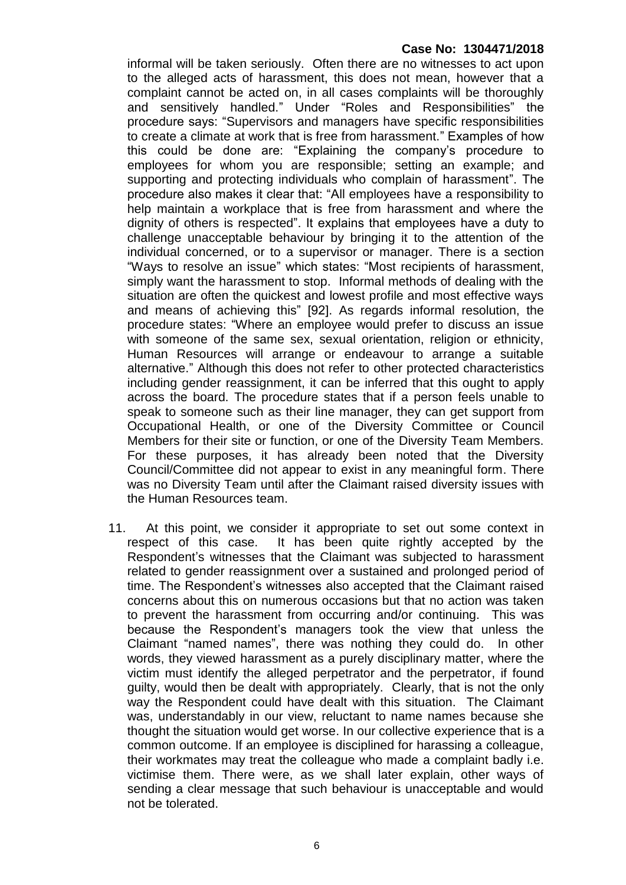informal will be taken seriously. Often there are no witnesses to act upon to the alleged acts of harassment, this does not mean, however that a complaint cannot be acted on, in all cases complaints will be thoroughly and sensitively handled." Under "Roles and Responsibilities" the procedure says: "Supervisors and managers have specific responsibilities to create a climate at work that is free from harassment." Examples of how this could be done are: "Explaining the company's procedure to employees for whom you are responsible; setting an example; and supporting and protecting individuals who complain of harassment". The procedure also makes it clear that: "All employees have a responsibility to help maintain a workplace that is free from harassment and where the dignity of others is respected". It explains that employees have a duty to challenge unacceptable behaviour by bringing it to the attention of the individual concerned, or to a supervisor or manager. There is a section "Ways to resolve an issue" which states: "Most recipients of harassment, simply want the harassment to stop. Informal methods of dealing with the situation are often the quickest and lowest profile and most effective ways and means of achieving this" [92]. As regards informal resolution, the procedure states: "Where an employee would prefer to discuss an issue with someone of the same sex, sexual orientation, religion or ethnicity, Human Resources will arrange or endeavour to arrange a suitable alternative." Although this does not refer to other protected characteristics including gender reassignment, it can be inferred that this ought to apply across the board. The procedure states that if a person feels unable to speak to someone such as their line manager, they can get support from Occupational Health, or one of the Diversity Committee or Council Members for their site or function, or one of the Diversity Team Members. For these purposes, it has already been noted that the Diversity Council/Committee did not appear to exist in any meaningful form. There was no Diversity Team until after the Claimant raised diversity issues with the Human Resources team.

11. At this point, we consider it appropriate to set out some context in respect of this case. It has been quite rightly accepted by the Respondent's witnesses that the Claimant was subjected to harassment related to gender reassignment over a sustained and prolonged period of time. The Respondent's witnesses also accepted that the Claimant raised concerns about this on numerous occasions but that no action was taken to prevent the harassment from occurring and/or continuing. This was because the Respondent's managers took the view that unless the Claimant "named names", there was nothing they could do. In other words, they viewed harassment as a purely disciplinary matter, where the victim must identify the alleged perpetrator and the perpetrator, if found guilty, would then be dealt with appropriately. Clearly, that is not the only way the Respondent could have dealt with this situation. The Claimant was, understandably in our view, reluctant to name names because she thought the situation would get worse. In our collective experience that is a common outcome. If an employee is disciplined for harassing a colleague, their workmates may treat the colleague who made a complaint badly i.e. victimise them. There were, as we shall later explain, other ways of sending a clear message that such behaviour is unacceptable and would not be tolerated.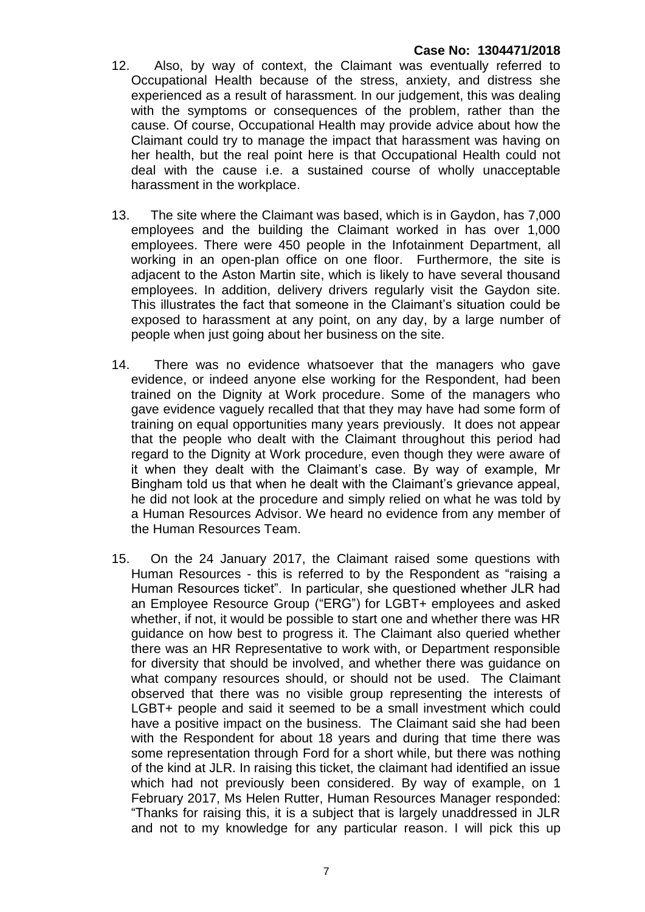12. Also, by way of context, the Claimant was eventually referred to Occupational Health because of the stress, anxiety, and distress she experienced as a result of harassment. In our judgement, this was dealing with the symptoms or consequences of the problem, rather than the cause. Of course, Occupational Health may provide advice about how the Claimant could try to manage the impact that harassment was having on her health, but the real point here is that Occupational Health could not deal with the cause i.e. a sustained course of wholly unacceptable harassment in the workplace.

13. The site where the Claimant was based, which is in Gaydon, has 7,000 employees and the building the Claimant worked in has over 1,000 employees. There were 450 people in the Infotainment Department, all working in an open-plan office on one floor. Furthermore, the site is adjacent to the Aston Martin site, which is likely to have several thousand employees. In addition, delivery drivers regularly visit the Gaydon site. This illustrates the fact that someone in the Claimant's situation could be exposed to harassment at any point, on any day, by a large number of people when just going about her business on the site.

14. There was no evidence whatsoever that the managers who gave evidence, or indeed anyone else working for the Respondent, had been trained on the Dignity at Work procedure. Some of the managers who gave evidence vaguely recalled that that they may have had some form of training on equal opportunities many years previously. It does not appear that the people who dealt with the Claimant throughout this period had regard to the Dignity at Work procedure, even though they were aware of it when they dealt with the Claimant's case. By way of example, Mr Bingham told us that when he dealt with the Claimant's grievance appeal, he did not look at the procedure and simply relied on what he was told by a Human Resources Advisor. We heard no evidence from any member of the Human Resources Team.

15. On the 24 January 2017, the Claimant raised some questions with Human Resources - this is referred to by the Respondent as "raising a Human Resources ticket". In particular, she questioned whether JLR had an Employee Resource Group ("ERG") for LGBT+ employees and asked whether, if not, it would be possible to start one and whether there was HR guidance on how best to progress it. The Claimant also queried whether there was an HR Representative to work with, or Department responsible for diversity that should be involved, and whether there was guidance on what company resources should, or should not be used. The Claimant observed that there was no visible group representing the interests of LGBT+ people and said it seemed to be a small investment which could have a positive impact on the business. The Claimant said she had been with the Respondent for about 18 years and during that time there was some representation through Ford for a short while, but there was nothing of the kind at JLR. In raising this ticket, the claimant had identified an issue which had not previously been considered. By way of example, on 1 February 2017, Ms Helen Rutter, Human Resources Manager responded: "Thanks for raising this, it is a subject that is largely unaddressed in JLR and not to my knowledge for any particular reason. I will pick this up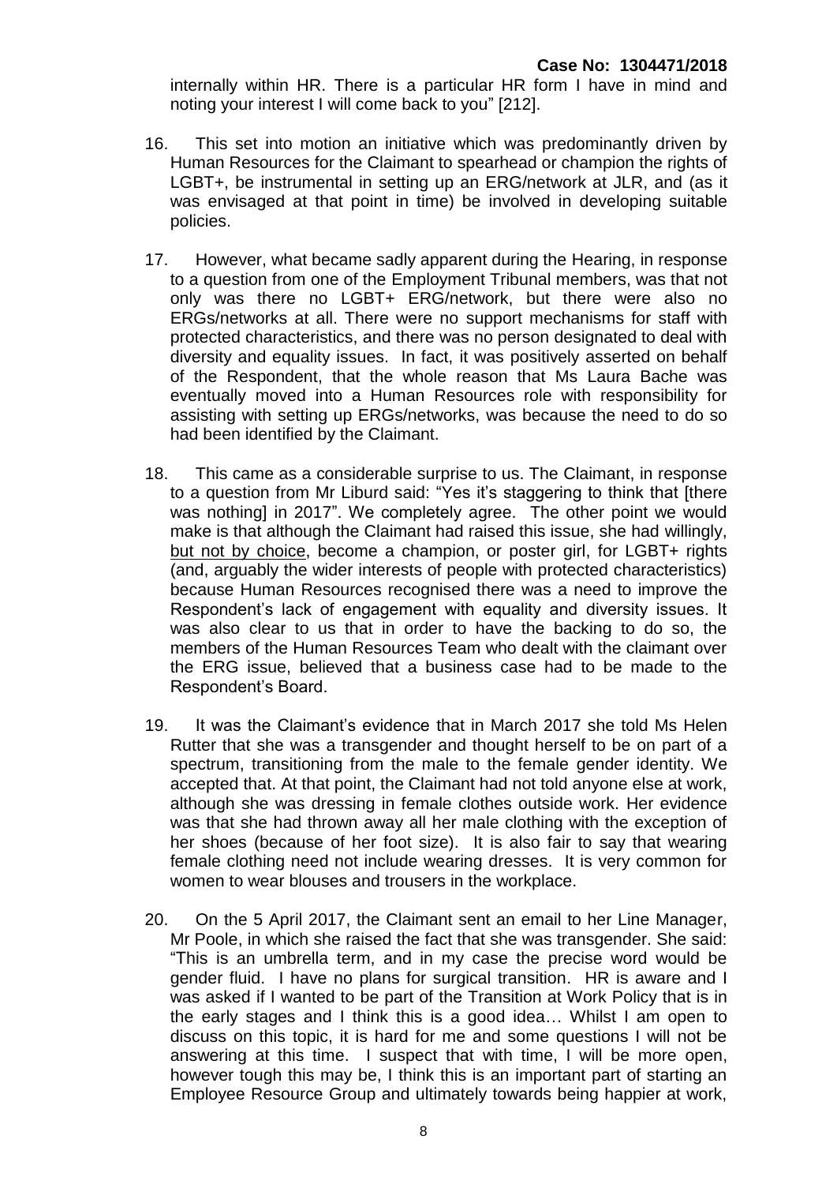internally within HR. There is a particular HR form I have in mind and noting your interest I will come back to you" [212].

16. This set into motion an initiative which was predominantly driven by Human Resources for the Claimant to spearhead or champion the rights of LGBT+, be instrumental in setting up an ERG/network at JLR, and (as it was envisaged at that point in time) be involved in developing suitable policies.

17. However, what became sadly apparent during the Hearing, in response to a question from one of the Employment Tribunal members, was that not only was there no LGBT+ ERG/network, but there were also no ERGs/networks at all. There were no support mechanisms for staff with protected characteristics, and there was no person designated to deal with diversity and equality issues. In fact, it was positively asserted on behalf of the Respondent, that the whole reason that Ms Laura Bache was eventually moved into a Human Resources role with responsibility for assisting with setting up ERGs/networks, was because the need to do so had been identified by the Claimant.

18. This came as a considerable surprise to us. The Claimant, in response to a question from Mr Liburd said: "Yes it's staggering to think that [there was nothing] in 2017". We completely agree. The other point we would make is that although the Claimant had raised this issue, she had willingly, <u>but not by choice</u>, become a champion, or poster girl, for LGBT+ rights (and, arguably the wider interests of people with protected characteristics) because Human Resources recognised there was a need to improve the Respondent's lack of engagement with equality and diversity issues. It was also clear to us that in order to have the backing to do so, the members of the Human Resources Team who dealt with the claimant over the ERG issue, believed that a business case had to be made to the Respondent's Board.

19. It was the Claimant's evidence that in March 2017 she told Ms Helen Rutter that she was a transgender and thought herself to be on part of a spectrum, transitioning from the male to the female gender identity. We accepted that. At that point, the Claimant had not told anyone else at work, although she was dressing in female clothes outside work. Her evidence was that she had thrown away all her male clothing with the exception of her shoes (because of her foot size). It is also fair to say that wearing female clothing need not include wearing dresses. It is very common for women to wear blouses and trousers in the workplace.

20. On the 5 April 2017, the Claimant sent an email to her Line Manager, Mr Poole, in which she raised the fact that she was transgender. She said: "This is an umbrella term, and in my case the precise word would be gender fluid. I have no plans for surgical transition. HR is aware and I was asked if I wanted to be part of the Transition at Work Policy that is in the early stages and I think this is a good idea… Whilst I am open to discuss on this topic, it is hard for me and some questions I will not be answering at this time. I suspect that with time, I will be more open, however tough this may be, I think this is an important part of starting an Employee Resource Group and ultimately towards being happier at work,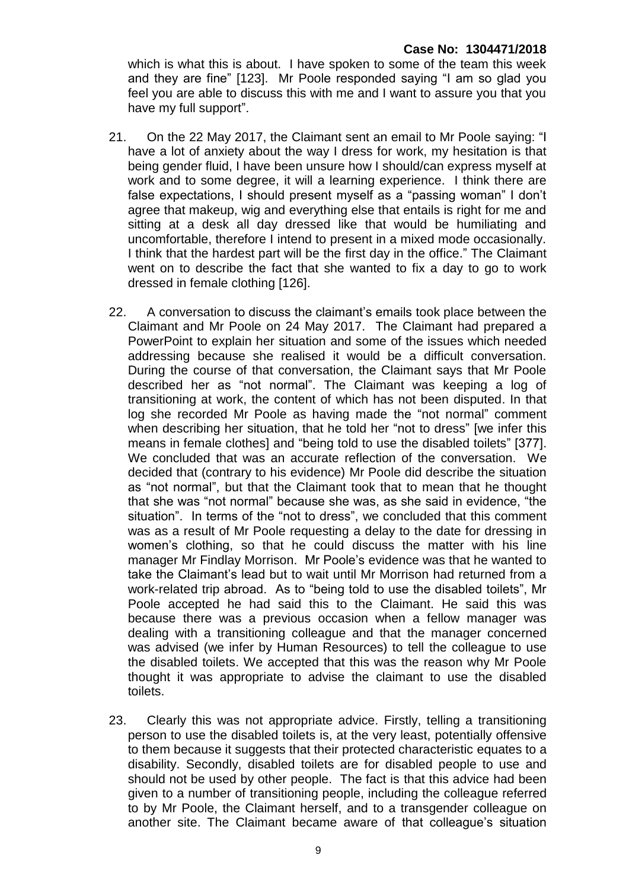which is what this is about. I have spoken to some of the team this week and they are fine" [123]. Mr Poole responded saying "I am so glad you feel you are able to discuss this with me and I want to assure you that you have my full support".

21. On the 22 May 2017, the Claimant sent an email to Mr Poole saying: "I have a lot of anxiety about the way I dress for work, my hesitation is that being gender fluid, I have been unsure how I should/can express myself at work and to some degree, it will a learning experience. I think there are false expectations, I should present myself as a "passing woman" I don't agree that makeup, wig and everything else that entails is right for me and sitting at a desk all day dressed like that would be humiliating and uncomfortable, therefore I intend to present in a mixed mode occasionally. I think that the hardest part will be the first day in the office." The Claimant went on to describe the fact that she wanted to fix a day to go to work dressed in female clothing [126].

22. A conversation to discuss the claimant's emails took place between the Claimant and Mr Poole on 24 May 2017. The Claimant had prepared a PowerPoint to explain her situation and some of the issues which needed addressing because she realised it would be a difficult conversation. During the course of that conversation, the Claimant says that Mr Poole described her as "not normal". The Claimant was keeping a log of transitioning at work, the content of which has not been disputed. In that log she recorded Mr Poole as having made the "not normal" comment when describing her situation, that he told her "not to dress" [we infer this means in female clothes] and "being told to use the disabled toilets" [377]. We concluded that was an accurate reflection of the conversation. We decided that (contrary to his evidence) Mr Poole did describe the situation as "not normal", but that the Claimant took that to mean that he thought that she was "not normal" because she was, as she said in evidence, "the situation". In terms of the "not to dress", we concluded that this comment was as a result of Mr Poole requesting a delay to the date for dressing in women's clothing, so that he could discuss the matter with his line manager Mr Findlay Morrison. Mr Poole's evidence was that he wanted to take the Claimant's lead but to wait until Mr Morrison had returned from a work-related trip abroad. As to "being told to use the disabled toilets", Mr Poole accepted he had said this to the Claimant. He said this was because there was a previous occasion when a fellow manager was dealing with a transitioning colleague and that the manager concerned was advised (we infer by Human Resources) to tell the colleague to use the disabled toilets. We accepted that this was the reason why Mr Poole thought it was appropriate to advise the claimant to use the disabled toilets.

23. Clearly this was not appropriate advice. Firstly, telling a transitioning person to use the disabled toilets is, at the very least, potentially offensive to them because it suggests that their protected characteristic equates to a disability. Secondly, disabled toilets are for disabled people to use and should not be used by other people. The fact is that this advice had been given to a number of transitioning people, including the colleague referred to by Mr Poole, the Claimant herself, and to a transgender colleague on another site. The Claimant became aware of that colleague's situation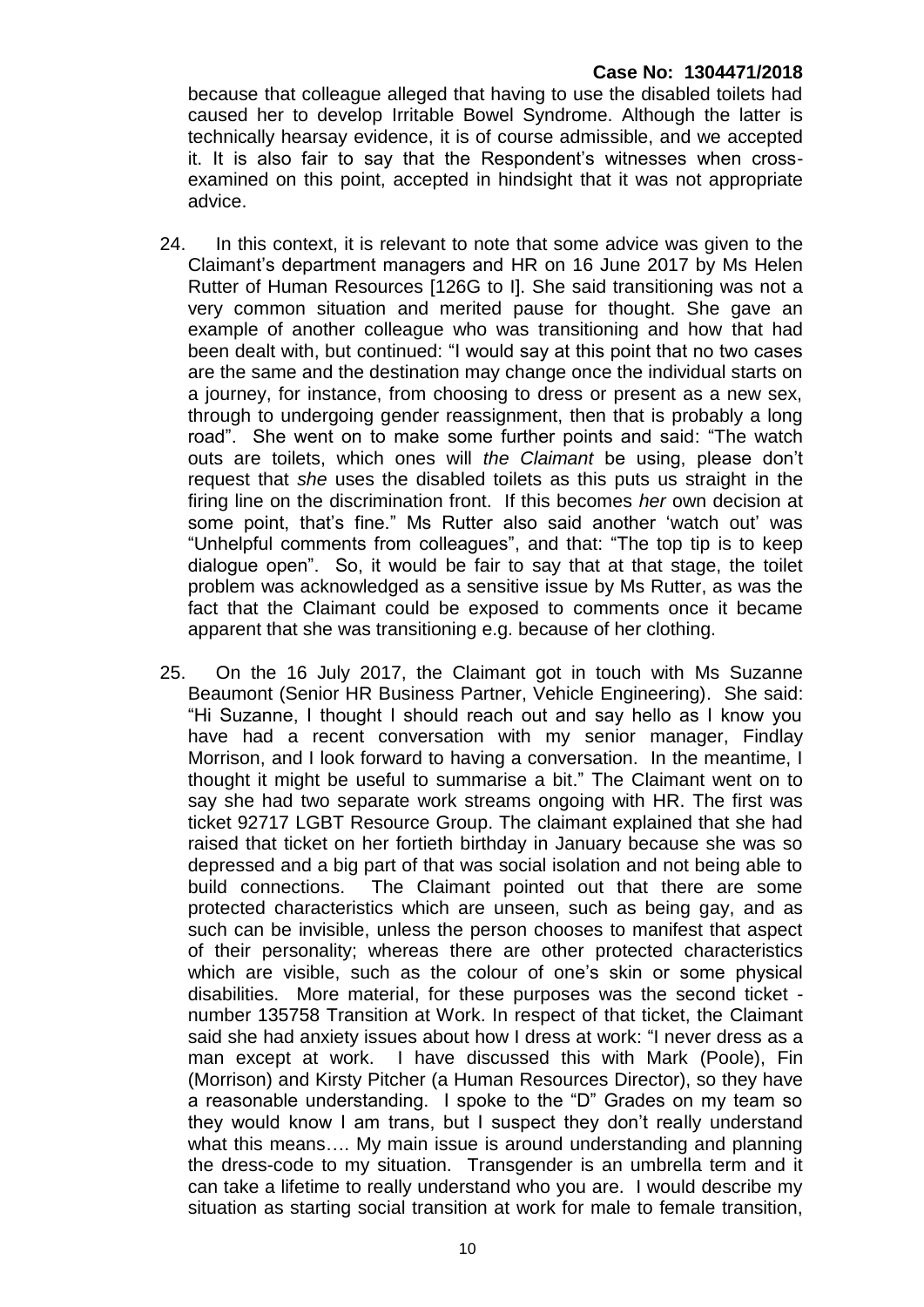because that colleague alleged that having to use the disabled toilets had caused her to develop Irritable Bowel Syndrome. Although the latter is technically hearsay evidence, it is of course admissible, and we accepted it. It is also fair to say that the Respondent's witnesses when cross-examined on this point, accepted in hindsight that it was not appropriate advice.

24. In this context, it is relevant to note that some advice was given to the Claimant's department managers and HR on 16 June 2017 by Ms Helen Rutter of Human Resources [126G to I]. She said transitioning was not a very common situation and merited pause for thought. She gave an example of another colleague who was transitioning and how that had been dealt with, but continued: "I would say at this point that no two cases are the same and the destination may change once the individual starts on a journey, for instance, from choosing to dress or present as a new sex, through to undergoing gender reassignment, then that is probably a long road". She went on to make some further points and said: "The watch outs are toilets, which ones will *the Claimant* be using, please don't request that *she* uses the disabled toilets as this puts us straight in the firing line on the discrimination front. If this becomes *her* own decision at some point, that's fine." Ms Rutter also said another 'watch out' was "Unhelpful comments from colleagues", and that: "The top tip is to keep dialogue open". So, it would be fair to say that at that stage, the toilet problem was acknowledged as a sensitive issue by Ms Rutter, as was the fact that the Claimant could be exposed to comments once it became apparent that she was transitioning e.g. because of her clothing.

25. On the 16 July 2017, the Claimant got in touch with Ms Suzanne Beaumont (Senior HR Business Partner, Vehicle Engineering). She said: "Hi Suzanne, I thought I should reach out and say hello as I know you have had a recent conversation with my senior manager, Findlay Morrison, and I look forward to having a conversation. In the meantime, I thought it might be useful to summarise a bit." The Claimant went on to say she had two separate work streams ongoing with HR. The first was ticket 92717 LGBT Resource Group. The claimant explained that she had raised that ticket on her fortieth birthday in January because she was so depressed and a big part of that was social isolation and not being able to build connections. The Claimant pointed out that there are some protected characteristics which are unseen, such as being gay, and as such can be invisible, unless the person chooses to manifest that aspect of their personality; whereas there are other protected characteristics which are visible, such as the colour of one's skin or some physical disabilities. More material, for these purposes was the second ticket - number 135758 Transition at Work. In respect of that ticket, the Claimant said she had anxiety issues about how I dress at work: "I never dress as a man except at work. I have discussed this with Mark (Poole), Fin (Morrison) and Kirsty Pitcher (a Human Resources Director), so they have a reasonable understanding. I spoke to the "D" Grades on my team so they would know I am trans, but I suspect they don't really understand what this means…. My main issue is around understanding and planning the dress-code to my situation. Transgender is an umbrella term and it can take a lifetime to really understand who you are. I would describe my situation as starting social transition at work for male to female transition,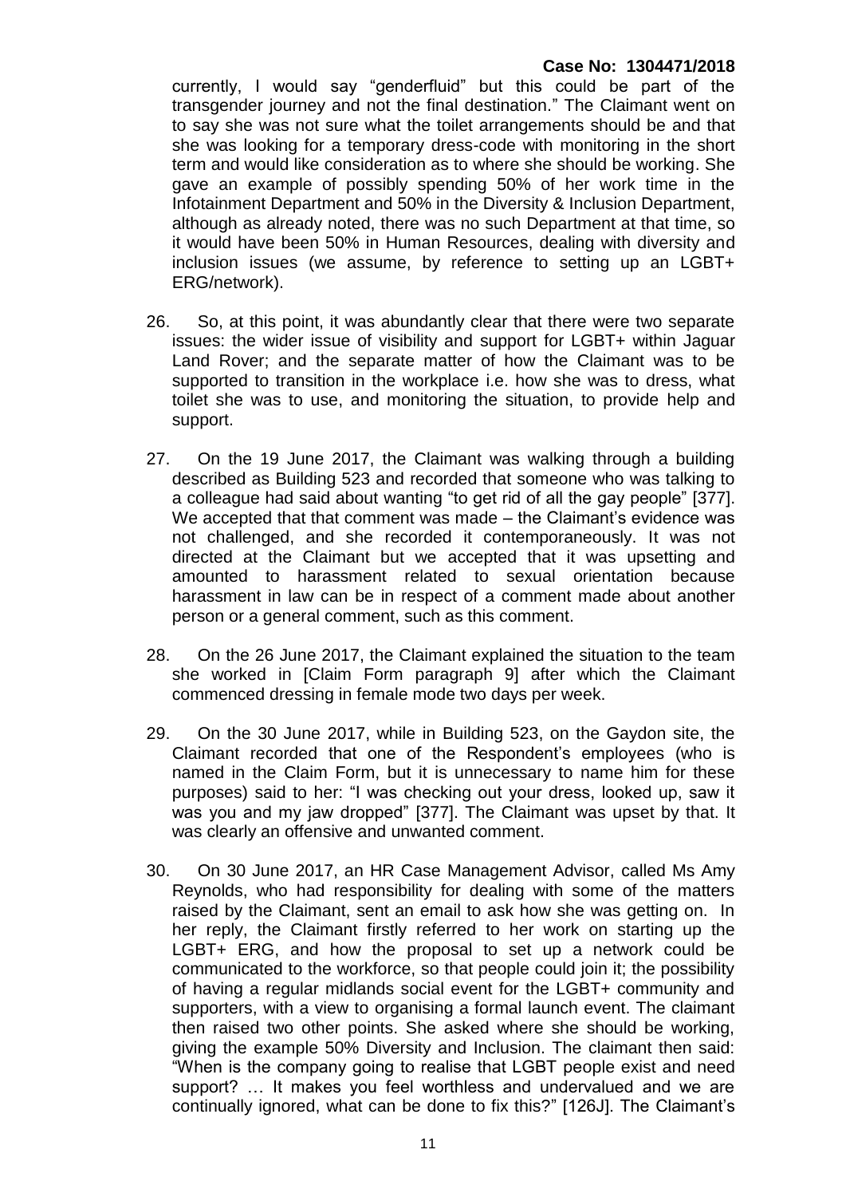currently, I would say "genderfluid" but this could be part of the transgender journey and not the final destination." The Claimant went on to say she was not sure what the toilet arrangements should be and that she was looking for a temporary dress-code with monitoring in the short term and would like consideration as to where she should be working. She gave an example of possibly spending 50% of her work time in the Infotainment Department and 50% in the Diversity & Inclusion Department, although as already noted, there was no such Department at that time, so it would have been 50% in Human Resources, dealing with diversity and inclusion issues (we assume, by reference to setting up an LGBT+ ERG/network).

26. So, at this point, it was abundantly clear that there were two separate issues: the wider issue of visibility and support for LGBT+ within Jaguar Land Rover; and the separate matter of how the Claimant was to be supported to transition in the workplace i.e. how she was to dress, what toilet she was to use, and monitoring the situation, to provide help and support.

27. On the 19 June 2017, the Claimant was walking through a building described as Building 523 and recorded that someone who was talking to a colleague had said about wanting "to get rid of all the gay people" [377]. We accepted that that comment was made – the Claimant's evidence was not challenged, and she recorded it contemporaneously. It was not directed at the Claimant but we accepted that it was upsetting and amounted to harassment related to sexual orientation because harassment in law can be in respect of a comment made about another person or a general comment, such as this comment.

28. On the 26 June 2017, the Claimant explained the situation to the team she worked in [Claim Form paragraph 9] after which the Claimant commenced dressing in female mode two days per week.

29. On the 30 June 2017, while in Building 523, on the Gaydon site, the Claimant recorded that one of the Respondent's employees (who is named in the Claim Form, but it is unnecessary to name him for these purposes) said to her: "I was checking out your dress, looked up, saw it was you and my jaw dropped" [377]. The Claimant was upset by that. It was clearly an offensive and unwanted comment.

30. On 30 June 2017, an HR Case Management Advisor, called Ms Amy Reynolds, who had responsibility for dealing with some of the matters raised by the Claimant, sent an email to ask how she was getting on. In her reply, the Claimant firstly referred to her work on starting up the LGBT+ ERG, and how the proposal to set up a network could be communicated to the workforce, so that people could join it; the possibility of having a regular midlands social event for the LGBT+ community and supporters, with a view to organising a formal launch event. The claimant then raised two other points. She asked where she should be working, giving the example 50% Diversity and Inclusion. The claimant then said: "When is the company going to realise that LGBT people exist and need support? … It makes you feel worthless and undervalued and we are continually ignored, what can be done to fix this?" [126J]. The Claimant's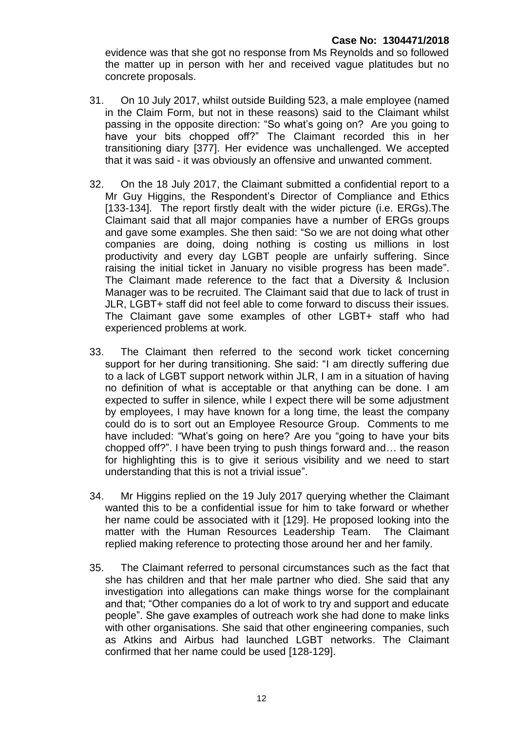evidence was that she got no response from Ms Reynolds and so followed the matter up in person with her and received vague platitudes but no concrete proposals.

31. On 10 July 2017, whilst outside Building 523, a male employee (named in the Claim Form, but not in these reasons) said to the Claimant whilst passing in the opposite direction: "So what's going on? Are you going to have your bits chopped off?" The Claimant recorded this in her transitioning diary [377]. Her evidence was unchallenged. We accepted that it was said - it was obviously an offensive and unwanted comment.

32. On the 18 July 2017, the Claimant submitted a confidential report to a Mr Guy Higgins, the Respondent's Director of Compliance and Ethics [133-134]. The report firstly dealt with the wider picture (i.e. ERGs).The Claimant said that all major companies have a number of ERGs groups and gave some examples. She then said: "So we are not doing what other companies are doing, doing nothing is costing us millions in lost productivity and every day LGBT people are unfairly suffering. Since raising the initial ticket in January no visible progress has been made". The Claimant made reference to the fact that a Diversity & Inclusion Manager was to be recruited. The Claimant said that due to lack of trust in JLR, LGBT+ staff did not feel able to come forward to discuss their issues. The Claimant gave some examples of other LGBT+ staff who had experienced problems at work.

33. The Claimant then referred to the second work ticket concerning support for her during transitioning. She said: "I am directly suffering due to a lack of LGBT support network within JLR, I am in a situation of having no definition of what is acceptable or that anything can be done. I am expected to suffer in silence, while I expect there will be some adjustment by employees, I may have known for a long time, the least the company could do is to sort out an Employee Resource Group. Comments to me have included: "What's going on here? Are you "going to have your bits chopped off?". I have been trying to push things forward and… the reason for highlighting this is to give it serious visibility and we need to start understanding that this is not a trivial issue".

34. Mr Higgins replied on the 19 July 2017 querying whether the Claimant wanted this to be a confidential issue for him to take forward or whether her name could be associated with it [129]. He proposed looking into the matter with the Human Resources Leadership Team. The Claimant replied making reference to protecting those around her and her family.

35. The Claimant referred to personal circumstances such as the fact that she has children and that her male partner who died. She said that any investigation into allegations can make things worse for the complainant and that; "Other companies do a lot of work to try and support and educate people". She gave examples of outreach work she had done to make links with other organisations. She said that other engineering companies, such as Atkins and Airbus had launched LGBT networks. The Claimant confirmed that her name could be used [128-129].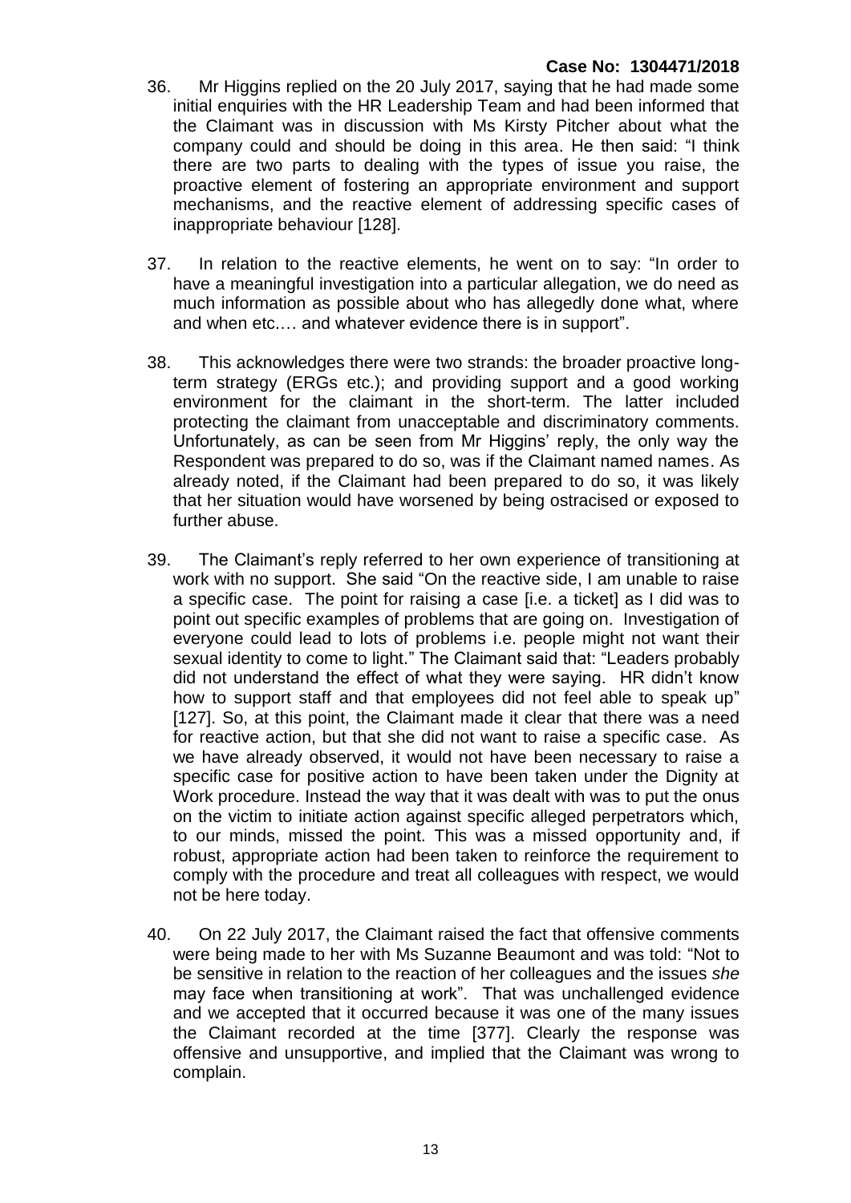36. Mr Higgins replied on the 20 July 2017, saying that he had made some initial enquiries with the HR Leadership Team and had been informed that the Claimant was in discussion with Ms Kirsty Pitcher about what the company could and should be doing in this area. He then said: "I think there are two parts to dealing with the types of issue you raise, the proactive element of fostering an appropriate environment and support mechanisms, and the reactive element of addressing specific cases of inappropriate behaviour [128].

37. In relation to the reactive elements, he went on to say: "In order to have a meaningful investigation into a particular allegation, we do need as much information as possible about who has allegedly done what, where and when etc.… and whatever evidence there is in support".

38. This acknowledges there were two strands: the broader proactive long-term strategy (ERGs etc.); and providing support and a good working environment for the claimant in the short-term. The latter included protecting the claimant from unacceptable and discriminatory comments. Unfortunately, as can be seen from Mr Higgins' reply, the only way the Respondent was prepared to do so, was if the Claimant named names. As already noted, if the Claimant had been prepared to do so, it was likely that her situation would have worsened by being ostracised or exposed to further abuse.

39. The Claimant's reply referred to her own experience of transitioning at work with no support. She said "On the reactive side, I am unable to raise a specific case. The point for raising a case [i.e. a ticket] as I did was to point out specific examples of problems that are going on. Investigation of everyone could lead to lots of problems i.e. people might not want their sexual identity to come to light." The Claimant said that: "Leaders probably did not understand the effect of what they were saying. HR didn't know how to support staff and that employees did not feel able to speak up" [127]. So, at this point, the Claimant made it clear that there was a need for reactive action, but that she did not want to raise a specific case. As we have already observed, it would not have been necessary to raise a specific case for positive action to have been taken under the Dignity at Work procedure. Instead the way that it was dealt with was to put the onus on the victim to initiate action against specific alleged perpetrators which, to our minds, missed the point. This was a missed opportunity and, if robust, appropriate action had been taken to reinforce the requirement to comply with the procedure and treat all colleagues with respect, we would not be here today.

40. On 22 July 2017, the Claimant raised the fact that offensive comments were being made to her with Ms Suzanne Beaumont and was told: "Not to be sensitive in relation to the reaction of her colleagues and the issues *she* may face when transitioning at work". That was unchallenged evidence and we accepted that it occurred because it was one of the many issues the Claimant recorded at the time [377]. Clearly the response was offensive and unsupportive, and implied that the Claimant was wrong to complain.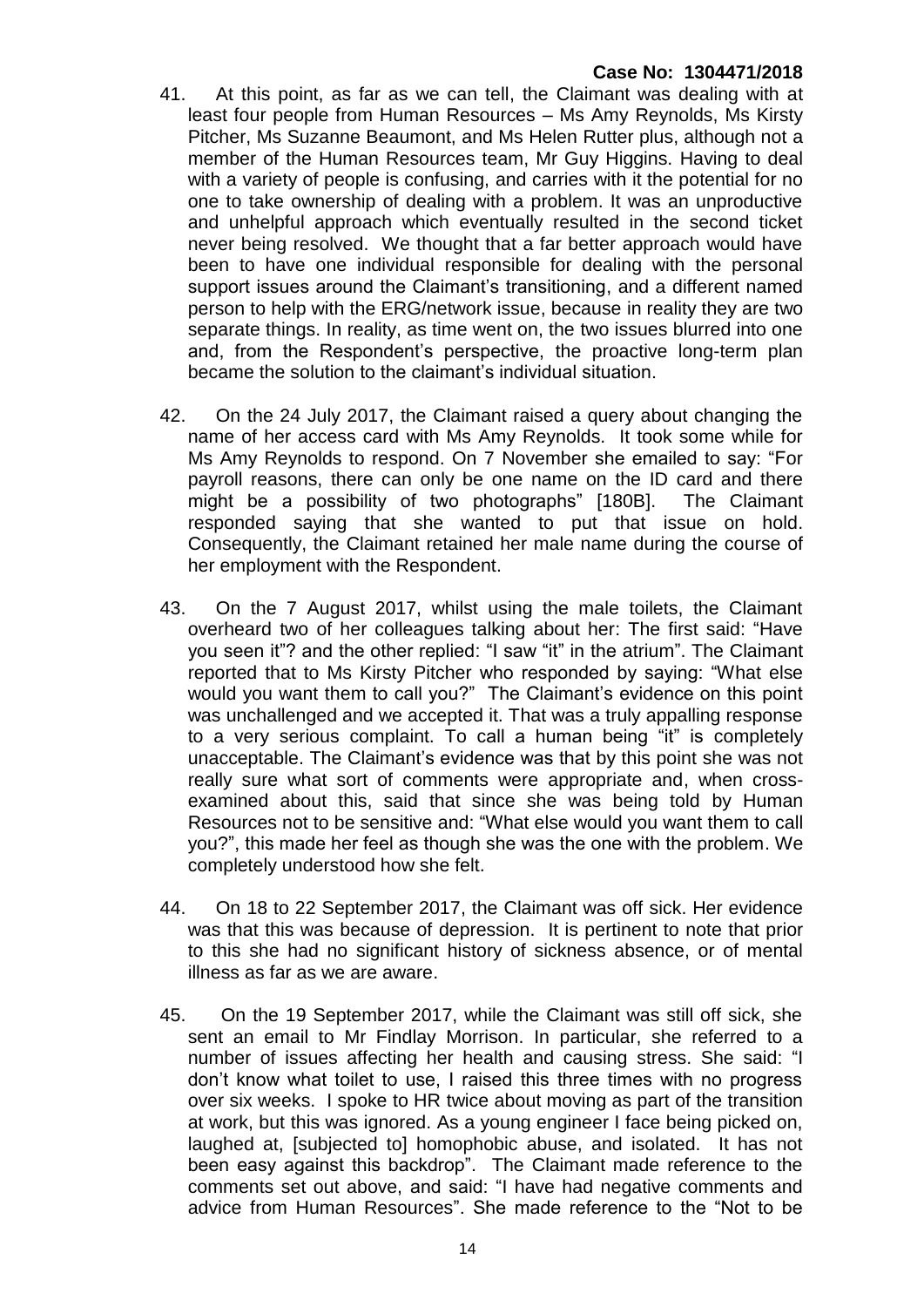41. At this point, as far as we can tell, the Claimant was dealing with at least four people from Human Resources – Ms Amy Reynolds, Ms Kirsty Pitcher, Ms Suzanne Beaumont, and Ms Helen Rutter plus, although not a member of the Human Resources team, Mr Guy Higgins. Having to deal with a variety of people is confusing, and carries with it the potential for no one to take ownership of dealing with a problem. It was an unproductive and unhelpful approach which eventually resulted in the second ticket never being resolved. We thought that a far better approach would have been to have one individual responsible for dealing with the personal support issues around the Claimant's transitioning, and a different named person to help with the ERG/network issue, because in reality they are two separate things. In reality, as time went on, the two issues blurred into one and, from the Respondent's perspective, the proactive long-term plan became the solution to the claimant's individual situation.

42. On the 24 July 2017, the Claimant raised a query about changing the name of her access card with Ms Amy Reynolds. It took some while for Ms Amy Reynolds to respond. On 7 November she emailed to say: "For payroll reasons, there can only be one name on the ID card and there might be a possibility of two photographs" [180B]. The Claimant responded saying that she wanted to put that issue on hold. Consequently, the Claimant retained her male name during the course of her employment with the Respondent.

43. On the 7 August 2017, whilst using the male toilets, the Claimant overheard two of her colleagues talking about her: The first said: "Have you seen it"? and the other replied: "I saw "it" in the atrium". The Claimant reported that to Ms Kirsty Pitcher who responded by saying: "What else would you want them to call you?" The Claimant's evidence on this point was unchallenged and we accepted it. That was a truly appalling response to a very serious complaint. To call a human being "it" is completely unacceptable. The Claimant's evidence was that by this point she was not really sure what sort of comments were appropriate and, when cross-examined about this, said that since she was being told by Human Resources not to be sensitive and: "What else would you want them to call you?", this made her feel as though she was the one with the problem. We completely understood how she felt.

44. On 18 to 22 September 2017, the Claimant was off sick. Her evidence was that this was because of depression. It is pertinent to note that prior to this she had no significant history of sickness absence, or of mental illness as far as we are aware.

45. On the 19 September 2017, while the Claimant was still off sick, she sent an email to Mr Findlay Morrison. In particular, she referred to a number of issues affecting her health and causing stress. She said: "I don't know what toilet to use, I raised this three times with no progress over six weeks. I spoke to HR twice about moving as part of the transition at work, but this was ignored. As a young engineer I face being picked on, laughed at, [subjected to] homophobic abuse, and isolated. It has not been easy against this backdrop". The Claimant made reference to the comments set out above, and said: "I have had negative comments and advice from Human Resources". She made reference to the "Not to be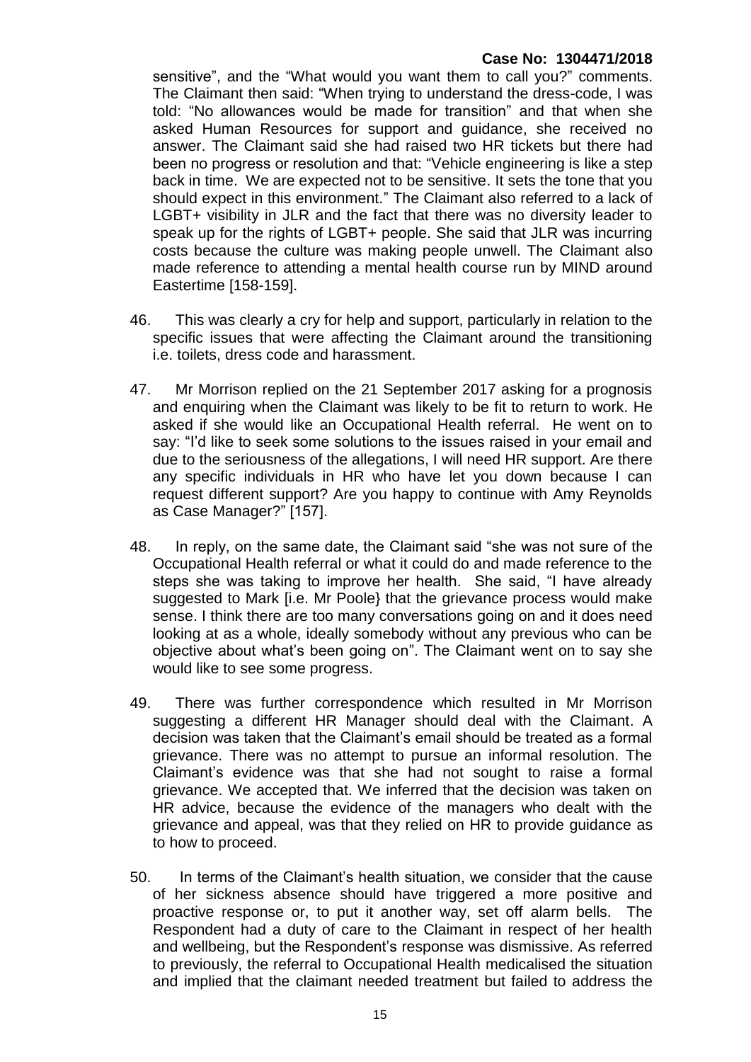sensitive", and the "What would you want them to call you?" comments. The Claimant then said: "When trying to understand the dress-code, I was told: "No allowances would be made for transition" and that when she asked Human Resources for support and guidance, she received no answer. The Claimant said she had raised two HR tickets but there had been no progress or resolution and that: "Vehicle engineering is like a step back in time. We are expected not to be sensitive. It sets the tone that you should expect in this environment." The Claimant also referred to a lack of LGBT+ visibility in JLR and the fact that there was no diversity leader to speak up for the rights of LGBT+ people. She said that JLR was incurring costs because the culture was making people unwell. The Claimant also made reference to attending a mental health course run by MIND around Eastertime [158-159].

46. This was clearly a cry for help and support, particularly in relation to the specific issues that were affecting the Claimant around the transitioning i.e. toilets, dress code and harassment.

47. Mr Morrison replied on the 21 September 2017 asking for a prognosis and enquiring when the Claimant was likely to be fit to return to work. He asked if she would like an Occupational Health referral. He went on to say: "I'd like to seek some solutions to the issues raised in your email and due to the seriousness of the allegations, I will need HR support. Are there any specific individuals in HR who have let you down because I can request different support? Are you happy to continue with Amy Reynolds as Case Manager?" [157].

48. In reply, on the same date, the Claimant said "she was not sure of the Occupational Health referral or what it could do and made reference to the steps she was taking to improve her health. She said, "I have already suggested to Mark [i.e. Mr Poole} that the grievance process would make sense. I think there are too many conversations going on and it does need looking at as a whole, ideally somebody without any previous who can be objective about what's been going on". The Claimant went on to say she would like to see some progress.

49. There was further correspondence which resulted in Mr Morrison suggesting a different HR Manager should deal with the Claimant. A decision was taken that the Claimant's email should be treated as a formal grievance. There was no attempt to pursue an informal resolution. The Claimant's evidence was that she had not sought to raise a formal grievance. We accepted that. We inferred that the decision was taken on HR advice, because the evidence of the managers who dealt with the grievance and appeal, was that they relied on HR to provide guidance as to how to proceed.

50. In terms of the Claimant's health situation, we consider that the cause of her sickness absence should have triggered a more positive and proactive response or, to put it another way, set off alarm bells. The Respondent had a duty of care to the Claimant in respect of her health and wellbeing, but the Respondent's response was dismissive. As referred to previously, the referral to Occupational Health medicalised the situation and implied that the claimant needed treatment but failed to address the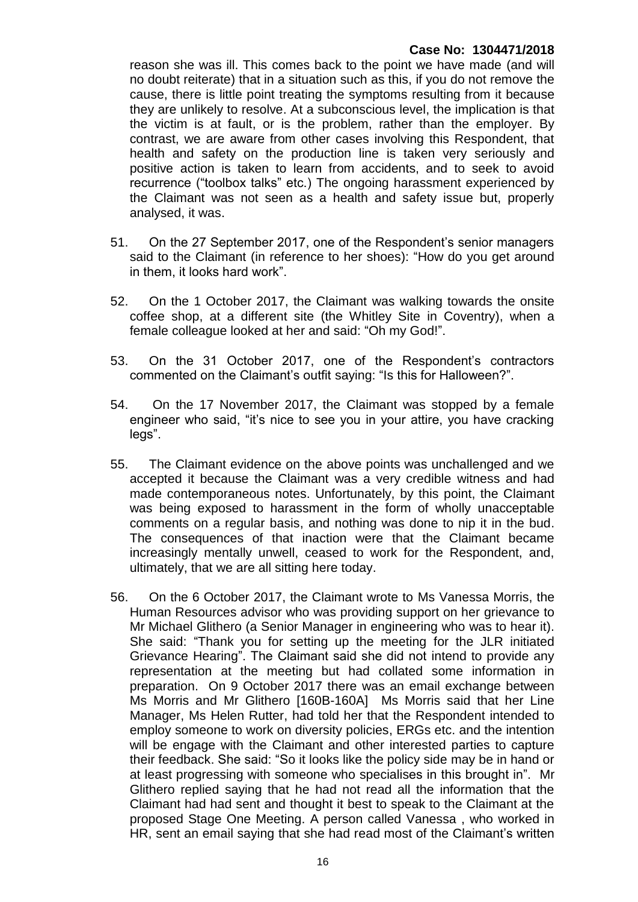reason she was ill. This comes back to the point we have made (and will no doubt reiterate) that in a situation such as this, if you do not remove the cause, there is little point treating the symptoms resulting from it because they are unlikely to resolve. At a subconscious level, the implication is that the victim is at fault, or is the problem, rather than the employer. By contrast, we are aware from other cases involving this Respondent, that health and safety on the production line is taken very seriously and positive action is taken to learn from accidents, and to seek to avoid recurrence ("toolbox talks" etc.) The ongoing harassment experienced by the Claimant was not seen as a health and safety issue but, properly analysed, it was.

51. On the 27 September 2017, one of the Respondent's senior managers said to the Claimant (in reference to her shoes): "How do you get around in them, it looks hard work".

52. On the 1 October 2017, the Claimant was walking towards the onsite coffee shop, at a different site (the Whitley Site in Coventry), when a female colleague looked at her and said: "Oh my God!".

53. On the 31 October 2017, one of the Respondent's contractors commented on the Claimant's outfit saying: "Is this for Halloween?".

54. On the 17 November 2017, the Claimant was stopped by a female engineer who said, "it's nice to see you in your attire, you have cracking legs".

55. The Claimant evidence on the above points was unchallenged and we accepted it because the Claimant was a very credible witness and had made contemporaneous notes. Unfortunately, by this point, the Claimant was being exposed to harassment in the form of wholly unacceptable comments on a regular basis, and nothing was done to nip it in the bud. The consequences of that inaction were that the Claimant became increasingly mentally unwell, ceased to work for the Respondent, and, ultimately, that we are all sitting here today.

56. On the 6 October 2017, the Claimant wrote to Ms Vanessa Morris, the Human Resources advisor who was providing support on her grievance to Mr Michael Glithero (a Senior Manager in engineering who was to hear it). She said: "Thank you for setting up the meeting for the JLR initiated Grievance Hearing". The Claimant said she did not intend to provide any representation at the meeting but had collated some information in preparation. On 9 October 2017 there was an email exchange between Ms Morris and Mr Glithero [160B-160A] Ms Morris said that her Line Manager, Ms Helen Rutter, had told her that the Respondent intended to employ someone to work on diversity policies, ERGs etc. and the intention will be engage with the Claimant and other interested parties to capture their feedback. She said: "So it looks like the policy side may be in hand or at least progressing with someone who specialises in this brought in". Mr Glithero replied saying that he had not read all the information that the Claimant had had sent and thought it best to speak to the Claimant at the proposed Stage One Meeting. A person called Vanessa , who worked in HR, sent an email saying that she had read most of the Claimant's written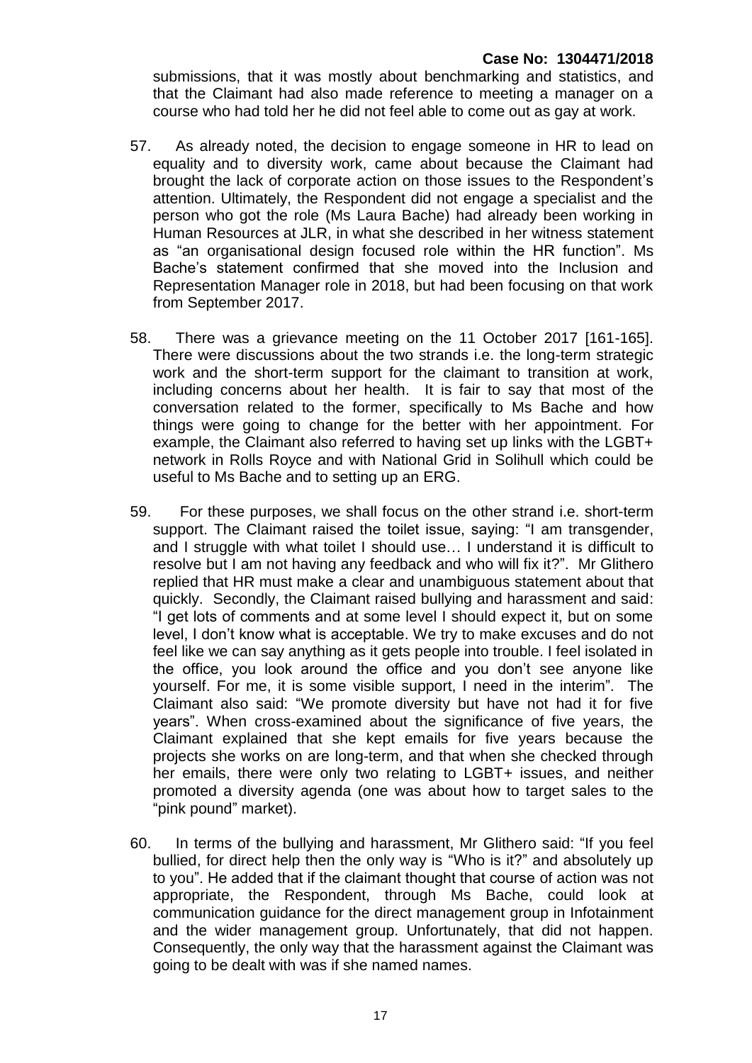submissions, that it was mostly about benchmarking and statistics, and that the Claimant had also made reference to meeting a manager on a course who had told her he did not feel able to come out as gay at work.

57. As already noted, the decision to engage someone in HR to lead on equality and to diversity work, came about because the Claimant had brought the lack of corporate action on those issues to the Respondent's attention. Ultimately, the Respondent did not engage a specialist and the person who got the role (Ms Laura Bache) had already been working in Human Resources at JLR, in what she described in her witness statement as "an organisational design focused role within the HR function". Ms Bache's statement confirmed that she moved into the Inclusion and Representation Manager role in 2018, but had been focusing on that work from September 2017.

58. There was a grievance meeting on the 11 October 2017 [161-165]. There were discussions about the two strands i.e. the long-term strategic work and the short-term support for the claimant to transition at work, including concerns about her health. It is fair to say that most of the conversation related to the former, specifically to Ms Bache and how things were going to change for the better with her appointment. For example, the Claimant also referred to having set up links with the LGBT+ network in Rolls Royce and with National Grid in Solihull which could be useful to Ms Bache and to setting up an ERG.

59. For these purposes, we shall focus on the other strand i.e. short-term support. The Claimant raised the toilet issue, saying: "I am transgender, and I struggle with what toilet I should use… I understand it is difficult to resolve but I am not having any feedback and who will fix it?". Mr Glithero replied that HR must make a clear and unambiguous statement about that quickly. Secondly, the Claimant raised bullying and harassment and said: "I get lots of comments and at some level I should expect it, but on some level, I don't know what is acceptable. We try to make excuses and do not feel like we can say anything as it gets people into trouble. I feel isolated in the office, you look around the office and you don't see anyone like yourself. For me, it is some visible support, I need in the interim". The Claimant also said: "We promote diversity but have not had it for five years". When cross-examined about the significance of five years, the Claimant explained that she kept emails for five years because the projects she works on are long-term, and that when she checked through her emails, there were only two relating to LGBT+ issues, and neither promoted a diversity agenda (one was about how to target sales to the "pink pound" market).

60. In terms of the bullying and harassment, Mr Glithero said: "If you feel bullied, for direct help then the only way is "Who is it?" and absolutely up to you". He added that if the claimant thought that course of action was not appropriate, the Respondent, through Ms Bache, could look at communication guidance for the direct management group in Infotainment and the wider management group. Unfortunately, that did not happen. Consequently, the only way that the harassment against the Claimant was going to be dealt with was if she named names.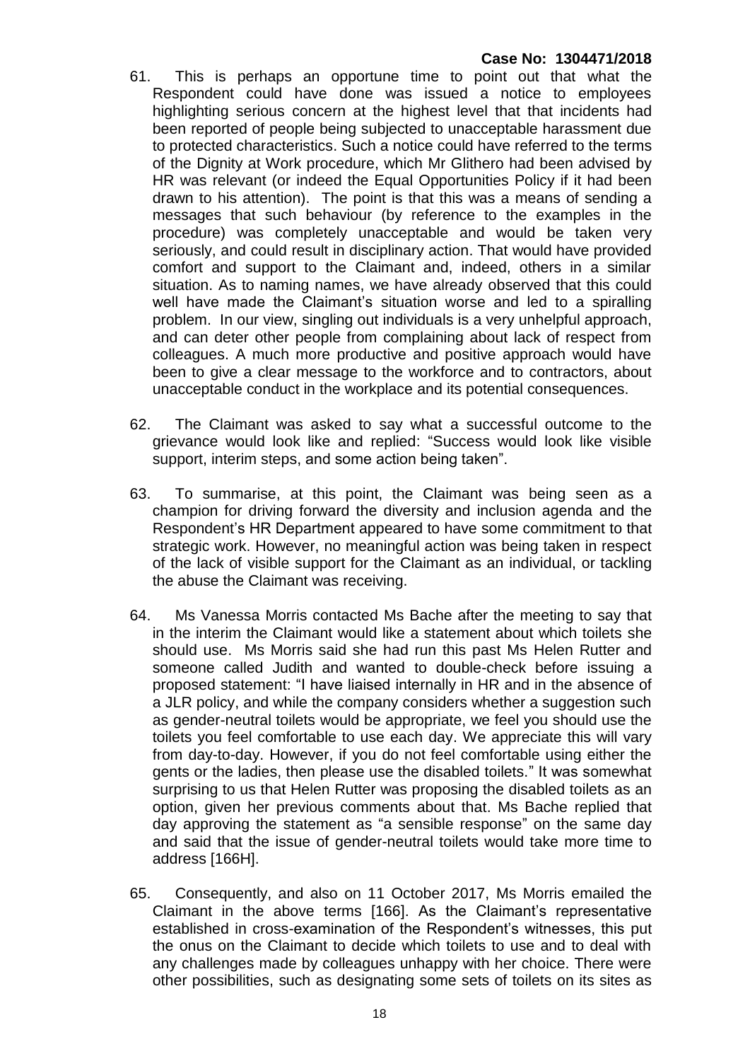61. This is perhaps an opportune time to point out that what the Respondent could have done was issued a notice to employees highlighting serious concern at the highest level that that incidents had been reported of people being subjected to unacceptable harassment due to protected characteristics. Such a notice could have referred to the terms of the Dignity at Work procedure, which Mr Glithero had been advised by HR was relevant (or indeed the Equal Opportunities Policy if it had been drawn to his attention). The point is that this was a means of sending a messages that such behaviour (by reference to the examples in the procedure) was completely unacceptable and would be taken very seriously, and could result in disciplinary action. That would have provided comfort and support to the Claimant and, indeed, others in a similar situation. As to naming names, we have already observed that this could well have made the Claimant's situation worse and led to a spiralling problem. In our view, singling out individuals is a very unhelpful approach, and can deter other people from complaining about lack of respect from colleagues. A much more productive and positive approach would have been to give a clear message to the workforce and to contractors, about unacceptable conduct in the workplace and its potential consequences.

62. The Claimant was asked to say what a successful outcome to the grievance would look like and replied: "Success would look like visible support, interim steps, and some action being taken".

63. To summarise, at this point, the Claimant was being seen as a champion for driving forward the diversity and inclusion agenda and the Respondent's HR Department appeared to have some commitment to that strategic work. However, no meaningful action was being taken in respect of the lack of visible support for the Claimant as an individual, or tackling the abuse the Claimant was receiving.

64. Ms Vanessa Morris contacted Ms Bache after the meeting to say that in the interim the Claimant would like a statement about which toilets she should use. Ms Morris said she had run this past Ms Helen Rutter and someone called Judith and wanted to double-check before issuing a proposed statement: "I have liaised internally in HR and in the absence of a JLR policy, and while the company considers whether a suggestion such as gender-neutral toilets would be appropriate, we feel you should use the toilets you feel comfortable to use each day. We appreciate this will vary from day-to-day. However, if you do not feel comfortable using either the gents or the ladies, then please use the disabled toilets." It was somewhat surprising to us that Helen Rutter was proposing the disabled toilets as an option, given her previous comments about that. Ms Bache replied that day approving the statement as "a sensible response" on the same day and said that the issue of gender-neutral toilets would take more time to address [166H].

65. Consequently, and also on 11 October 2017, Ms Morris emailed the Claimant in the above terms [166]. As the Claimant's representative established in cross-examination of the Respondent's witnesses, this put the onus on the Claimant to decide which toilets to use and to deal with any challenges made by colleagues unhappy with her choice. There were other possibilities, such as designating some sets of toilets on its sites as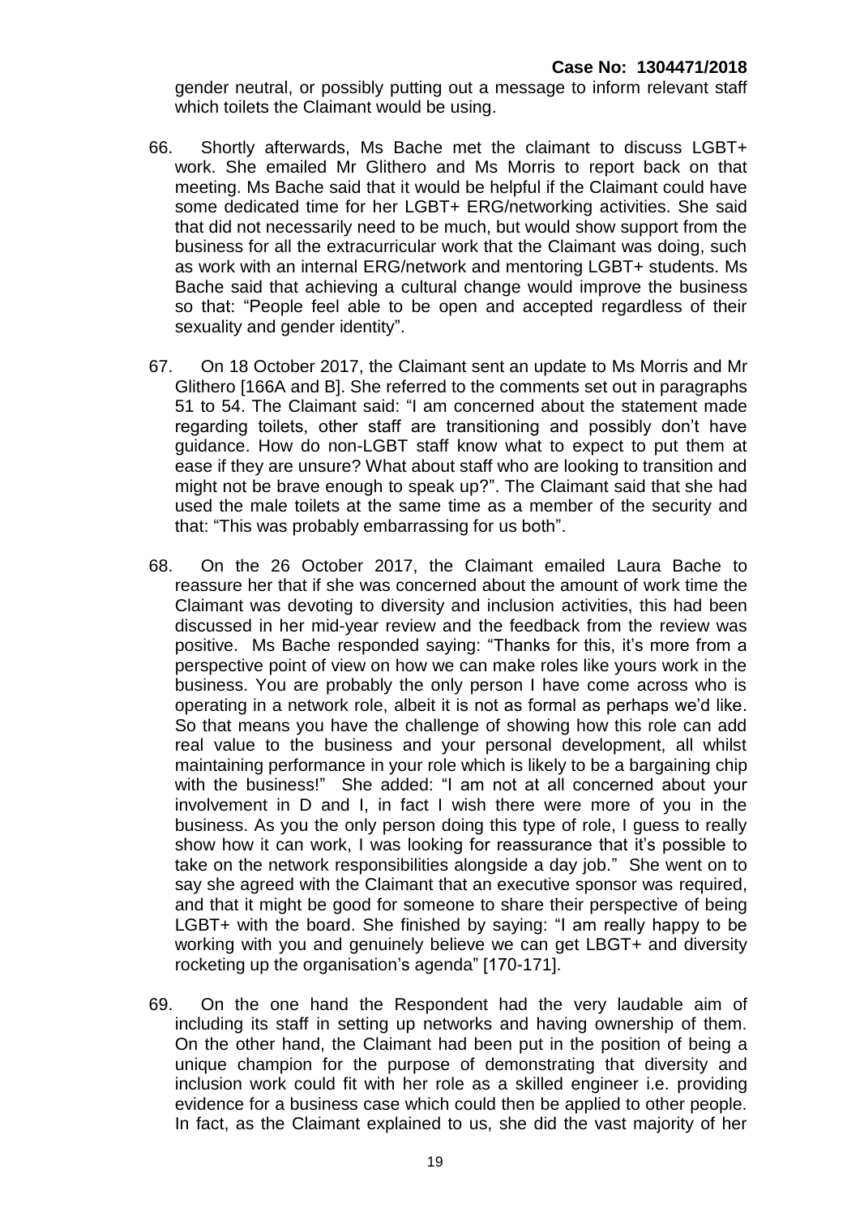gender neutral, or possibly putting out a message to inform relevant staff which toilets the Claimant would be using.

66. Shortly afterwards, Ms Bache met the claimant to discuss LGBT+ work. She emailed Mr Glithero and Ms Morris to report back on that meeting. Ms Bache said that it would be helpful if the Claimant could have some dedicated time for her LGBT+ ERG/networking activities. She said that did not necessarily need to be much, but would show support from the business for all the extracurricular work that the Claimant was doing, such as work with an internal ERG/network and mentoring LGBT+ students. Ms Bache said that achieving a cultural change would improve the business so that: "People feel able to be open and accepted regardless of their sexuality and gender identity".

67. On 18 October 2017, the Claimant sent an update to Ms Morris and Mr Glithero [166A and B]. She referred to the comments set out in paragraphs 51 to 54. The Claimant said: "I am concerned about the statement made regarding toilets, other staff are transitioning and possibly don't have guidance. How do non-LGBT staff know what to expect to put them at ease if they are unsure? What about staff who are looking to transition and might not be brave enough to speak up?". The Claimant said that she had used the male toilets at the same time as a member of the security and that: "This was probably embarrassing for us both".

68. On the 26 October 2017, the Claimant emailed Laura Bache to reassure her that if she was concerned about the amount of work time the Claimant was devoting to diversity and inclusion activities, this had been discussed in her mid-year review and the feedback from the review was positive. Ms Bache responded saying: "Thanks for this, it's more from a perspective point of view on how we can make roles like yours work in the business. You are probably the only person I have come across who is operating in a network role, albeit it is not as formal as perhaps we'd like. So that means you have the challenge of showing how this role can add real value to the business and your personal development, all whilst maintaining performance in your role which is likely to be a bargaining chip with the business!" She added: "I am not at all concerned about your involvement in D and I, in fact I wish there were more of you in the business. As you the only person doing this type of role, I guess to really show how it can work, I was looking for reassurance that it's possible to take on the network responsibilities alongside a day job." She went on to say she agreed with the Claimant that an executive sponsor was required, and that it might be good for someone to share their perspective of being LGBT+ with the board. She finished by saying: "I am really happy to be working with you and genuinely believe we can get LBGT+ and diversity rocketing up the organisation's agenda" [170-171].

69. On the one hand the Respondent had the very laudable aim of including its staff in setting up networks and having ownership of them. On the other hand, the Claimant had been put in the position of being a unique champion for the purpose of demonstrating that diversity and inclusion work could fit with her role as a skilled engineer i.e. providing evidence for a business case which could then be applied to other people. In fact, as the Claimant explained to us, she did the vast majority of her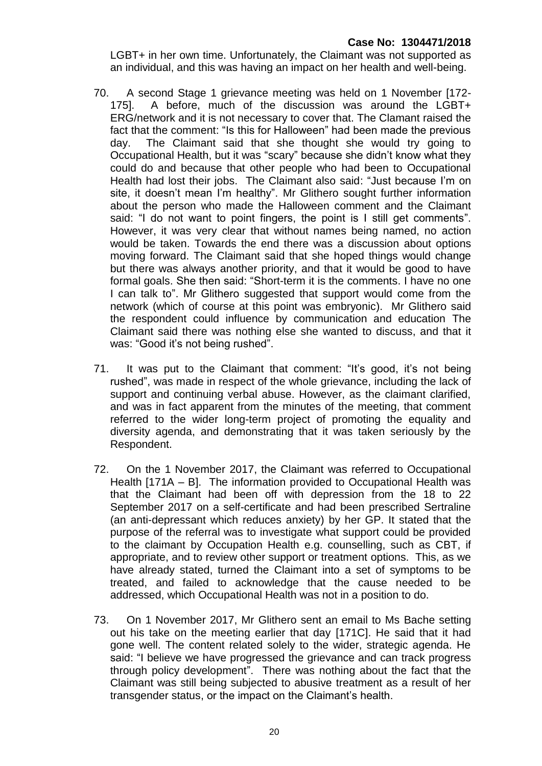LGBT+ in her own time. Unfortunately, the Claimant was not supported as an individual, and this was having an impact on her health and well-being.

70. A second Stage 1 grievance meeting was held on 1 November [172-175]. A before, much of the discussion was around the LGBT+ ERG/network and it is not necessary to cover that. The Clamant raised the fact that the comment: "Is this for Halloween" had been made the previous day. The Claimant said that she thought she would try going to Occupational Health, but it was "scary" because she didn't know what they could do and because that other people who had been to Occupational Health had lost their jobs. The Claimant also said: "Just because I'm on site, it doesn't mean I'm healthy". Mr Glithero sought further information about the person who made the Halloween comment and the Claimant said: "I do not want to point fingers, the point is I still get comments". However, it was very clear that without names being named, no action would be taken. Towards the end there was a discussion about options moving forward. The Claimant said that she hoped things would change but there was always another priority, and that it would be good to have formal goals. She then said: "Short-term it is the comments. I have no one I can talk to". Mr Glithero suggested that support would come from the network (which of course at this point was embryonic). Mr Glithero said the respondent could influence by communication and education The Claimant said there was nothing else she wanted to discuss, and that it was: "Good it's not being rushed".

71. It was put to the Claimant that comment: "It's good, it's not being rushed", was made in respect of the whole grievance, including the lack of support and continuing verbal abuse. However, as the claimant clarified, and was in fact apparent from the minutes of the meeting, that comment referred to the wider long-term project of promoting the equality and diversity agenda, and demonstrating that it was taken seriously by the Respondent.

72. On the 1 November 2017, the Claimant was referred to Occupational Health [171A – B]. The information provided to Occupational Health was that the Claimant had been off with depression from the 18 to 22 September 2017 on a self-certificate and had been prescribed Sertraline (an anti-depressant which reduces anxiety) by her GP. It stated that the purpose of the referral was to investigate what support could be provided to the claimant by Occupation Health e.g. counselling, such as CBT, if appropriate, and to review other support or treatment options. This, as we have already stated, turned the Claimant into a set of symptoms to be treated, and failed to acknowledge that the cause needed to be addressed, which Occupational Health was not in a position to do.

73. On 1 November 2017, Mr Glithero sent an email to Ms Bache setting out his take on the meeting earlier that day [171C]. He said that it had gone well. The content related solely to the wider, strategic agenda. He said: "I believe we have progressed the grievance and can track progress through policy development". There was nothing about the fact that the Claimant was still being subjected to abusive treatment as a result of her transgender status, or the impact on the Claimant's health.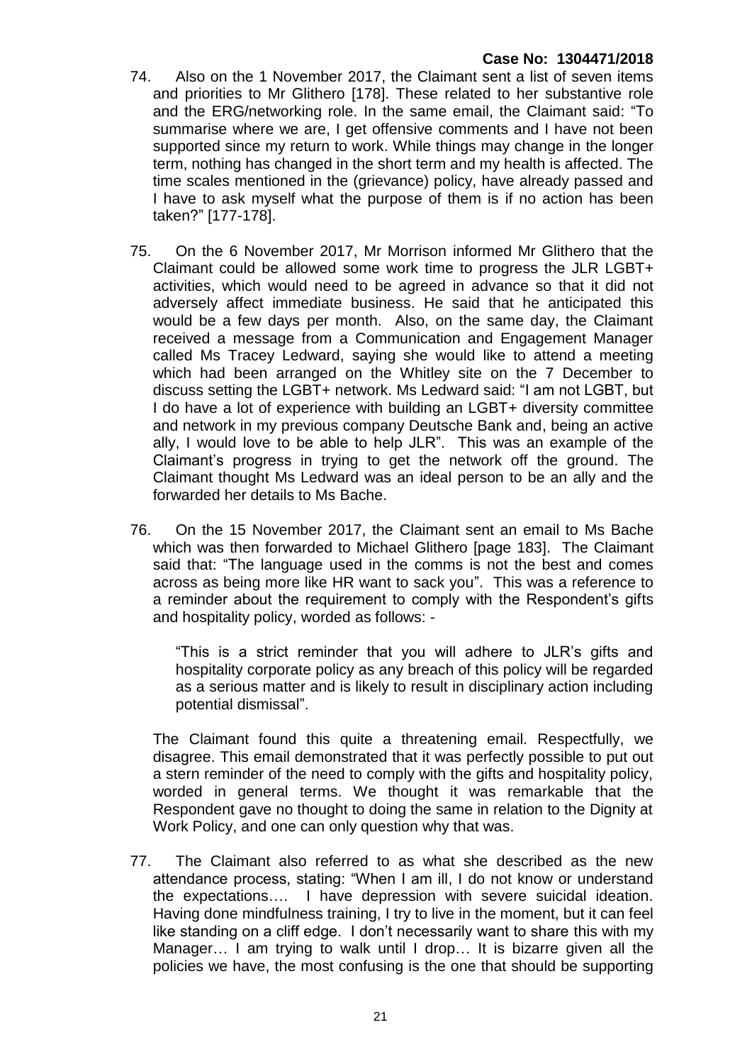74. Also on the 1 November 2017, the Claimant sent a list of seven items and priorities to Mr Glithero [178]. These related to her substantive role and the ERG/networking role. In the same email, the Claimant said: "To summarise where we are, I get offensive comments and I have not been supported since my return to work. While things may change in the longer term, nothing has changed in the short term and my health is affected. The time scales mentioned in the (grievance) policy, have already passed and I have to ask myself what the purpose of them is if no action has been taken?" [177-178].

75. On the 6 November 2017, Mr Morrison informed Mr Glithero that the Claimant could be allowed some work time to progress the JLR LGBT+ activities, which would need to be agreed in advance so that it did not adversely affect immediate business. He said that he anticipated this would be a few days per month. Also, on the same day, the Claimant received a message from a Communication and Engagement Manager called Ms Tracey Ledward, saying she would like to attend a meeting which had been arranged on the Whitley site on the 7 December to discuss setting the LGBT+ network. Ms Ledward said: "I am not LGBT, but I do have a lot of experience with building an LGBT+ diversity committee and network in my previous company Deutsche Bank and, being an active ally, I would love to be able to help JLR". This was an example of the Claimant's progress in trying to get the network off the ground. The Claimant thought Ms Ledward was an ideal person to be an ally and the forwarded her details to Ms Bache.

76. On the 15 November 2017, the Claimant sent an email to Ms Bache which was then forwarded to Michael Glithero [page 183]. The Claimant said that: "The language used in the comms is not the best and comes across as being more like HR want to sack you". This was a reference to a reminder about the requirement to comply with the Respondent's gifts and hospitality policy, worded as follows: -

> "This is a strict reminder that you will adhere to JLR's gifts and hospitality corporate policy as any breach of this policy will be regarded as a serious matter and is likely to result in disciplinary action including potential dismissal".

The Claimant found this quite a threatening email. Respectfully, we disagree. This email demonstrated that it was perfectly possible to put out a stern reminder of the need to comply with the gifts and hospitality policy, worded in general terms. We thought it was remarkable that the Respondent gave no thought to doing the same in relation to the Dignity at Work Policy, and one can only question why that was.

77. The Claimant also referred to as what she described as the new attendance process, stating: "When I am ill, I do not know or understand the expectations…. I have depression with severe suicidal ideation. Having done mindfulness training, I try to live in the moment, but it can feel like standing on a cliff edge. I don't necessarily want to share this with my Manager… I am trying to walk until I drop… It is bizarre given all the policies we have, the most confusing is the one that should be supporting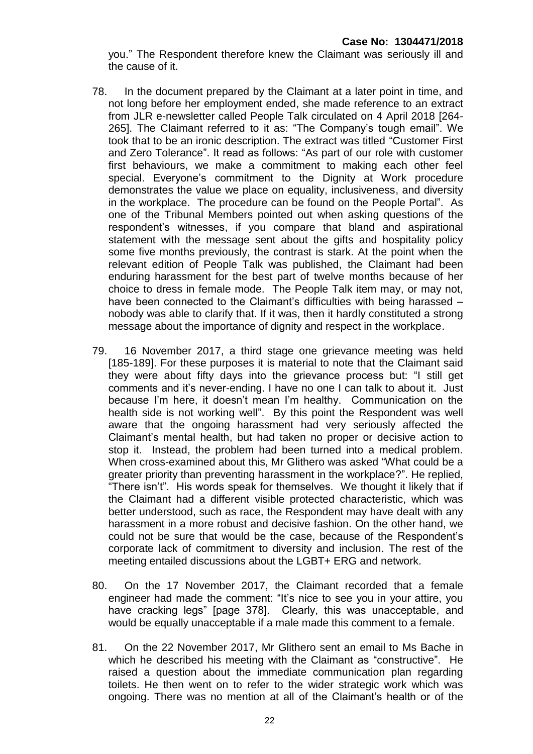you." The Respondent therefore knew the Claimant was seriously ill and the cause of it.

78. In the document prepared by the Claimant at a later point in time, and not long before her employment ended, she made reference to an extract from JLR e-newsletter called People Talk circulated on 4 April 2018 [264-265]. The Claimant referred to it as: "The Company's tough email". We took that to be an ironic description. The extract was titled "Customer First and Zero Tolerance". It read as follows: "As part of our role with customer first behaviours, we make a commitment to making each other feel special. Everyone's commitment to the Dignity at Work procedure demonstrates the value we place on equality, inclusiveness, and diversity in the workplace. The procedure can be found on the People Portal". As one of the Tribunal Members pointed out when asking questions of the respondent's witnesses, if you compare that bland and aspirational statement with the message sent about the gifts and hospitality policy some five months previously, the contrast is stark. At the point when the relevant edition of People Talk was published, the Claimant had been enduring harassment for the best part of twelve months because of her choice to dress in female mode. The People Talk item may, or may not, have been connected to the Claimant's difficulties with being harassed – nobody was able to clarify that. If it was, then it hardly constituted a strong message about the importance of dignity and respect in the workplace.

79. 16 November 2017, a third stage one grievance meeting was held [185-189]. For these purposes it is material to note that the Claimant said they were about fifty days into the grievance process but: "I still get comments and it's never-ending. I have no one I can talk to about it. Just because I'm here, it doesn't mean I'm healthy. Communication on the health side is not working well". By this point the Respondent was well aware that the ongoing harassment had very seriously affected the Claimant's mental health, but had taken no proper or decisive action to stop it. Instead, the problem had been turned into a medical problem. When cross-examined about this, Mr Glithero was asked "What could be a greater priority than preventing harassment in the workplace?". He replied, "There isn't". His words speak for themselves. We thought it likely that if the Claimant had a different visible protected characteristic, which was better understood, such as race, the Respondent may have dealt with any harassment in a more robust and decisive fashion. On the other hand, we could not be sure that would be the case, because of the Respondent's corporate lack of commitment to diversity and inclusion. The rest of the meeting entailed discussions about the LGBT+ ERG and network.

80. On the 17 November 2017, the Claimant recorded that a female engineer had made the comment: "It's nice to see you in your attire, you have cracking legs" [page 378]. Clearly, this was unacceptable, and would be equally unacceptable if a male made this comment to a female.

81. On the 22 November 2017, Mr Glithero sent an email to Ms Bache in which he described his meeting with the Claimant as "constructive". He raised a question about the immediate communication plan regarding toilets. He then went on to refer to the wider strategic work which was ongoing. There was no mention at all of the Claimant's health or of the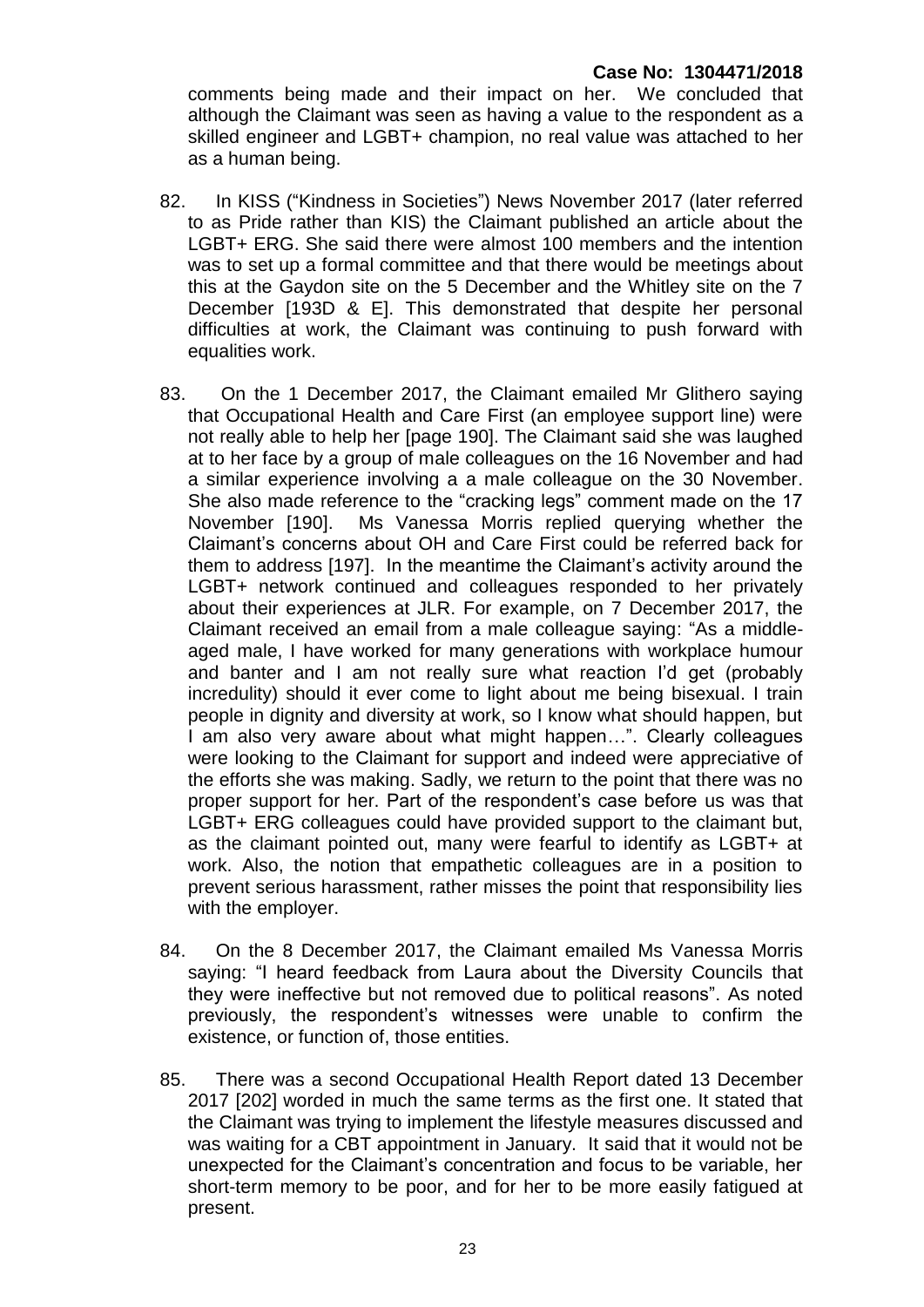comments being made and their impact on her. We concluded that although the Claimant was seen as having a value to the respondent as a skilled engineer and LGBT+ champion, no real value was attached to her as a human being.

82. In KISS ("Kindness in Societies") News November 2017 (later referred to as Pride rather than KIS) the Claimant published an article about the LGBT+ ERG. She said there were almost 100 members and the intention was to set up a formal committee and that there would be meetings about this at the Gaydon site on the 5 December and the Whitley site on the 7 December [193D & E]. This demonstrated that despite her personal difficulties at work, the Claimant was continuing to push forward with equalities work.

83. On the 1 December 2017, the Claimant emailed Mr Glithero saying that Occupational Health and Care First (an employee support line) were not really able to help her [page 190]. The Claimant said she was laughed at to her face by a group of male colleagues on the 16 November and had a similar experience involving a a male colleague on the 30 November. She also made reference to the "cracking legs" comment made on the 17 November [190]. Ms Vanessa Morris replied querying whether the Claimant's concerns about OH and Care First could be referred back for them to address [197]. In the meantime the Claimant's activity around the LGBT+ network continued and colleagues responded to her privately about their experiences at JLR. For example, on 7 December 2017, the Claimant received an email from a male colleague saying: "As a middle-aged male, I have worked for many generations with workplace humour and banter and I am not really sure what reaction I'd get (probably incredulity) should it ever come to light about me being bisexual. I train people in dignity and diversity at work, so I know what should happen, but I am also very aware about what might happen…". Clearly colleagues were looking to the Claimant for support and indeed were appreciative of the efforts she was making. Sadly, we return to the point that there was no proper support for her. Part of the respondent's case before us was that LGBT+ ERG colleagues could have provided support to the claimant but, as the claimant pointed out, many were fearful to identify as LGBT+ at work. Also, the notion that empathetic colleagues are in a position to prevent serious harassment, rather misses the point that responsibility lies with the employer.

84. On the 8 December 2017, the Claimant emailed Ms Vanessa Morris saying: "I heard feedback from Laura about the Diversity Councils that they were ineffective but not removed due to political reasons". As noted previously, the respondent's witnesses were unable to confirm the existence, or function of, those entities.

85. There was a second Occupational Health Report dated 13 December 2017 [202] worded in much the same terms as the first one. It stated that the Claimant was trying to implement the lifestyle measures discussed and was waiting for a CBT appointment in January. It said that it would not be unexpected for the Claimant's concentration and focus to be variable, her short-term memory to be poor, and for her to be more easily fatigued at present.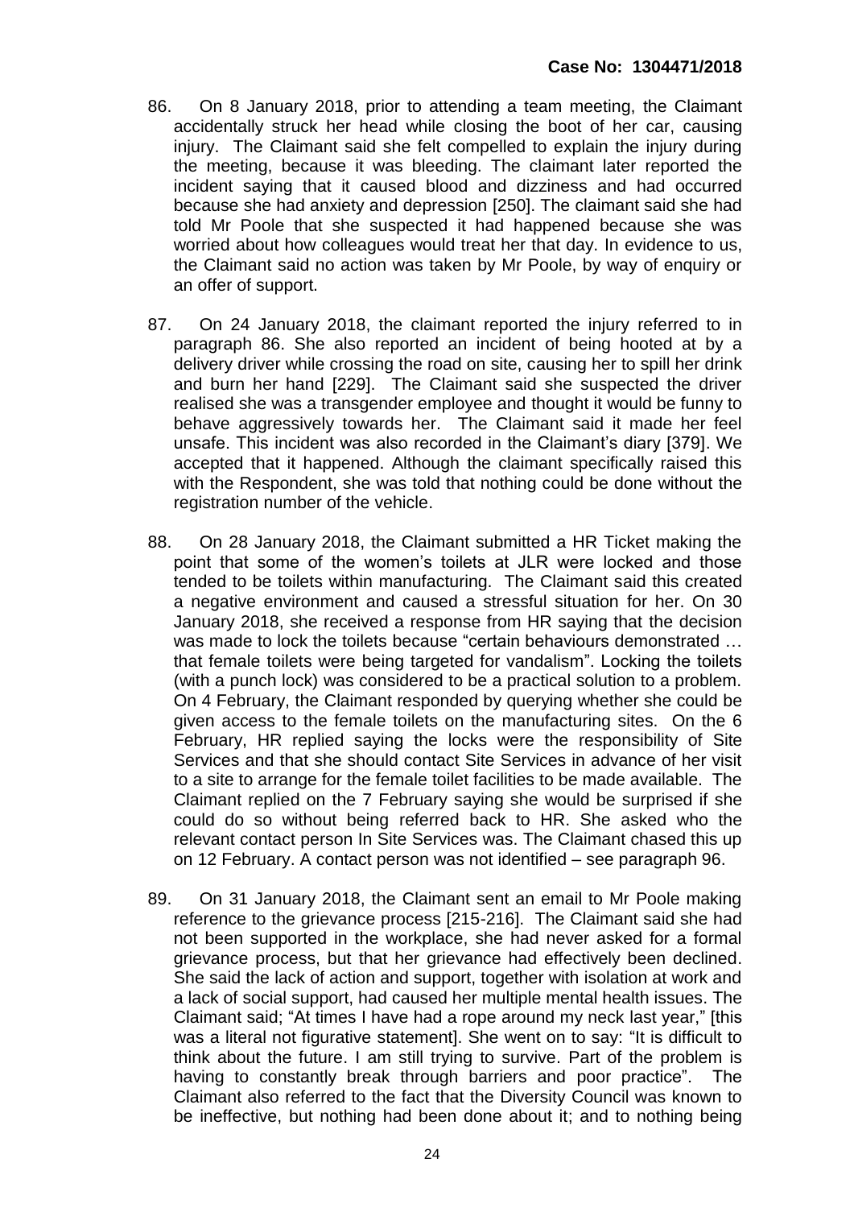86. On 8 January 2018, prior to attending a team meeting, the Claimant accidentally struck her head while closing the boot of her car, causing injury. The Claimant said she felt compelled to explain the injury during the meeting, because it was bleeding. The claimant later reported the incident saying that it caused blood and dizziness and had occurred because she had anxiety and depression [250]. The claimant said she had told Mr Poole that she suspected it had happened because she was worried about how colleagues would treat her that day. In evidence to us, the Claimant said no action was taken by Mr Poole, by way of enquiry or an offer of support.

87. On 24 January 2018, the claimant reported the injury referred to in paragraph 86. She also reported an incident of being hooted at by a delivery driver while crossing the road on site, causing her to spill her drink and burn her hand [229]. The Claimant said she suspected the driver realised she was a transgender employee and thought it would be funny to behave aggressively towards her. The Claimant said it made her feel unsafe. This incident was also recorded in the Claimant's diary [379]. We accepted that it happened. Although the claimant specifically raised this with the Respondent, she was told that nothing could be done without the registration number of the vehicle.

88. On 28 January 2018, the Claimant submitted a HR Ticket making the point that some of the women's toilets at JLR were locked and those tended to be toilets within manufacturing. The Claimant said this created a negative environment and caused a stressful situation for her. On 30 January 2018, she received a response from HR saying that the decision was made to lock the toilets because "certain behaviours demonstrated … that female toilets were being targeted for vandalism". Locking the toilets (with a punch lock) was considered to be a practical solution to a problem. On 4 February, the Claimant responded by querying whether she could be given access to the female toilets on the manufacturing sites. On the 6 February, HR replied saying the locks were the responsibility of Site Services and that she should contact Site Services in advance of her visit to a site to arrange for the female toilet facilities to be made available. The Claimant replied on the 7 February saying she would be surprised if she could do so without being referred back to HR. She asked who the relevant contact person In Site Services was. The Claimant chased this up on 12 February. A contact person was not identified – see paragraph 96.

89. On 31 January 2018, the Claimant sent an email to Mr Poole making reference to the grievance process [215-216]. The Claimant said she had not been supported in the workplace, she had never asked for a formal grievance process, but that her grievance had effectively been declined. She said the lack of action and support, together with isolation at work and a lack of social support, had caused her multiple mental health issues. The Claimant said; "At times I have had a rope around my neck last year," [this was a literal not figurative statement]. She went on to say: "It is difficult to think about the future. I am still trying to survive. Part of the problem is having to constantly break through barriers and poor practice". The Claimant also referred to the fact that the Diversity Council was known to be ineffective, but nothing had been done about it; and to nothing being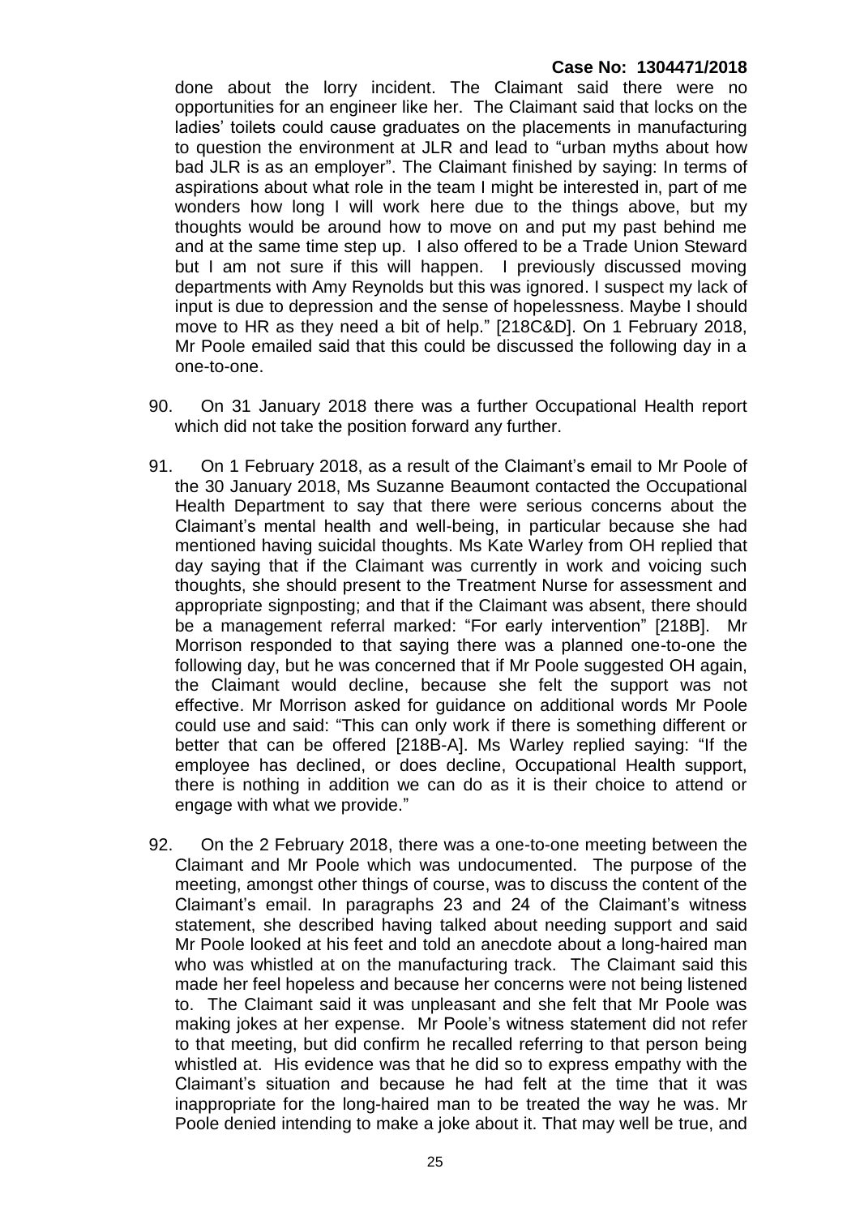done about the lorry incident. The Claimant said there were no opportunities for an engineer like her. The Claimant said that locks on the ladies' toilets could cause graduates on the placements in manufacturing to question the environment at JLR and lead to "urban myths about how bad JLR is as an employer". The Claimant finished by saying: In terms of aspirations about what role in the team I might be interested in, part of me wonders how long I will work here due to the things above, but my thoughts would be around how to move on and put my past behind me and at the same time step up. I also offered to be a Trade Union Steward but I am not sure if this will happen. I previously discussed moving departments with Amy Reynolds but this was ignored. I suspect my lack of input is due to depression and the sense of hopelessness. Maybe I should move to HR as they need a bit of help." [218C&D]. On 1 February 2018, Mr Poole emailed said that this could be discussed the following day in a one-to-one.

90. On 31 January 2018 there was a further Occupational Health report which did not take the position forward any further.

91. On 1 February 2018, as a result of the Claimant's email to Mr Poole of the 30 January 2018, Ms Suzanne Beaumont contacted the Occupational Health Department to say that there were serious concerns about the Claimant's mental health and well-being, in particular because she had mentioned having suicidal thoughts. Ms Kate Warley from OH replied that day saying that if the Claimant was currently in work and voicing such thoughts, she should present to the Treatment Nurse for assessment and appropriate signposting; and that if the Claimant was absent, there should be a management referral marked: "For early intervention" [218B]. Mr Morrison responded to that saying there was a planned one-to-one the following day, but he was concerned that if Mr Poole suggested OH again, the Claimant would decline, because she felt the support was not effective. Mr Morrison asked for guidance on additional words Mr Poole could use and said: "This can only work if there is something different or better that can be offered [218B-A]. Ms Warley replied saying: "If the employee has declined, or does decline, Occupational Health support, there is nothing in addition we can do as it is their choice to attend or engage with what we provide."

92. On the 2 February 2018, there was a one-to-one meeting between the Claimant and Mr Poole which was undocumented. The purpose of the meeting, amongst other things of course, was to discuss the content of the Claimant's email. In paragraphs 23 and 24 of the Claimant's witness statement, she described having talked about needing support and said Mr Poole looked at his feet and told an anecdote about a long-haired man who was whistled at on the manufacturing track. The Claimant said this made her feel hopeless and because her concerns were not being listened to. The Claimant said it was unpleasant and she felt that Mr Poole was making jokes at her expense. Mr Poole's witness statement did not refer to that meeting, but did confirm he recalled referring to that person being whistled at. His evidence was that he did so to express empathy with the Claimant's situation and because he had felt at the time that it was inappropriate for the long-haired man to be treated the way he was. Mr Poole denied intending to make a joke about it. That may well be true, and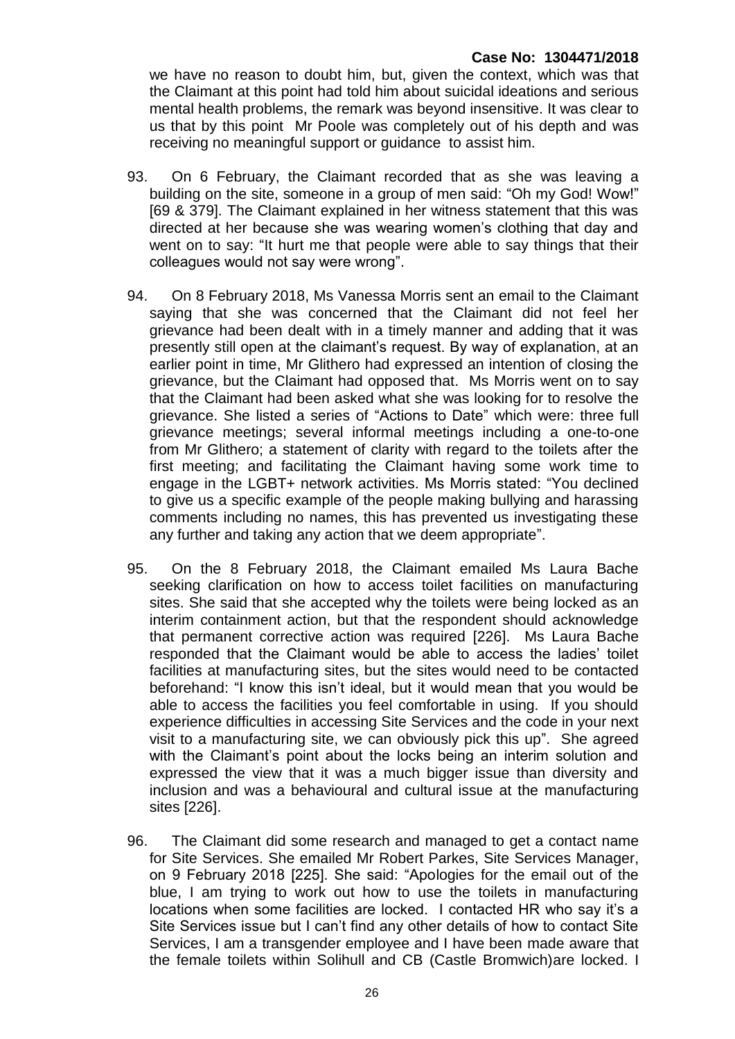we have no reason to doubt him, but, given the context, which was that the Claimant at this point had told him about suicidal ideations and serious mental health problems, the remark was beyond insensitive. It was clear to us that by this point Mr Poole was completely out of his depth and was receiving no meaningful support or guidance to assist him.

93. On 6 February, the Claimant recorded that as she was leaving a building on the site, someone in a group of men said: "Oh my God! Wow!" [69 & 379]. The Claimant explained in her witness statement that this was directed at her because she was wearing women's clothing that day and went on to say: "It hurt me that people were able to say things that their colleagues would not say were wrong".

94. On 8 February 2018, Ms Vanessa Morris sent an email to the Claimant saying that she was concerned that the Claimant did not feel her grievance had been dealt with in a timely manner and adding that it was presently still open at the claimant's request. By way of explanation, at an earlier point in time, Mr Glithero had expressed an intention of closing the grievance, but the Claimant had opposed that. Ms Morris went on to say that the Claimant had been asked what she was looking for to resolve the grievance. She listed a series of "Actions to Date" which were: three full grievance meetings; several informal meetings including a one-to-one from Mr Glithero; a statement of clarity with regard to the toilets after the first meeting; and facilitating the Claimant having some work time to engage in the LGBT+ network activities. Ms Morris stated: "You declined to give us a specific example of the people making bullying and harassing comments including no names, this has prevented us investigating these any further and taking any action that we deem appropriate".

95. On the 8 February 2018, the Claimant emailed Ms Laura Bache seeking clarification on how to access toilet facilities on manufacturing sites. She said that she accepted why the toilets were being locked as an interim containment action, but that the respondent should acknowledge that permanent corrective action was required [226]. Ms Laura Bache responded that the Claimant would be able to access the ladies' toilet facilities at manufacturing sites, but the sites would need to be contacted beforehand: "I know this isn't ideal, but it would mean that you would be able to access the facilities you feel comfortable in using. If you should experience difficulties in accessing Site Services and the code in your next visit to a manufacturing site, we can obviously pick this up". She agreed with the Claimant's point about the locks being an interim solution and expressed the view that it was a much bigger issue than diversity and inclusion and was a behavioural and cultural issue at the manufacturing sites [226].

96. The Claimant did some research and managed to get a contact name for Site Services. She emailed Mr Robert Parkes, Site Services Manager, on 9 February 2018 [225]. She said: "Apologies for the email out of the blue, I am trying to work out how to use the toilets in manufacturing locations when some facilities are locked. I contacted HR who say it's a Site Services issue but I can't find any other details of how to contact Site Services, I am a transgender employee and I have been made aware that the female toilets within Solihull and CB (Castle Bromwich)are locked. I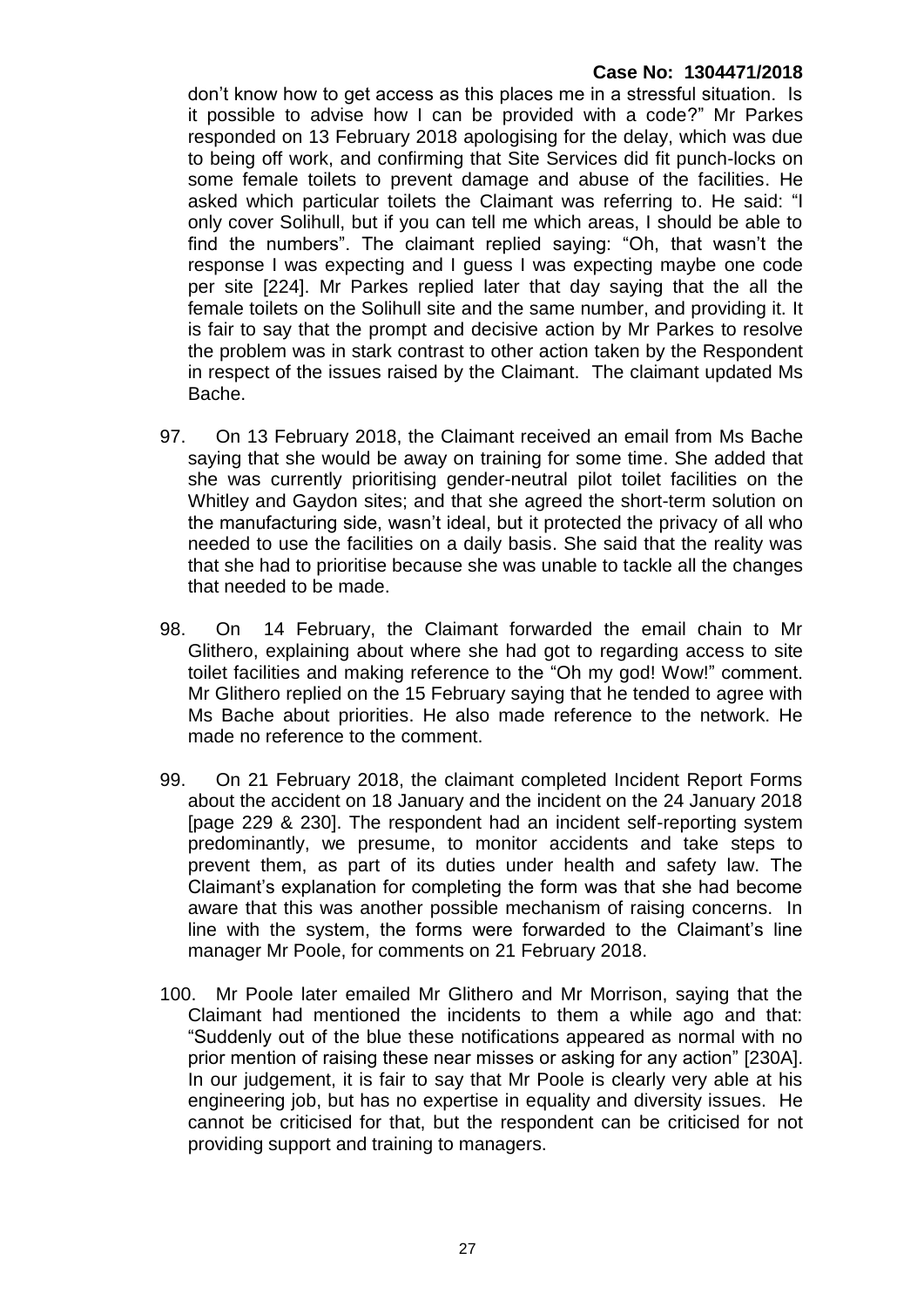don't know how to get access as this places me in a stressful situation. Is it possible to advise how I can be provided with a code?" Mr Parkes responded on 13 February 2018 apologising for the delay, which was due to being off work, and confirming that Site Services did fit punch-locks on some female toilets to prevent damage and abuse of the facilities. He asked which particular toilets the Claimant was referring to. He said: "I only cover Solihull, but if you can tell me which areas, I should be able to find the numbers". The claimant replied saying: "Oh, that wasn't the response I was expecting and I guess I was expecting maybe one code per site [224]. Mr Parkes replied later that day saying that the all the female toilets on the Solihull site and the same number, and providing it. It is fair to say that the prompt and decisive action by Mr Parkes to resolve the problem was in stark contrast to other action taken by the Respondent in respect of the issues raised by the Claimant. The claimant updated Ms Bache.

97. On 13 February 2018, the Claimant received an email from Ms Bache saying that she would be away on training for some time. She added that she was currently prioritising gender-neutral pilot toilet facilities on the Whitley and Gaydon sites; and that she agreed the short-term solution on the manufacturing side, wasn't ideal, but it protected the privacy of all who needed to use the facilities on a daily basis. She said that the reality was that she had to prioritise because she was unable to tackle all the changes that needed to be made.

98. On 14 February, the Claimant forwarded the email chain to Mr Glithero, explaining about where she had got to regarding access to site toilet facilities and making reference to the "Oh my god! Wow!" comment. Mr Glithero replied on the 15 February saying that he tended to agree with Ms Bache about priorities. He also made reference to the network. He made no reference to the comment.

99. On 21 February 2018, the claimant completed Incident Report Forms about the accident on 18 January and the incident on the 24 January 2018 [page 229 & 230]. The respondent had an incident self-reporting system predominantly, we presume, to monitor accidents and take steps to prevent them, as part of its duties under health and safety law. The Claimant's explanation for completing the form was that she had become aware that this was another possible mechanism of raising concerns. In line with the system, the forms were forwarded to the Claimant's line manager Mr Poole, for comments on 21 February 2018.

100. Mr Poole later emailed Mr Glithero and Mr Morrison, saying that the Claimant had mentioned the incidents to them a while ago and that: "Suddenly out of the blue these notifications appeared as normal with no prior mention of raising these near misses or asking for any action" [230A]. In our judgement, it is fair to say that Mr Poole is clearly very able at his engineering job, but has no expertise in equality and diversity issues. He cannot be criticised for that, but the respondent can be criticised for not providing support and training to managers.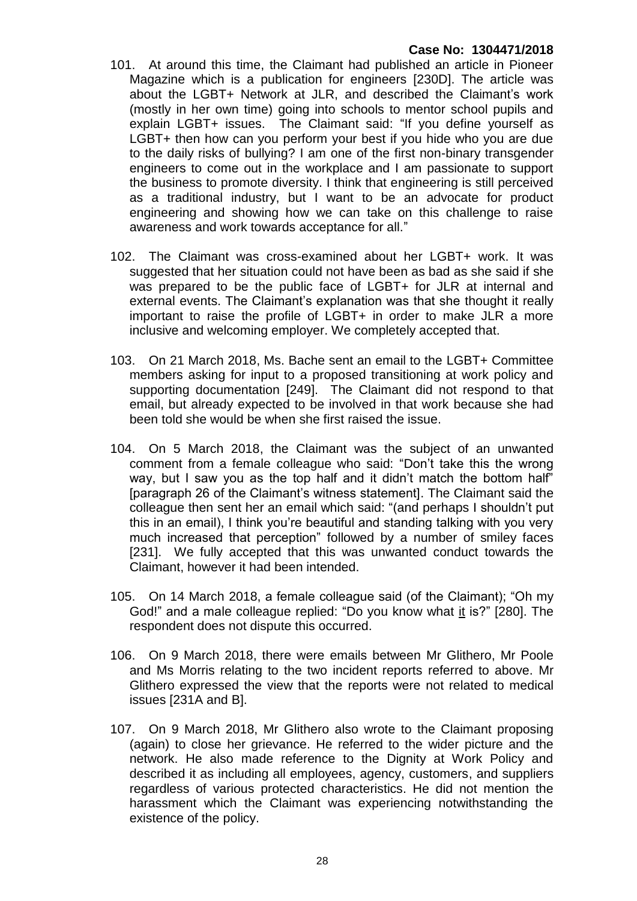101. At around this time, the Claimant had published an article in Pioneer Magazine which is a publication for engineers [230D]. The article was about the LGBT+ Network at JLR, and described the Claimant's work (mostly in her own time) going into schools to mentor school pupils and explain LGBT+ issues. The Claimant said: "If you define yourself as LGBT+ then how can you perform your best if you hide who you are due to the daily risks of bullying? I am one of the first non-binary transgender engineers to come out in the workplace and I am passionate to support the business to promote diversity. I think that engineering is still perceived as a traditional industry, but I want to be an advocate for product engineering and showing how we can take on this challenge to raise awareness and work towards acceptance for all."

102. The Claimant was cross-examined about her LGBT+ work. It was suggested that her situation could not have been as bad as she said if she was prepared to be the public face of LGBT+ for JLR at internal and external events. The Claimant's explanation was that she thought it really important to raise the profile of LGBT+ in order to make JLR a more inclusive and welcoming employer. We completely accepted that.

103. On 21 March 2018, Ms. Bache sent an email to the LGBT+ Committee members asking for input to a proposed transitioning at work policy and supporting documentation [249]. The Claimant did not respond to that email, but already expected to be involved in that work because she had been told she would be when she first raised the issue.

104. On 5 March 2018, the Claimant was the subject of an unwanted comment from a female colleague who said: "Don't take this the wrong way, but I saw you as the top half and it didn't match the bottom half" [paragraph 26 of the Claimant's witness statement]. The Claimant said the colleague then sent her an email which said: "(and perhaps I shouldn't put this in an email), I think you're beautiful and standing talking with you very much increased that perception" followed by a number of smiley faces [231]. We fully accepted that this was unwanted conduct towards the Claimant, however it had been intended.

105. On 14 March 2018, a female colleague said (of the Claimant); "Oh my God!" and a male colleague replied: "Do you know what <u>it</u> is?" [280]. The respondent does not dispute this occurred.

106. On 9 March 2018, there were emails between Mr Glithero, Mr Poole and Ms Morris relating to the two incident reports referred to above. Mr Glithero expressed the view that the reports were not related to medical issues [231A and B].

107. On 9 March 2018, Mr Glithero also wrote to the Claimant proposing (again) to close her grievance. He referred to the wider picture and the network. He also made reference to the Dignity at Work Policy and described it as including all employees, agency, customers, and suppliers regardless of various protected characteristics. He did not mention the harassment which the Claimant was experiencing notwithstanding the existence of the policy.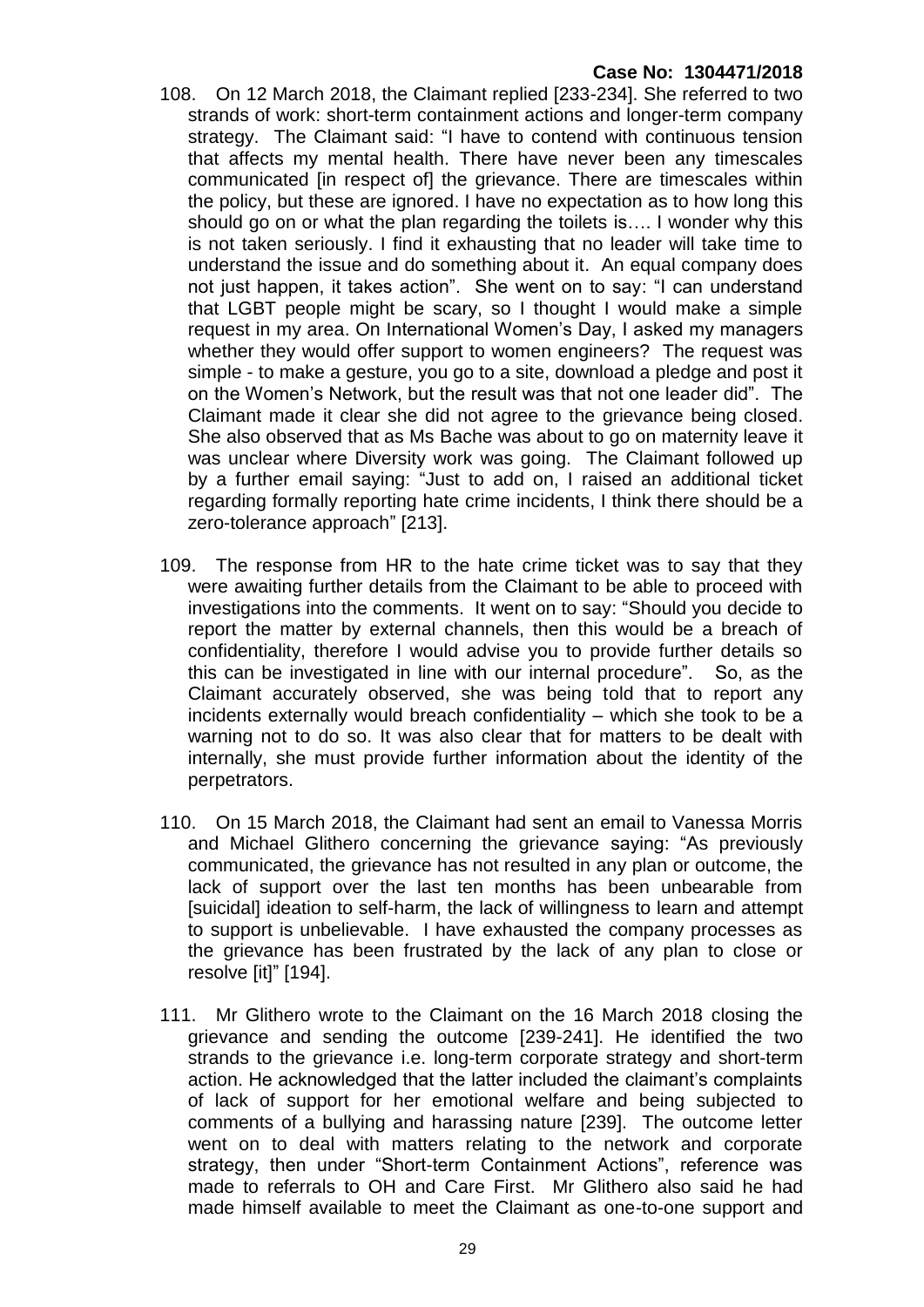108. On 12 March 2018, the Claimant replied [233-234]. She referred to two strands of work: short-term containment actions and longer-term company strategy. The Claimant said: "I have to contend with continuous tension that affects my mental health. There have never been any timescales communicated [in respect of] the grievance. There are timescales within the policy, but these are ignored. I have no expectation as to how long this should go on or what the plan regarding the toilets is…. I wonder why this is not taken seriously. I find it exhausting that no leader will take time to understand the issue and do something about it. An equal company does not just happen, it takes action". She went on to say: "I can understand that LGBT people might be scary, so I thought I would make a simple request in my area. On International Women's Day, I asked my managers whether they would offer support to women engineers? The request was simple - to make a gesture, you go to a site, download a pledge and post it on the Women's Network, but the result was that not one leader did". The Claimant made it clear she did not agree to the grievance being closed. She also observed that as Ms Bache was about to go on maternity leave it was unclear where Diversity work was going. The Claimant followed up by a further email saying: "Just to add on, I raised an additional ticket regarding formally reporting hate crime incidents, I think there should be a zero-tolerance approach" [213].

109. The response from HR to the hate crime ticket was to say that they were awaiting further details from the Claimant to be able to proceed with investigations into the comments. It went on to say: "Should you decide to report the matter by external channels, then this would be a breach of confidentiality, therefore I would advise you to provide further details so this can be investigated in line with our internal procedure". So, as the Claimant accurately observed, she was being told that to report any incidents externally would breach confidentiality – which she took to be a warning not to do so. It was also clear that for matters to be dealt with internally, she must provide further information about the identity of the perpetrators.

110. On 15 March 2018, the Claimant had sent an email to Vanessa Morris and Michael Glithero concerning the grievance saying: "As previously communicated, the grievance has not resulted in any plan or outcome, the lack of support over the last ten months has been unbearable from [suicidal] ideation to self-harm, the lack of willingness to learn and attempt to support is unbelievable. I have exhausted the company processes as the grievance has been frustrated by the lack of any plan to close or resolve [it]" [194].

111. Mr Glithero wrote to the Claimant on the 16 March 2018 closing the grievance and sending the outcome [239-241]. He identified the two strands to the grievance i.e. long-term corporate strategy and short-term action. He acknowledged that the latter included the claimant's complaints of lack of support for her emotional welfare and being subjected to comments of a bullying and harassing nature [239]. The outcome letter went on to deal with matters relating to the network and corporate strategy, then under "Short-term Containment Actions", reference was made to referrals to OH and Care First. Mr Glithero also said he had made himself available to meet the Claimant as one-to-one support and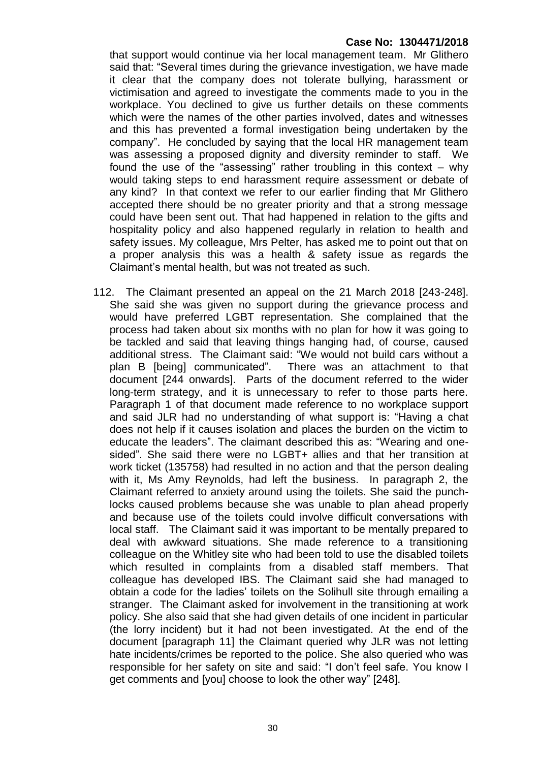that support would continue via her local management team. Mr Glithero said that: "Several times during the grievance investigation, we have made it clear that the company does not tolerate bullying, harassment or victimisation and agreed to investigate the comments made to you in the workplace. You declined to give us further details on these comments which were the names of the other parties involved, dates and witnesses and this has prevented a formal investigation being undertaken by the company". He concluded by saying that the local HR management team was assessing a proposed dignity and diversity reminder to staff. We found the use of the "assessing" rather troubling in this context – why would taking steps to end harassment require assessment or debate of any kind? In that context we refer to our earlier finding that Mr Glithero accepted there should be no greater priority and that a strong message could have been sent out. That had happened in relation to the gifts and hospitality policy and also happened regularly in relation to health and safety issues. My colleague, Mrs Pelter, has asked me to point out that on a proper analysis this was a health & safety issue as regards the Claimant's mental health, but was not treated as such.

112. The Claimant presented an appeal on the 21 March 2018 [243-248]. She said she was given no support during the grievance process and would have preferred LGBT representation. She complained that the process had taken about six months with no plan for how it was going to be tackled and said that leaving things hanging had, of course, caused additional stress. The Claimant said: "We would not build cars without a plan B [being] communicated". There was an attachment to that document [244 onwards]. Parts of the document referred to the wider long-term strategy, and it is unnecessary to refer to those parts here. Paragraph 1 of that document made reference to no workplace support and said JLR had no understanding of what support is: "Having a chat does not help if it causes isolation and places the burden on the victim to educate the leaders". The claimant described this as: "Wearing and one-sided". She said there were no LGBT+ allies and that her transition at work ticket (135758) had resulted in no action and that the person dealing with it, Ms Amy Reynolds, had left the business. In paragraph 2, the Claimant referred to anxiety around using the toilets. She said the punch-locks caused problems because she was unable to plan ahead properly and because use of the toilets could involve difficult conversations with local staff. The Claimant said it was important to be mentally prepared to deal with awkward situations. She made reference to a transitioning colleague on the Whitley site who had been told to use the disabled toilets which resulted in complaints from a disabled staff members. That colleague has developed IBS. The Claimant said she had managed to obtain a code for the ladies' toilets on the Solihull site through emailing a stranger. The Claimant asked for involvement in the transitioning at work policy. She also said that she had given details of one incident in particular (the lorry incident) but it had not been investigated. At the end of the document [paragraph 11] the Claimant queried why JLR was not letting hate incidents/crimes be reported to the police. She also queried who was responsible for her safety on site and said: "I don't feel safe. You know I get comments and [you] choose to look the other way" [248].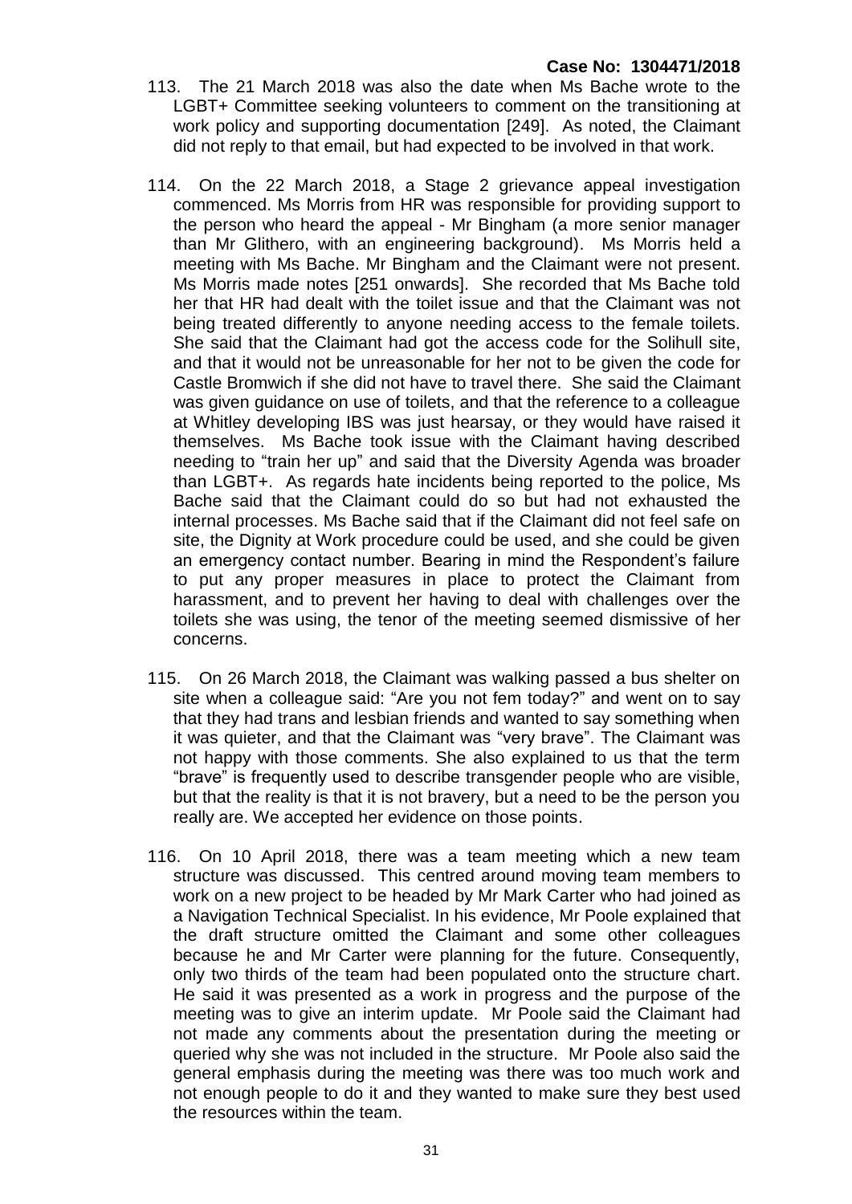113. The 21 March 2018 was also the date when Ms Bache wrote to the LGBT+ Committee seeking volunteers to comment on the transitioning at work policy and supporting documentation [249]. As noted, the Claimant did not reply to that email, but had expected to be involved in that work.

114. On the 22 March 2018, a Stage 2 grievance appeal investigation commenced. Ms Morris from HR was responsible for providing support to the person who heard the appeal - Mr Bingham (a more senior manager than Mr Glithero, with an engineering background). Ms Morris held a meeting with Ms Bache. Mr Bingham and the Claimant were not present. Ms Morris made notes [251 onwards]. She recorded that Ms Bache told her that HR had dealt with the toilet issue and that the Claimant was not being treated differently to anyone needing access to the female toilets. She said that the Claimant had got the access code for the Solihull site, and that it would not be unreasonable for her not to be given the code for Castle Bromwich if she did not have to travel there. She said the Claimant was given guidance on use of toilets, and that the reference to a colleague at Whitley developing IBS was just hearsay, or they would have raised it themselves. Ms Bache took issue with the Claimant having described needing to "train her up" and said that the Diversity Agenda was broader than LGBT+. As regards hate incidents being reported to the police, Ms Bache said that the Claimant could do so but had not exhausted the internal processes. Ms Bache said that if the Claimant did not feel safe on site, the Dignity at Work procedure could be used, and she could be given an emergency contact number. Bearing in mind the Respondent's failure to put any proper measures in place to protect the Claimant from harassment, and to prevent her having to deal with challenges over the toilets she was using, the tenor of the meeting seemed dismissive of her concerns.

115. On 26 March 2018, the Claimant was walking passed a bus shelter on site when a colleague said: "Are you not fem today?" and went on to say that they had trans and lesbian friends and wanted to say something when it was quieter, and that the Claimant was "very brave". The Claimant was not happy with those comments. She also explained to us that the term "brave" is frequently used to describe transgender people who are visible, but that the reality is that it is not bravery, but a need to be the person you really are. We accepted her evidence on those points.

116. On 10 April 2018, there was a team meeting which a new team structure was discussed. This centred around moving team members to work on a new project to be headed by Mr Mark Carter who had joined as a Navigation Technical Specialist. In his evidence, Mr Poole explained that the draft structure omitted the Claimant and some other colleagues because he and Mr Carter were planning for the future. Consequently, only two thirds of the team had been populated onto the structure chart. He said it was presented as a work in progress and the purpose of the meeting was to give an interim update. Mr Poole said the Claimant had not made any comments about the presentation during the meeting or queried why she was not included in the structure. Mr Poole also said the general emphasis during the meeting was there was too much work and not enough people to do it and they wanted to make sure they best used the resources within the team.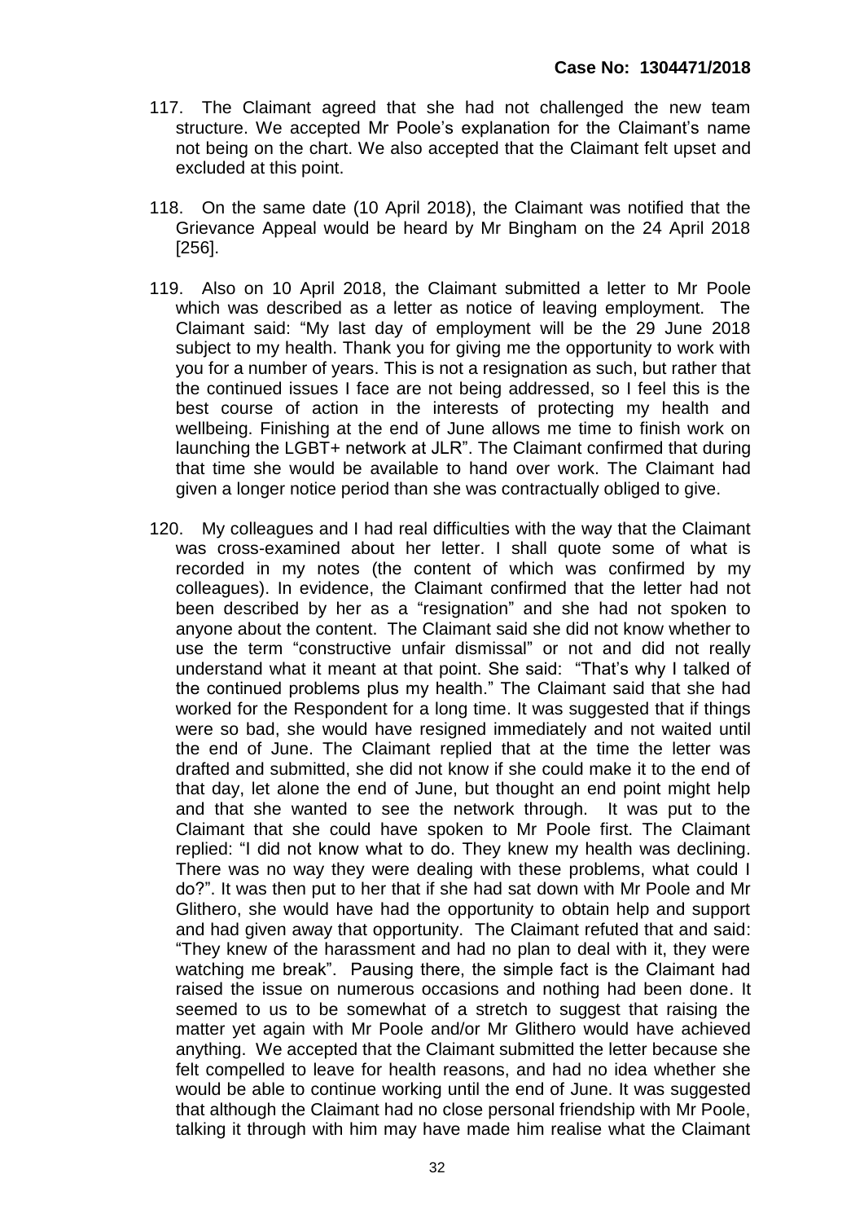117. The Claimant agreed that she had not challenged the new team structure. We accepted Mr Poole's explanation for the Claimant's name not being on the chart. We also accepted that the Claimant felt upset and excluded at this point.

118. On the same date (10 April 2018), the Claimant was notified that the Grievance Appeal would be heard by Mr Bingham on the 24 April 2018 [256].

119. Also on 10 April 2018, the Claimant submitted a letter to Mr Poole which was described as a letter as notice of leaving employment. The Claimant said: "My last day of employment will be the 29 June 2018 subject to my health. Thank you for giving me the opportunity to work with you for a number of years. This is not a resignation as such, but rather that the continued issues I face are not being addressed, so I feel this is the best course of action in the interests of protecting my health and wellbeing. Finishing at the end of June allows me time to finish work on launching the LGBT+ network at JLR". The Claimant confirmed that during that time she would be available to hand over work. The Claimant had given a longer notice period than she was contractually obliged to give.

120. My colleagues and I had real difficulties with the way that the Claimant was cross-examined about her letter. I shall quote some of what is recorded in my notes (the content of which was confirmed by my colleagues). In evidence, the Claimant confirmed that the letter had not been described by her as a "resignation" and she had not spoken to anyone about the content. The Claimant said she did not know whether to use the term "constructive unfair dismissal" or not and did not really understand what it meant at that point. She said: "That's why I talked of the continued problems plus my health." The Claimant said that she had worked for the Respondent for a long time. It was suggested that if things were so bad, she would have resigned immediately and not waited until the end of June. The Claimant replied that at the time the letter was drafted and submitted, she did not know if she could make it to the end of that day, let alone the end of June, but thought an end point might help and that she wanted to see the network through. It was put to the Claimant that she could have spoken to Mr Poole first. The Claimant replied: "I did not know what to do. They knew my health was declining. There was no way they were dealing with these problems, what could I do?". It was then put to her that if she had sat down with Mr Poole and Mr Glithero, she would have had the opportunity to obtain help and support and had given away that opportunity. The Claimant refuted that and said: "They knew of the harassment and had no plan to deal with it, they were watching me break". Pausing there, the simple fact is the Claimant had raised the issue on numerous occasions and nothing had been done. It seemed to us to be somewhat of a stretch to suggest that raising the matter yet again with Mr Poole and/or Mr Glithero would have achieved anything. We accepted that the Claimant submitted the letter because she felt compelled to leave for health reasons, and had no idea whether she would be able to continue working until the end of June. It was suggested that although the Claimant had no close personal friendship with Mr Poole, talking it through with him may have made him realise what the Claimant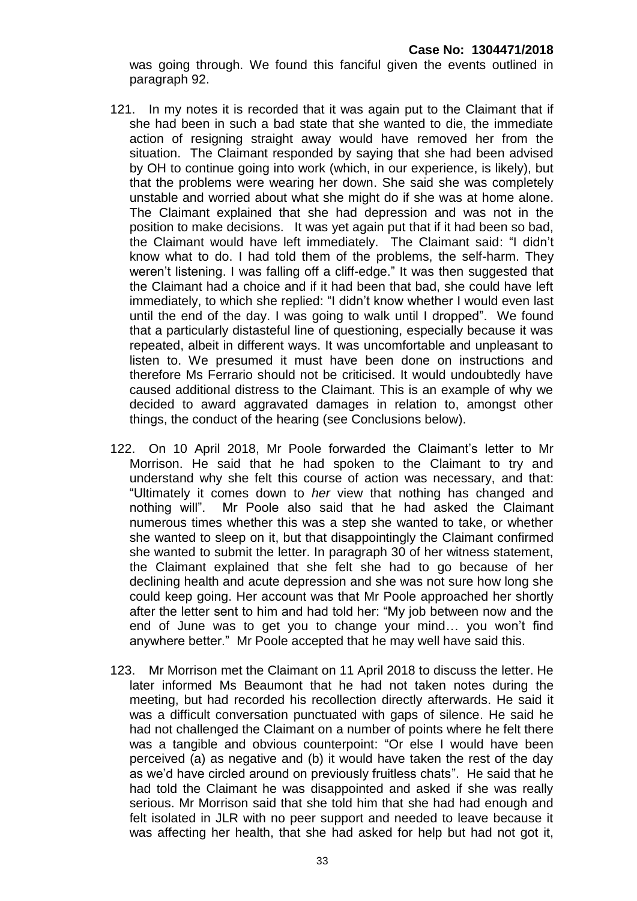was going through. We found this fanciful given the events outlined in paragraph 92.

121. In my notes it is recorded that it was again put to the Claimant that if she had been in such a bad state that she wanted to die, the immediate action of resigning straight away would have removed her from the situation. The Claimant responded by saying that she had been advised by OH to continue going into work (which, in our experience, is likely), but that the problems were wearing her down. She said she was completely unstable and worried about what she might do if she was at home alone. The Claimant explained that she had depression and was not in the position to make decisions. It was yet again put that if it had been so bad, the Claimant would have left immediately. The Claimant said: "I didn't know what to do. I had told them of the problems, the self-harm. They weren't listening. I was falling off a cliff-edge." It was then suggested that the Claimant had a choice and if it had been that bad, she could have left immediately, to which she replied: "I didn't know whether I would even last until the end of the day. I was going to walk until I dropped". We found that a particularly distasteful line of questioning, especially because it was repeated, albeit in different ways. It was uncomfortable and unpleasant to listen to. We presumed it must have been done on instructions and therefore Ms Ferrario should not be criticised. It would undoubtedly have caused additional distress to the Claimant. This is an example of why we decided to award aggravated damages in relation to, amongst other things, the conduct of the hearing (see Conclusions below).

122. On 10 April 2018, Mr Poole forwarded the Claimant's letter to Mr Morrison. He said that he had spoken to the Claimant to try and understand why she felt this course of action was necessary, and that: "Ultimately it comes down to *her* view that nothing has changed and nothing will". Mr Poole also said that he had asked the Claimant numerous times whether this was a step she wanted to take, or whether she wanted to sleep on it, but that disappointingly the Claimant confirmed she wanted to submit the letter. In paragraph 30 of her witness statement, the Claimant explained that she felt she had to go because of her declining health and acute depression and she was not sure how long she could keep going. Her account was that Mr Poole approached her shortly after the letter sent to him and had told her: "My job between now and the end of June was to get you to change your mind… you won't find anywhere better." Mr Poole accepted that he may well have said this.

123. Mr Morrison met the Claimant on 11 April 2018 to discuss the letter. He later informed Ms Beaumont that he had not taken notes during the meeting, but had recorded his recollection directly afterwards. He said it was a difficult conversation punctuated with gaps of silence. He said he had not challenged the Claimant on a number of points where he felt there was a tangible and obvious counterpoint: "Or else I would have been perceived (a) as negative and (b) it would have taken the rest of the day as we'd have circled around on previously fruitless chats". He said that he had told the Claimant he was disappointed and asked if she was really serious. Mr Morrison said that she told him that she had had enough and felt isolated in JLR with no peer support and needed to leave because it was affecting her health, that she had asked for help but had not got it,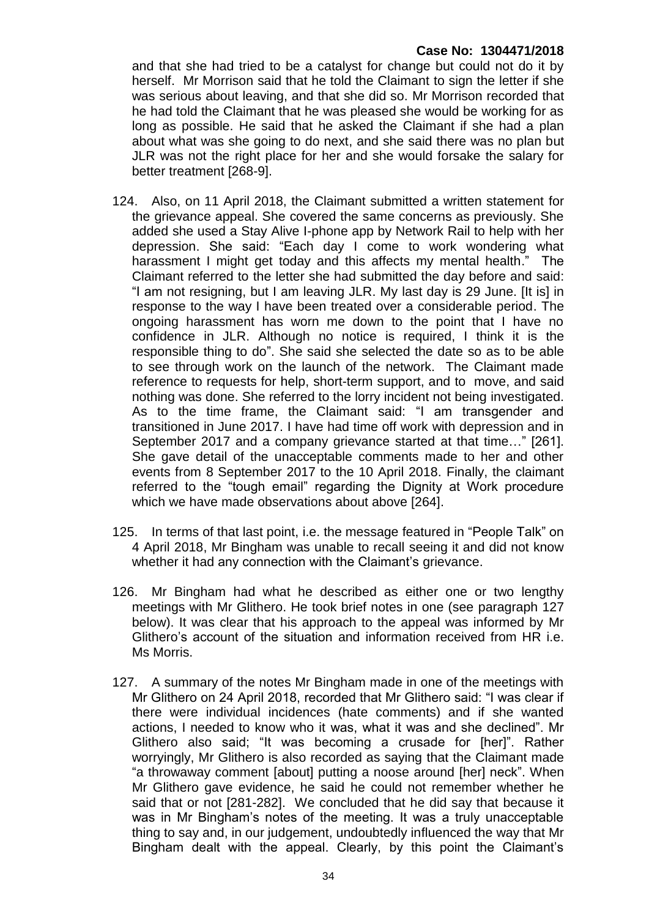and that she had tried to be a catalyst for change but could not do it by herself. Mr Morrison said that he told the Claimant to sign the letter if she was serious about leaving, and that she did so. Mr Morrison recorded that he had told the Claimant that he was pleased she would be working for as long as possible. He said that he asked the Claimant if she had a plan about what was she going to do next, and she said there was no plan but JLR was not the right place for her and she would forsake the salary for better treatment [268-9].

124. Also, on 11 April 2018, the Claimant submitted a written statement for the grievance appeal. She covered the same concerns as previously. She added she used a Stay Alive I-phone app by Network Rail to help with her depression. She said: "Each day I come to work wondering what harassment I might get today and this affects my mental health." The Claimant referred to the letter she had submitted the day before and said: "I am not resigning, but I am leaving JLR. My last day is 29 June. [It is] in response to the way I have been treated over a considerable period. The ongoing harassment has worn me down to the point that I have no confidence in JLR. Although no notice is required, I think it is the responsible thing to do". She said she selected the date so as to be able to see through work on the launch of the network. The Claimant made reference to requests for help, short-term support, and to move, and said nothing was done. She referred to the lorry incident not being investigated. As to the time frame, the Claimant said: "I am transgender and transitioned in June 2017. I have had time off work with depression and in September 2017 and a company grievance started at that time…" [261]. She gave detail of the unacceptable comments made to her and other events from 8 September 2017 to the 10 April 2018. Finally, the claimant referred to the "tough email" regarding the Dignity at Work procedure which we have made observations about above [264].

125. In terms of that last point, i.e. the message featured in "People Talk" on 4 April 2018, Mr Bingham was unable to recall seeing it and did not know whether it had any connection with the Claimant's grievance.

126. Mr Bingham had what he described as either one or two lengthy meetings with Mr Glithero. He took brief notes in one (see paragraph 127 below). It was clear that his approach to the appeal was informed by Mr Glithero's account of the situation and information received from HR i.e. Ms Morris.

127. A summary of the notes Mr Bingham made in one of the meetings with Mr Glithero on 24 April 2018, recorded that Mr Glithero said: "I was clear if there were individual incidences (hate comments) and if she wanted actions, I needed to know who it was, what it was and she declined". Mr Glithero also said; "It was becoming a crusade for [her]". Rather worryingly, Mr Glithero is also recorded as saying that the Claimant made "a throwaway comment [about] putting a noose around [her] neck". When Mr Glithero gave evidence, he said he could not remember whether he said that or not [281-282]. We concluded that he did say that because it was in Mr Bingham's notes of the meeting. It was a truly unacceptable thing to say and, in our judgement, undoubtedly influenced the way that Mr Bingham dealt with the appeal. Clearly, by this point the Claimant's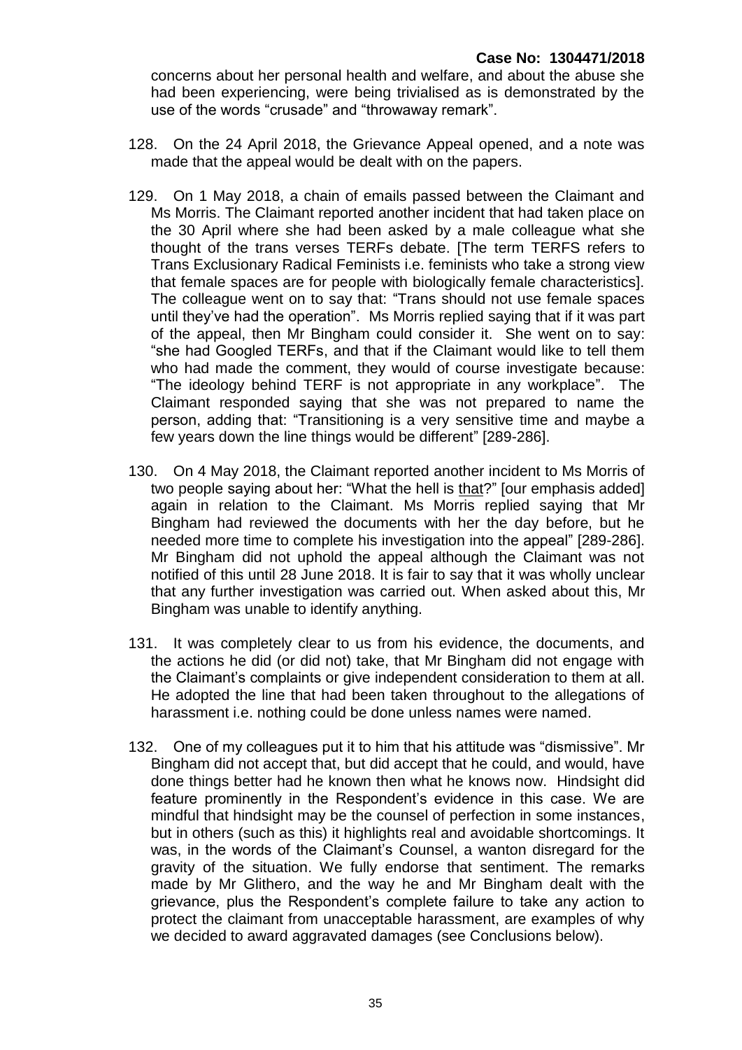concerns about her personal health and welfare, and about the abuse she had been experiencing, were being trivialised as is demonstrated by the use of the words "crusade" and "throwaway remark".

128. On the 24 April 2018, the Grievance Appeal opened, and a note was made that the appeal would be dealt with on the papers.

129. On 1 May 2018, a chain of emails passed between the Claimant and Ms Morris. The Claimant reported another incident that had taken place on the 30 April where she had been asked by a male colleague what she thought of the trans verses TERFs debate. [The term TERFS refers to Trans Exclusionary Radical Feminists i.e. feminists who take a strong view that female spaces are for people with biologically female characteristics]. The colleague went on to say that: "Trans should not use female spaces until they've had the operation". Ms Morris replied saying that if it was part of the appeal, then Mr Bingham could consider it. She went on to say: "she had Googled TERFs, and that if the Claimant would like to tell them who had made the comment, they would of course investigate because: "The ideology behind TERF is not appropriate in any workplace". The Claimant responded saying that she was not prepared to name the person, adding that: "Transitioning is a very sensitive time and maybe a few years down the line things would be different" [289-286].

130. On 4 May 2018, the Claimant reported another incident to Ms Morris of two people saying about her: "What the hell is <u>that</u>?" [our emphasis added] again in relation to the Claimant. Ms Morris replied saying that Mr Bingham had reviewed the documents with her the day before, but he needed more time to complete his investigation into the appeal" [289-286]. Mr Bingham did not uphold the appeal although the Claimant was not notified of this until 28 June 2018. It is fair to say that it was wholly unclear that any further investigation was carried out. When asked about this, Mr Bingham was unable to identify anything.

131. It was completely clear to us from his evidence, the documents, and the actions he did (or did not) take, that Mr Bingham did not engage with the Claimant's complaints or give independent consideration to them at all. He adopted the line that had been taken throughout to the allegations of harassment i.e. nothing could be done unless names were named.

132. One of my colleagues put it to him that his attitude was "dismissive". Mr Bingham did not accept that, but did accept that he could, and would, have done things better had he known then what he knows now. Hindsight did feature prominently in the Respondent's evidence in this case. We are mindful that hindsight may be the counsel of perfection in some instances, but in others (such as this) it highlights real and avoidable shortcomings. It was, in the words of the Claimant's Counsel, a wanton disregard for the gravity of the situation. We fully endorse that sentiment. The remarks made by Mr Glithero, and the way he and Mr Bingham dealt with the grievance, plus the Respondent's complete failure to take any action to protect the claimant from unacceptable harassment, are examples of why we decided to award aggravated damages (see Conclusions below).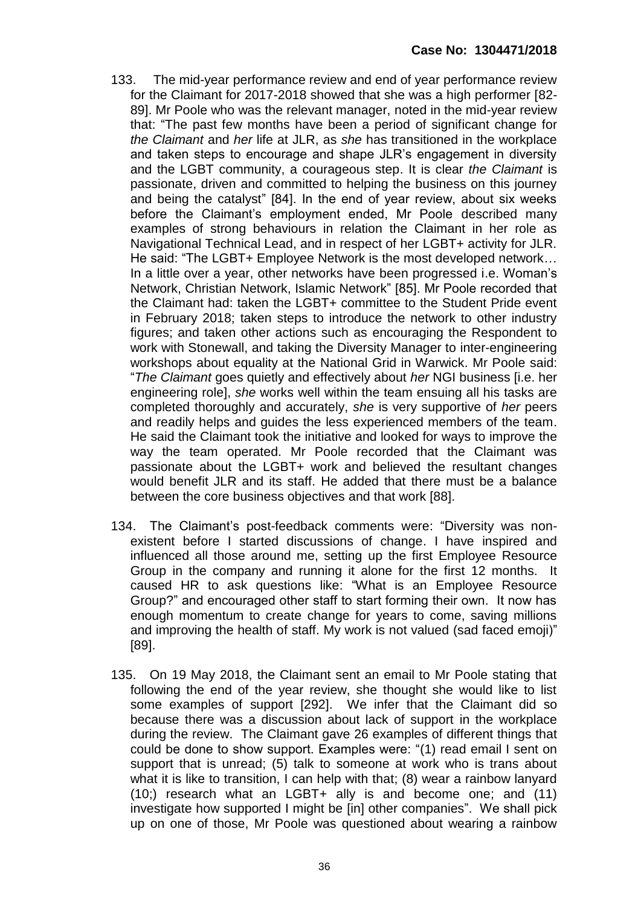**Case No: 1304471/2018**

133. The mid-year performance review and end of year performance review for the Claimant for 2017-2018 showed that she was a high performer [82-89]. Mr Poole who was the relevant manager, noted in the mid-year review that: "The past few months have been a period of significant change for *the Claimant* and *her* life at JLR, as *she* has transitioned in the workplace and taken steps to encourage and shape JLR's engagement in diversity and the LGBT community, a courageous step. It is clear *the Claimant* is passionate, driven and committed to helping the business on this journey and being the catalyst" [84]. In the end of year review, about six weeks before the Claimant's employment ended, Mr Poole described many examples of strong behaviours in relation the Claimant in her role as Navigational Technical Lead, and in respect of her LGBT+ activity for JLR. He said: "The LGBT+ Employee Network is the most developed network… In a little over a year, other networks have been progressed i.e. Woman's Network, Christian Network, Islamic Network" [85]. Mr Poole recorded that the Claimant had: taken the LGBT+ committee to the Student Pride event in February 2018; taken steps to introduce the network to other industry figures; and taken other actions such as encouraging the Respondent to work with Stonewall, and taking the Diversity Manager to inter-engineering workshops about equality at the National Grid in Warwick. Mr Poole said: "*The Claimant* goes quietly and effectively about *her* NGI business [i.e. her engineering role], *she* works well within the team ensuing all his tasks are completed thoroughly and accurately, *she* is very supportive of *her* peers and readily helps and guides the less experienced members of the team. He said the Claimant took the initiative and looked for ways to improve the way the team operated. Mr Poole recorded that the Claimant was passionate about the LGBT+ work and believed the resultant changes would benefit JLR and its staff. He added that there must be a balance between the core business objectives and that work [88].

134. The Claimant's post-feedback comments were: "Diversity was non-existent before I started discussions of change. I have inspired and influenced all those around me, setting up the first Employee Resource Group in the company and running it alone for the first 12 months. It caused HR to ask questions like: "What is an Employee Resource Group?" and encouraged other staff to start forming their own. It now has enough momentum to create change for years to come, saving millions and improving the health of staff. My work is not valued (sad faced emoji)" [89].

135. On 19 May 2018, the Claimant sent an email to Mr Poole stating that following the end of the year review, she thought she would like to list some examples of support [292]. We infer that the Claimant did so because there was a discussion about lack of support in the workplace during the review. The Claimant gave 26 examples of different things that could be done to show support. Examples were: "(1) read email I sent on support that is unread; (5) talk to someone at work who is trans about what it is like to transition, I can help with that; (8) wear a rainbow lanyard (10;) research what an LGBT+ ally is and become one; and (11) investigate how supported I might be [in] other companies". We shall pick up on one of those, Mr Poole was questioned about wearing a rainbow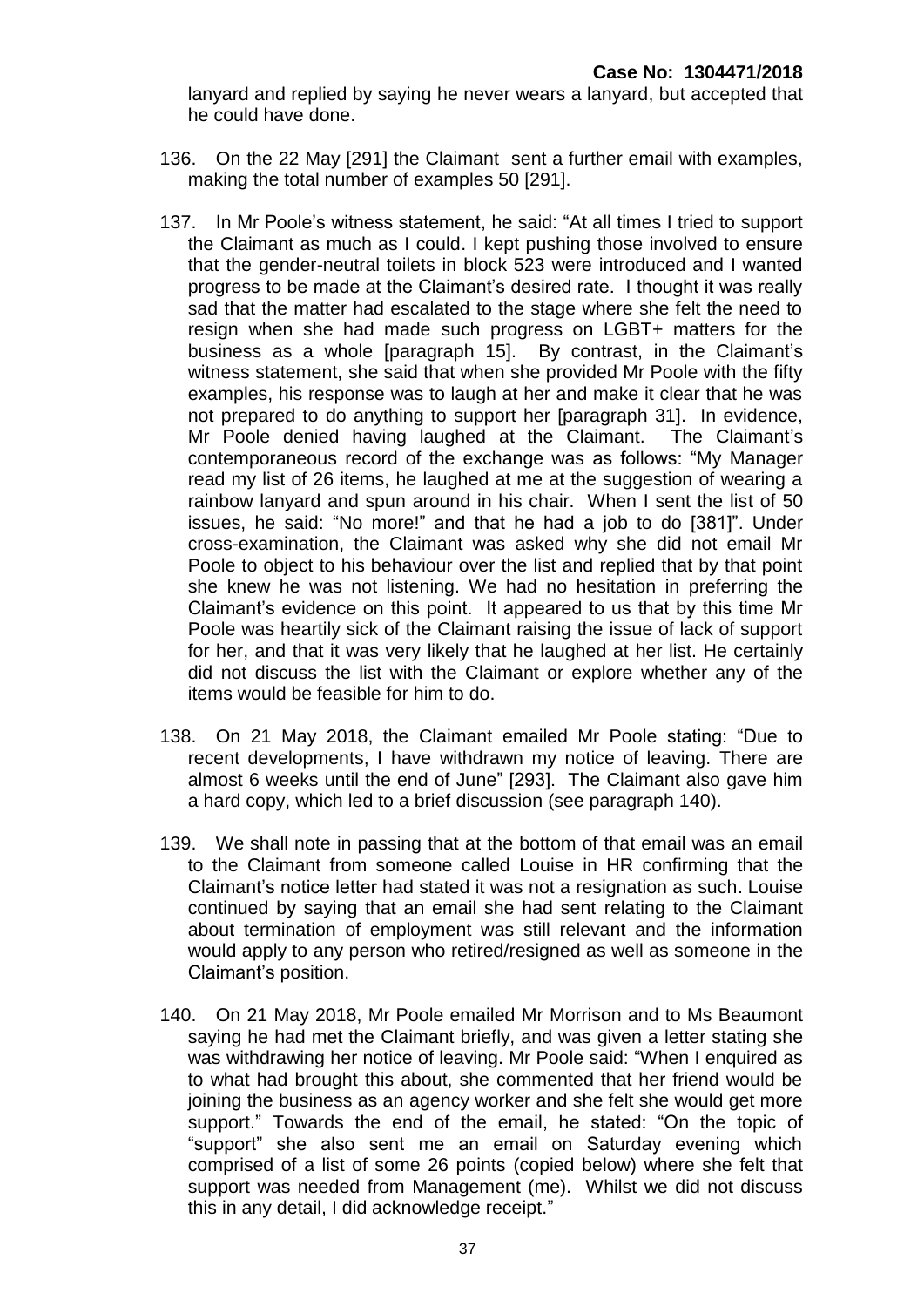lanyard and replied by saying he never wears a lanyard, but accepted that he could have done.

136. On the 22 May [291] the Claimant sent a further email with examples, making the total number of examples 50 [291].

137. In Mr Poole's witness statement, he said: "At all times I tried to support the Claimant as much as I could. I kept pushing those involved to ensure that the gender-neutral toilets in block 523 were introduced and I wanted progress to be made at the Claimant's desired rate. I thought it was really sad that the matter had escalated to the stage where she felt the need to resign when she had made such progress on LGBT+ matters for the business as a whole [paragraph 15]. By contrast, in the Claimant's witness statement, she said that when she provided Mr Poole with the fifty examples, his response was to laugh at her and make it clear that he was not prepared to do anything to support her [paragraph 31]. In evidence, Mr Poole denied having laughed at the Claimant. The Claimant's contemporaneous record of the exchange was as follows: "My Manager read my list of 26 items, he laughed at me at the suggestion of wearing a rainbow lanyard and spun around in his chair. When I sent the list of 50 issues, he said: "No more!" and that he had a job to do [381]". Under cross-examination, the Claimant was asked why she did not email Mr Poole to object to his behaviour over the list and replied that by that point she knew he was not listening. We had no hesitation in preferring the Claimant's evidence on this point. It appeared to us that by this time Mr Poole was heartily sick of the Claimant raising the issue of lack of support for her, and that it was very likely that he laughed at her list. He certainly did not discuss the list with the Claimant or explore whether any of the items would be feasible for him to do.

138. On 21 May 2018, the Claimant emailed Mr Poole stating: "Due to recent developments, I have withdrawn my notice of leaving. There are almost 6 weeks until the end of June" [293]. The Claimant also gave him a hard copy, which led to a brief discussion (see paragraph 140).

139. We shall note in passing that at the bottom of that email was an email to the Claimant from someone called Louise in HR confirming that the Claimant's notice letter had stated it was not a resignation as such. Louise continued by saying that an email she had sent relating to the Claimant about termination of employment was still relevant and the information would apply to any person who retired/resigned as well as someone in the Claimant's position.

140. On 21 May 2018, Mr Poole emailed Mr Morrison and to Ms Beaumont saying he had met the Claimant briefly, and was given a letter stating she was withdrawing her notice of leaving. Mr Poole said: "When I enquired as to what had brought this about, she commented that her friend would be joining the business as an agency worker and she felt she would get more support." Towards the end of the email, he stated: "On the topic of "support" she also sent me an email on Saturday evening which comprised of a list of some 26 points (copied below) where she felt that support was needed from Management (me). Whilst we did not discuss this in any detail, I did acknowledge receipt."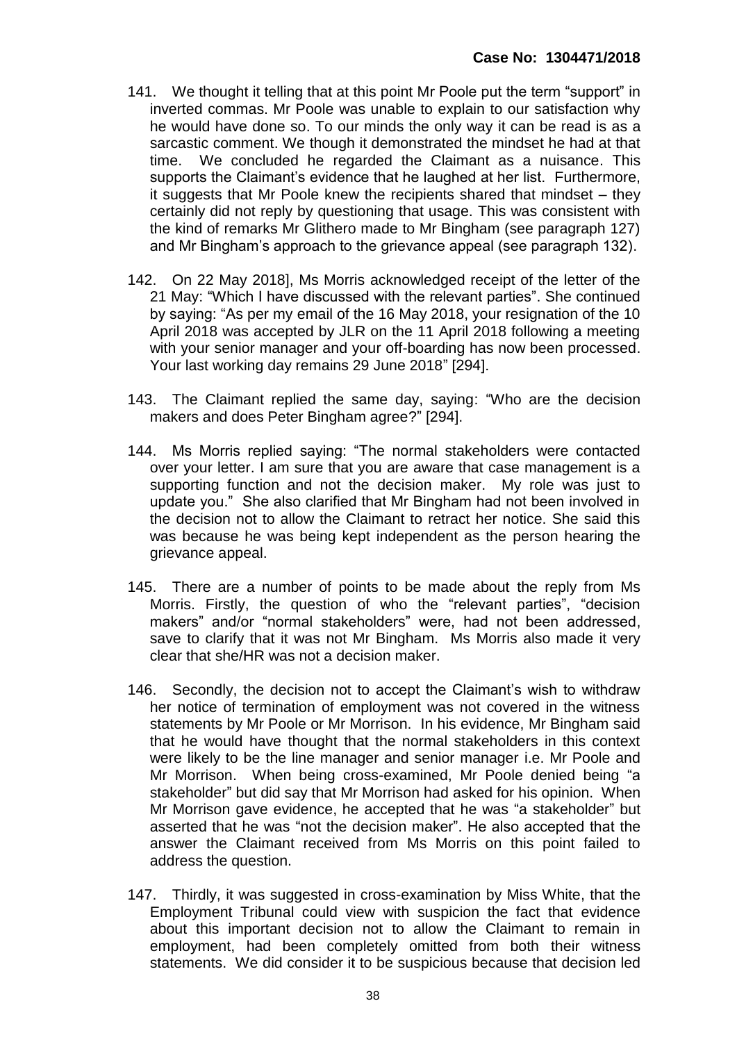141. We thought it telling that at this point Mr Poole put the term "support" in inverted commas. Mr Poole was unable to explain to our satisfaction why he would have done so. To our minds the only way it can be read is as a sarcastic comment. We though it demonstrated the mindset he had at that time. We concluded he regarded the Claimant as a nuisance. This supports the Claimant's evidence that he laughed at her list. Furthermore, it suggests that Mr Poole knew the recipients shared that mindset – they certainly did not reply by questioning that usage. This was consistent with the kind of remarks Mr Glithero made to Mr Bingham (see paragraph 127) and Mr Bingham's approach to the grievance appeal (see paragraph 132).

142. On 22 May 2018], Ms Morris acknowledged receipt of the letter of the 21 May: "Which I have discussed with the relevant parties". She continued by saying: "As per my email of the 16 May 2018, your resignation of the 10 April 2018 was accepted by JLR on the 11 April 2018 following a meeting with your senior manager and your off-boarding has now been processed. Your last working day remains 29 June 2018" [294].

143. The Claimant replied the same day, saying: "Who are the decision makers and does Peter Bingham agree?" [294].

144. Ms Morris replied saying: "The normal stakeholders were contacted over your letter. I am sure that you are aware that case management is a supporting function and not the decision maker. My role was just to update you." She also clarified that Mr Bingham had not been involved in the decision not to allow the Claimant to retract her notice. She said this was because he was being kept independent as the person hearing the grievance appeal.

145. There are a number of points to be made about the reply from Ms Morris. Firstly, the question of who the "relevant parties", "decision makers" and/or "normal stakeholders" were, had not been addressed, save to clarify that it was not Mr Bingham. Ms Morris also made it very clear that she/HR was not a decision maker.

146. Secondly, the decision not to accept the Claimant's wish to withdraw her notice of termination of employment was not covered in the witness statements by Mr Poole or Mr Morrison. In his evidence, Mr Bingham said that he would have thought that the normal stakeholders in this context were likely to be the line manager and senior manager i.e. Mr Poole and Mr Morrison. When being cross-examined, Mr Poole denied being "a stakeholder" but did say that Mr Morrison had asked for his opinion. When Mr Morrison gave evidence, he accepted that he was "a stakeholder" but asserted that he was "not the decision maker". He also accepted that the answer the Claimant received from Ms Morris on this point failed to address the question.

147. Thirdly, it was suggested in cross-examination by Miss White, that the Employment Tribunal could view with suspicion the fact that evidence about this important decision not to allow the Claimant to remain in employment, had been completely omitted from both their witness statements. We did consider it to be suspicious because that decision led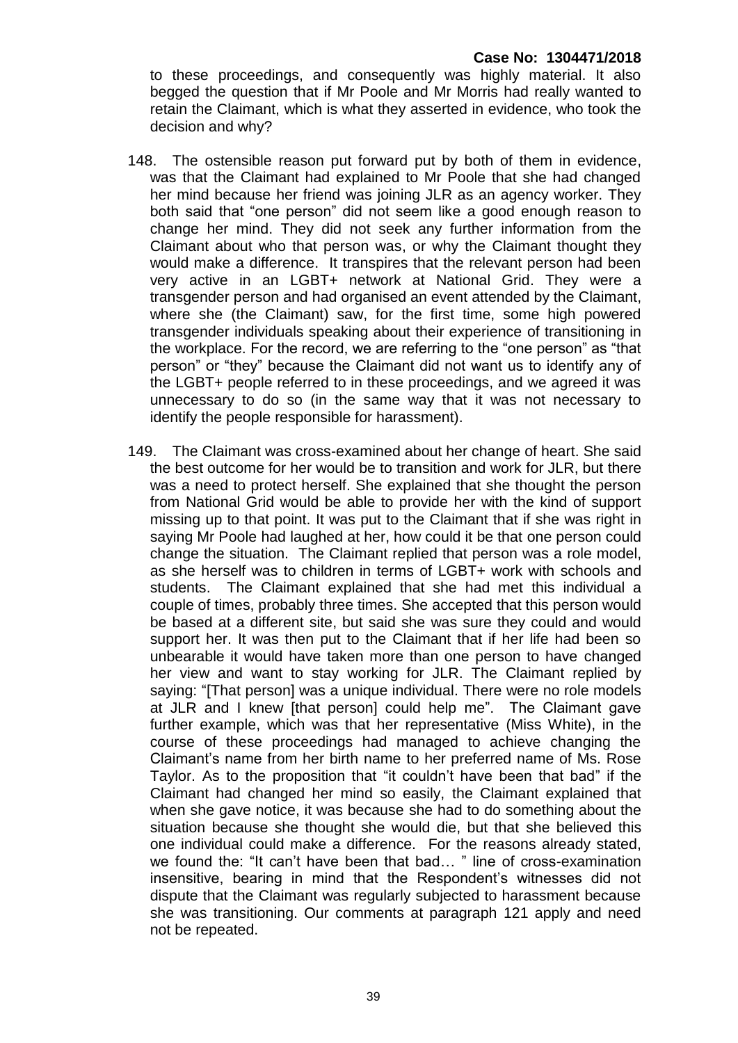to these proceedings, and consequently was highly material. It also begged the question that if Mr Poole and Mr Morris had really wanted to retain the Claimant, which is what they asserted in evidence, who took the decision and why?

148. The ostensible reason put forward put by both of them in evidence, was that the Claimant had explained to Mr Poole that she had changed her mind because her friend was joining JLR as an agency worker. They both said that "one person" did not seem like a good enough reason to change her mind. They did not seek any further information from the Claimant about who that person was, or why the Claimant thought they would make a difference. It transpires that the relevant person had been very active in an LGBT+ network at National Grid. They were a transgender person and had organised an event attended by the Claimant, where she (the Claimant) saw, for the first time, some high powered transgender individuals speaking about their experience of transitioning in the workplace. For the record, we are referring to the "one person" as "that person" or "they" because the Claimant did not want us to identify any of the LGBT+ people referred to in these proceedings, and we agreed it was unnecessary to do so (in the same way that it was not necessary to identify the people responsible for harassment).

149. The Claimant was cross-examined about her change of heart. She said the best outcome for her would be to transition and work for JLR, but there was a need to protect herself. She explained that she thought the person from National Grid would be able to provide her with the kind of support missing up to that point. It was put to the Claimant that if she was right in saying Mr Poole had laughed at her, how could it be that one person could change the situation. The Claimant replied that person was a role model, as she herself was to children in terms of LGBT+ work with schools and students. The Claimant explained that she had met this individual a couple of times, probably three times. She accepted that this person would be based at a different site, but said she was sure they could and would support her. It was then put to the Claimant that if her life had been so unbearable it would have taken more than one person to have changed her view and want to stay working for JLR. The Claimant replied by saying: "[That person] was a unique individual. There were no role models at JLR and I knew [that person] could help me". The Claimant gave further example, which was that her representative (Miss White), in the course of these proceedings had managed to achieve changing the Claimant's name from her birth name to her preferred name of Ms. Rose Taylor. As to the proposition that "it couldn't have been that bad" if the Claimant had changed her mind so easily, the Claimant explained that when she gave notice, it was because she had to do something about the situation because she thought she would die, but that she believed this one individual could make a difference. For the reasons already stated, we found the: "It can't have been that bad… " line of cross-examination insensitive, bearing in mind that the Respondent's witnesses did not dispute that the Claimant was regularly subjected to harassment because she was transitioning. Our comments at paragraph 121 apply and need not be repeated.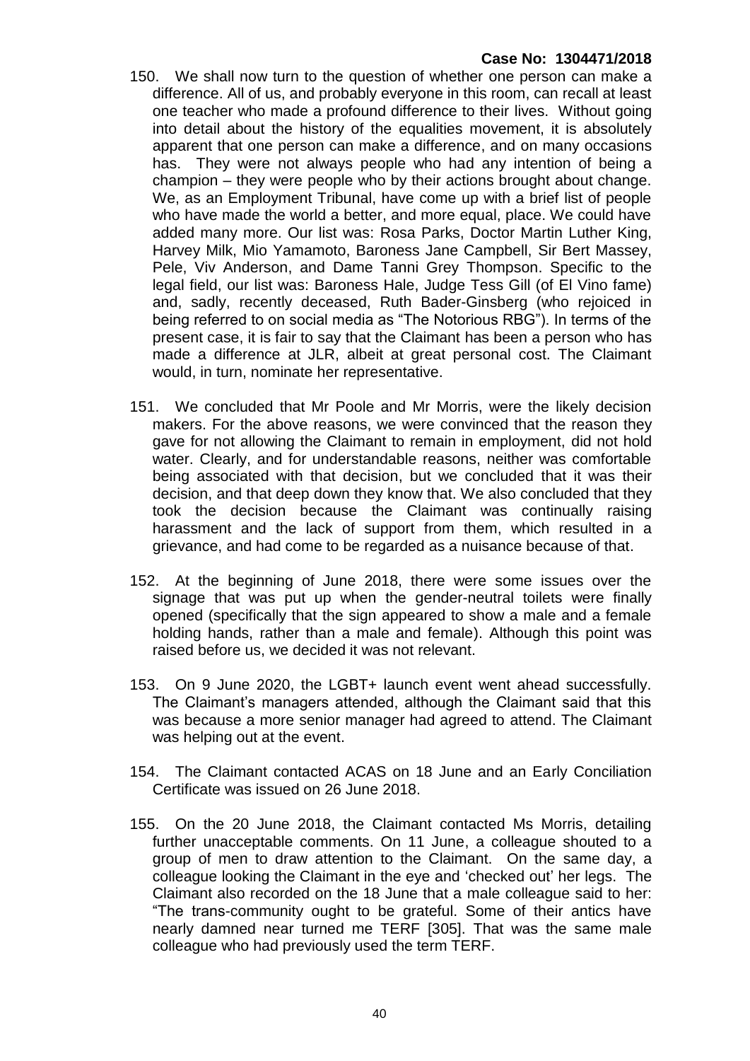150. We shall now turn to the question of whether one person can make a difference. All of us, and probably everyone in this room, can recall at least one teacher who made a profound difference to their lives. Without going into detail about the history of the equalities movement, it is absolutely apparent that one person can make a difference, and on many occasions has. They were not always people who had any intention of being a champion – they were people who by their actions brought about change. We, as an Employment Tribunal, have come up with a brief list of people who have made the world a better, and more equal, place. We could have added many more. Our list was: Rosa Parks, Doctor Martin Luther King, Harvey Milk, Mio Yamamoto, Baroness Jane Campbell, Sir Bert Massey, Pele, Viv Anderson, and Dame Tanni Grey Thompson. Specific to the legal field, our list was: Baroness Hale, Judge Tess Gill (of El Vino fame) and, sadly, recently deceased, Ruth Bader-Ginsberg (who rejoiced in being referred to on social media as "The Notorious RBG"). In terms of the present case, it is fair to say that the Claimant has been a person who has made a difference at JLR, albeit at great personal cost. The Claimant would, in turn, nominate her representative.

151. We concluded that Mr Poole and Mr Morris, were the likely decision makers. For the above reasons, we were convinced that the reason they gave for not allowing the Claimant to remain in employment, did not hold water. Clearly, and for understandable reasons, neither was comfortable being associated with that decision, but we concluded that it was their decision, and that deep down they know that. We also concluded that they took the decision because the Claimant was continually raising harassment and the lack of support from them, which resulted in a grievance, and had come to be regarded as a nuisance because of that.

152. At the beginning of June 2018, there were some issues over the signage that was put up when the gender-neutral toilets were finally opened (specifically that the sign appeared to show a male and a female holding hands, rather than a male and female). Although this point was raised before us, we decided it was not relevant.

153. On 9 June 2020, the LGBT+ launch event went ahead successfully. The Claimant's managers attended, although the Claimant said that this was because a more senior manager had agreed to attend. The Claimant was helping out at the event.

154. The Claimant contacted ACAS on 18 June and an Early Conciliation Certificate was issued on 26 June 2018.

155. On the 20 June 2018, the Claimant contacted Ms Morris, detailing further unacceptable comments. On 11 June, a colleague shouted to a group of men to draw attention to the Claimant. On the same day, a colleague looking the Claimant in the eye and 'checked out' her legs. The Claimant also recorded on the 18 June that a male colleague said to her: "The trans-community ought to be grateful. Some of their antics have nearly damned near turned me TERF [305]. That was the same male colleague who had previously used the term TERF.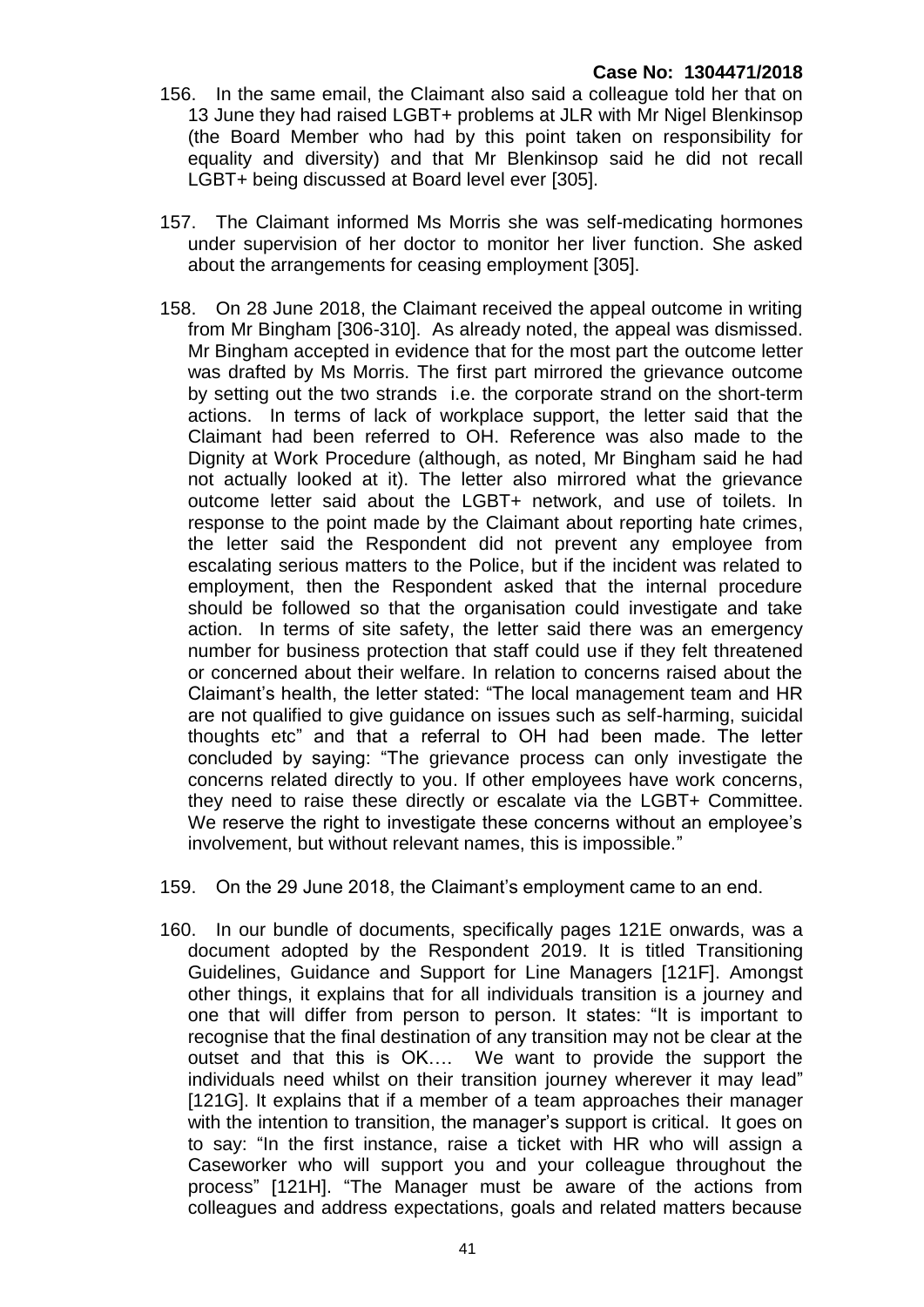156. In the same email, the Claimant also said a colleague told her that on 13 June they had raised LGBT+ problems at JLR with Mr Nigel Blenkinsop (the Board Member who had by this point taken on responsibility for equality and diversity) and that Mr Blenkinsop said he did not recall LGBT+ being discussed at Board level ever [305].

157. The Claimant informed Ms Morris she was self-medicating hormones under supervision of her doctor to monitor her liver function. She asked about the arrangements for ceasing employment [305].

158. On 28 June 2018, the Claimant received the appeal outcome in writing from Mr Bingham [306-310]. As already noted, the appeal was dismissed. Mr Bingham accepted in evidence that for the most part the outcome letter was drafted by Ms Morris. The first part mirrored the grievance outcome by setting out the two strands i.e. the corporate strand on the short-term actions. In terms of lack of workplace support, the letter said that the Claimant had been referred to OH. Reference was also made to the Dignity at Work Procedure (although, as noted, Mr Bingham said he had not actually looked at it). The letter also mirrored what the grievance outcome letter said about the LGBT+ network, and use of toilets. In response to the point made by the Claimant about reporting hate crimes, the letter said the Respondent did not prevent any employee from escalating serious matters to the Police, but if the incident was related to employment, then the Respondent asked that the internal procedure should be followed so that the organisation could investigate and take action. In terms of site safety, the letter said there was an emergency number for business protection that staff could use if they felt threatened or concerned about their welfare. In relation to concerns raised about the Claimant's health, the letter stated: "The local management team and HR are not qualified to give guidance on issues such as self-harming, suicidal thoughts etc" and that a referral to OH had been made. The letter concluded by saying: "The grievance process can only investigate the concerns related directly to you. If other employees have work concerns, they need to raise these directly or escalate via the LGBT+ Committee. We reserve the right to investigate these concerns without an employee's involvement, but without relevant names, this is impossible."

159. On the 29 June 2018, the Claimant's employment came to an end.

160. In our bundle of documents, specifically pages 121E onwards, was a document adopted by the Respondent 2019. It is titled Transitioning Guidelines, Guidance and Support for Line Managers [121F]. Amongst other things, it explains that for all individuals transition is a journey and one that will differ from person to person. It states: "It is important to recognise that the final destination of any transition may not be clear at the outset and that this is OK…. We want to provide the support the individuals need whilst on their transition journey wherever it may lead" [121G]. It explains that if a member of a team approaches their manager with the intention to transition, the manager's support is critical. It goes on to say: "In the first instance, raise a ticket with HR who will assign a Caseworker who will support you and your colleague throughout the process" [121H]. "The Manager must be aware of the actions from colleagues and address expectations, goals and related matters because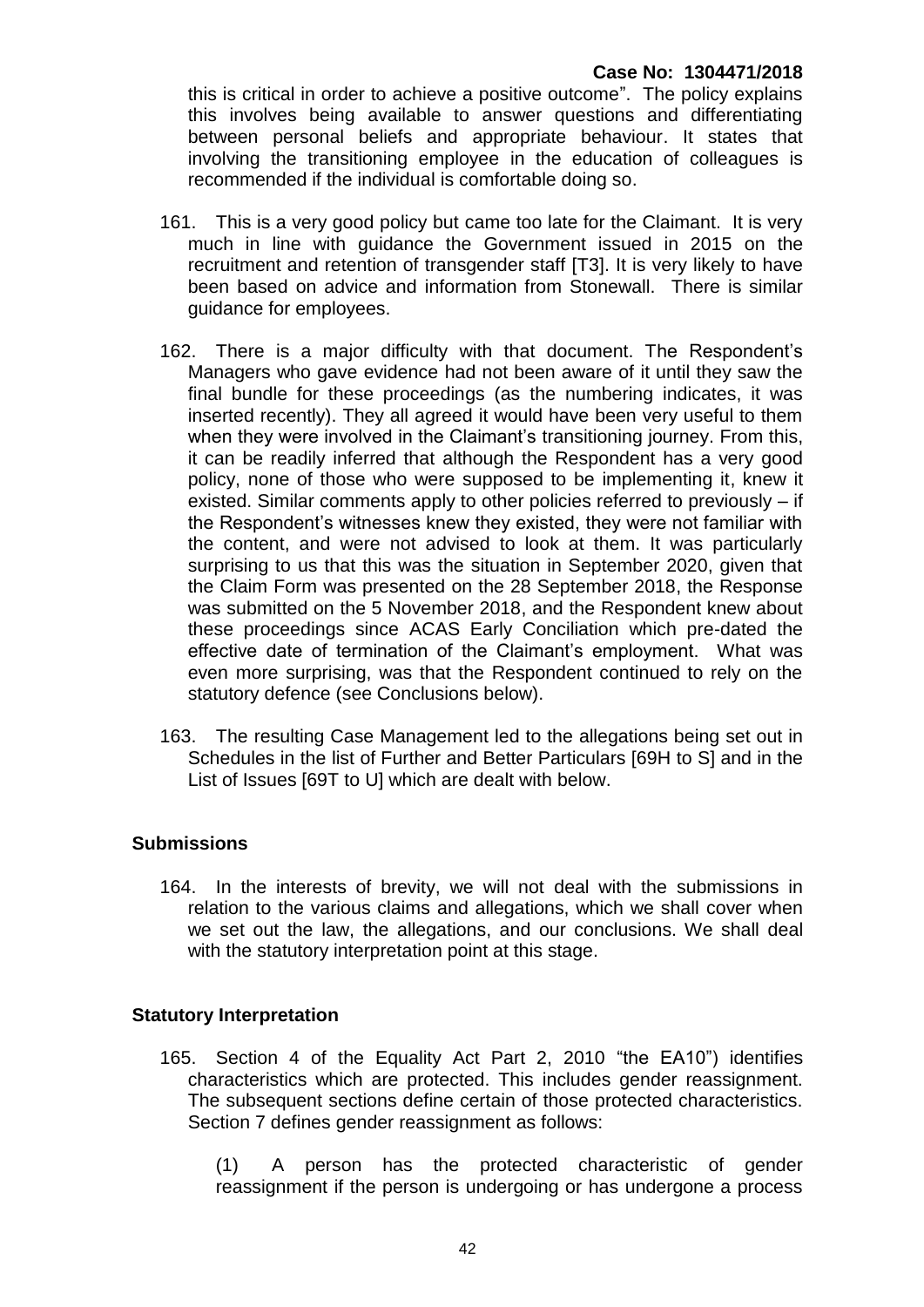this is critical in order to achieve a positive outcome". The policy explains this involves being available to answer questions and differentiating between personal beliefs and appropriate behaviour. It states that involving the transitioning employee in the education of colleagues is recommended if the individual is comfortable doing so.

161. This is a very good policy but came too late for the Claimant. It is very much in line with guidance the Government issued in 2015 on the recruitment and retention of transgender staff [T3]. It is very likely to have been based on advice and information from Stonewall. There is similar guidance for employees.

162. There is a major difficulty with that document. The Respondent's Managers who gave evidence had not been aware of it until they saw the final bundle for these proceedings (as the numbering indicates, it was inserted recently). They all agreed it would have been very useful to them when they were involved in the Claimant's transitioning journey. From this, it can be readily inferred that although the Respondent has a very good policy, none of those who were supposed to be implementing it, knew it existed. Similar comments apply to other policies referred to previously – if the Respondent's witnesses knew they existed, they were not familiar with the content, and were not advised to look at them. It was particularly surprising to us that this was the situation in September 2020, given that the Claim Form was presented on the 28 September 2018, the Response was submitted on the 5 November 2018, and the Respondent knew about these proceedings since ACAS Early Conciliation which pre-dated the effective date of termination of the Claimant's employment. What was even more surprising, was that the Respondent continued to rely on the statutory defence (see Conclusions below).

163. The resulting Case Management led to the allegations being set out in Schedules in the list of Further and Better Particulars [69H to S] and in the List of Issues [69T to U] which are dealt with below.

## Submissions

164. In the interests of brevity, we will not deal with the submissions in relation to the various claims and allegations, which we shall cover when we set out the law, the allegations, and our conclusions. We shall deal with the statutory interpretation point at this stage.

## Statutory Interpretation

165. Section 4 of the Equality Act Part 2, 2010 "the EA10") identifies characteristics which are protected. This includes gender reassignment. The subsequent sections define certain of those protected characteristics. Section 7 defines gender reassignment as follows:

(1) A person has the protected characteristic of gender reassignment if the person is undergoing or has undergone a process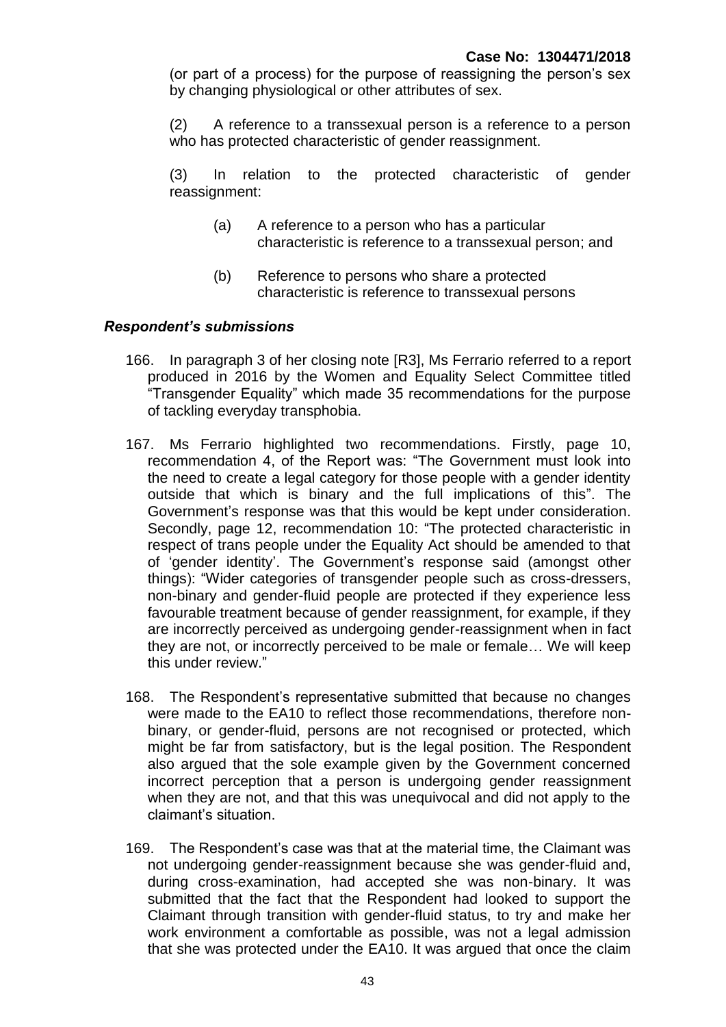(or part of a process) for the purpose of reassigning the person's sex by changing physiological or other attributes of sex.

(2) A reference to a transsexual person is a reference to a person who has protected characteristic of gender reassignment.

(3) In relation to the protected characteristic of gender reassignment:

(a) A reference to a person who has a particular characteristic is reference to a transsexual person; and

(b) Reference to persons who share a protected characteristic is reference to transsexual persons

### *Respondent's submissions*

166. In paragraph 3 of her closing note [R3], Ms Ferrario referred to a report produced in 2016 by the Women and Equality Select Committee titled "Transgender Equality" which made 35 recommendations for the purpose of tackling everyday transphobia.

167. Ms Ferrario highlighted two recommendations. Firstly, page 10, recommendation 4, of the Report was: "The Government must look into the need to create a legal category for those people with a gender identity outside that which is binary and the full implications of this". The Government's response was that this would be kept under consideration. Secondly, page 12, recommendation 10: "The protected characteristic in respect of trans people under the Equality Act should be amended to that of 'gender identity'. The Government's response said (amongst other things): "Wider categories of transgender people such as cross-dressers, non-binary and gender-fluid people are protected if they experience less favourable treatment because of gender reassignment, for example, if they are incorrectly perceived as undergoing gender-reassignment when in fact they are not, or incorrectly perceived to be male or female… We will keep this under review."

168. The Respondent's representative submitted that because no changes were made to the EA10 to reflect those recommendations, therefore non-binary, or gender-fluid, persons are not recognised or protected, which might be far from satisfactory, but is the legal position. The Respondent also argued that the sole example given by the Government concerned incorrect perception that a person is undergoing gender reassignment when they are not, and that this was unequivocal and did not apply to the claimant's situation.

169. The Respondent's case was that at the material time, the Claimant was not undergoing gender-reassignment because she was gender-fluid and, during cross-examination, had accepted she was non-binary. It was submitted that the fact that the Respondent had looked to support the Claimant through transition with gender-fluid status, to try and make her work environment a comfortable as possible, was not a legal admission that she was protected under the EA10. It was argued that once the claim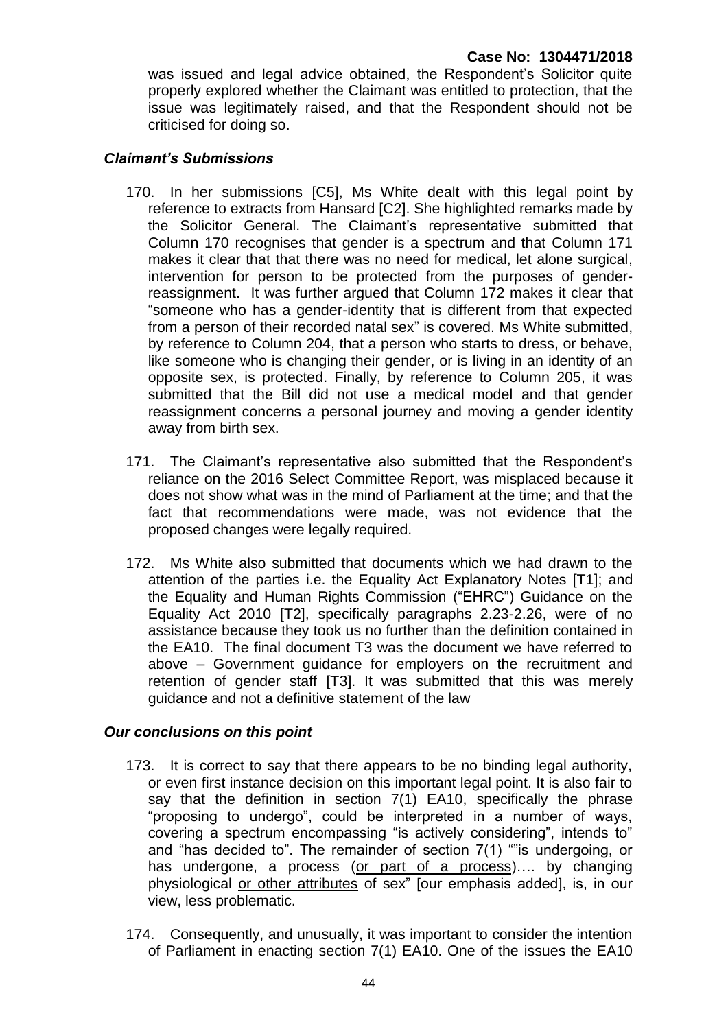was issued and legal advice obtained, the Respondent's Solicitor quite properly explored whether the Claimant was entitled to protection, that the issue was legitimately raised, and that the Respondent should not be criticised for doing so.

### *Claimant's Submissions*

170. In her submissions [C5], Ms White dealt with this legal point by reference to extracts from Hansard [C2]. She highlighted remarks made by the Solicitor General. The Claimant's representative submitted that Column 170 recognises that gender is a spectrum and that Column 171 makes it clear that that there was no need for medical, let alone surgical, intervention for person to be protected from the purposes of gender-reassignment. It was further argued that Column 172 makes it clear that "someone who has a gender-identity that is different from that expected from a person of their recorded natal sex" is covered. Ms White submitted, by reference to Column 204, that a person who starts to dress, or behave, like someone who is changing their gender, or is living in an identity of an opposite sex, is protected. Finally, by reference to Column 205, it was submitted that the Bill did not use a medical model and that gender reassignment concerns a personal journey and moving a gender identity away from birth sex.

171. The Claimant's representative also submitted that the Respondent's reliance on the 2016 Select Committee Report, was misplaced because it does not show what was in the mind of Parliament at the time; and that the fact that recommendations were made, was not evidence that the proposed changes were legally required.

172. Ms White also submitted that documents which we had drawn to the attention of the parties i.e. the Equality Act Explanatory Notes [T1]; and the Equality and Human Rights Commission ("EHRC") Guidance on the Equality Act 2010 [T2], specifically paragraphs 2.23-2.26, were of no assistance because they took us no further than the definition contained in the EA10. The final document T3 was the document we have referred to above – Government guidance for employers on the recruitment and retention of gender staff [T3]. It was submitted that this was merely guidance and not a definitive statement of the law

### *Our conclusions on this point*

173. It is correct to say that there appears to be no binding legal authority, or even first instance decision on this important legal point. It is also fair to say that the definition in section 7(1) EA10, specifically the phrase "proposing to undergo", could be interpreted in a number of ways, covering a spectrum encompassing "is actively considering", intends to" and "has decided to". The remainder of section 7(1) ""is undergoing, or has undergone, a process (<u>or part of a process</u>)…. by changing physiological <u>or other attributes</u> of sex" [our emphasis added], is, in our view, less problematic.

174. Consequently, and unusually, it was important to consider the intention of Parliament in enacting section 7(1) EA10. One of the issues the EA10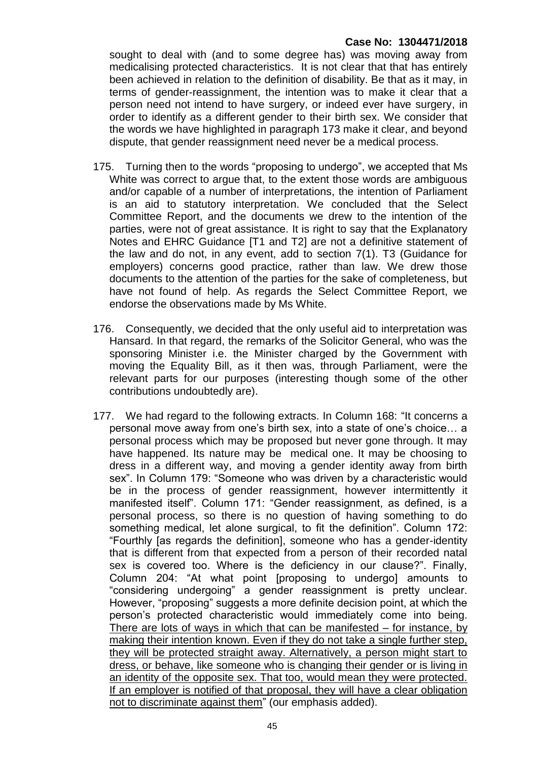sought to deal with (and to some degree has) was moving away from medicalising protected characteristics. It is not clear that that has entirely been achieved in relation to the definition of disability. Be that as it may, in terms of gender-reassignment, the intention was to make it clear that a person need not intend to have surgery, or indeed ever have surgery, in order to identify as a different gender to their birth sex. We consider that the words we have highlighted in paragraph 173 make it clear, and beyond dispute, that gender reassignment need never be a medical process.

175. Turning then to the words "proposing to undergo", we accepted that Ms White was correct to argue that, to the extent those words are ambiguous and/or capable of a number of interpretations, the intention of Parliament is an aid to statutory interpretation. We concluded that the Select Committee Report, and the documents we drew to the intention of the parties, were not of great assistance. It is right to say that the Explanatory Notes and EHRC Guidance [T1 and T2] are not a definitive statement of the law and do not, in any event, add to section 7(1). T3 (Guidance for employers) concerns good practice, rather than law. We drew those documents to the attention of the parties for the sake of completeness, but have not found of help. As regards the Select Committee Report, we endorse the observations made by Ms White.

176. Consequently, we decided that the only useful aid to interpretation was Hansard. In that regard, the remarks of the Solicitor General, who was the sponsoring Minister i.e. the Minister charged by the Government with moving the Equality Bill, as it then was, through Parliament, were the relevant parts for our purposes (interesting though some of the other contributions undoubtedly are).

177. We had regard to the following extracts. In Column 168: "It concerns a personal move away from one's birth sex, into a state of one's choice… a personal process which may be proposed but never gone through. It may have happened. Its nature may be medical one. It may be choosing to dress in a different way, and moving a gender identity away from birth sex". In Column 179: "Someone who was driven by a characteristic would be in the process of gender reassignment, however intermittently it manifested itself". Column 171: "Gender reassignment, as defined, is a personal process, so there is no question of having something to do something medical, let alone surgical, to fit the definition". Column 172: "Fourthly [as regards the definition], someone who has a gender-identity that is different from that expected from a person of their recorded natal sex is covered too. Where is the deficiency in our clause?". Finally, Column 204: "At what point [proposing to undergo] amounts to "considering undergoing" a gender reassignment is pretty unclear. However, "proposing" suggests a more definite decision point, at which the person's protected characteristic would immediately come into being. <u>There are lots of ways in which that can be manifested – for instance, by making their intention known. Even if they do not take a single further step, they will be protected straight away. Alternatively, a person might start to dress, or behave, like someone who is changing their gender or is living in an identity of the opposite sex. That too, would mean they were protected. If an employer is notified of that proposal, they will have a clear obligation not to discriminate against them</u>" (our emphasis added).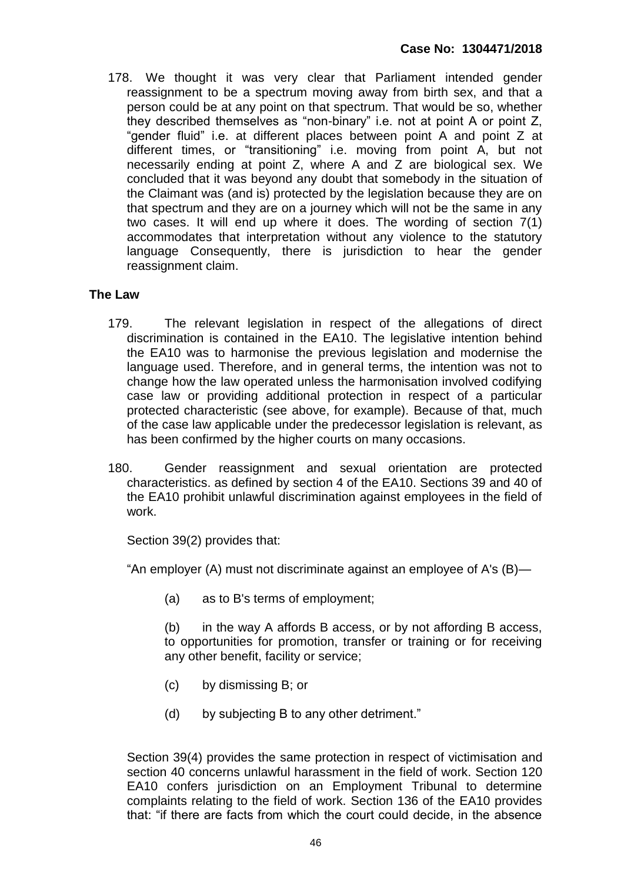178. We thought it was very clear that Parliament intended gender reassignment to be a spectrum moving away from birth sex, and that a person could be at any point on that spectrum. That would be so, whether they described themselves as "non-binary" i.e. not at point A or point Z, "gender fluid" i.e. at different places between point A and point Z at different times, or "transitioning" i.e. moving from point A, but not necessarily ending at point Z, where A and Z are biological sex. We concluded that it was beyond any doubt that somebody in the situation of the Claimant was (and is) protected by the legislation because they are on that spectrum and they are on a journey which will not be the same in any two cases. It will end up where it does. The wording of section 7(1) accommodates that interpretation without any violence to the statutory language Consequently, there is jurisdiction to hear the gender reassignment claim.

**The Law**

179. The relevant legislation in respect of the allegations of direct discrimination is contained in the EA10. The legislative intention behind the EA10 was to harmonise the previous legislation and modernise the language used. Therefore, and in general terms, the intention was not to change how the law operated unless the harmonisation involved codifying case law or providing additional protection in respect of a particular protected characteristic (see above, for example). Because of that, much of the case law applicable under the predecessor legislation is relevant, as has been confirmed by the higher courts on many occasions.

180. Gender reassignment and sexual orientation are protected characteristics. as defined by section 4 of the EA10. Sections 39 and 40 of the EA10 prohibit unlawful discrimination against employees in the field of work.

Section 39(2) provides that:

"An employer (A) must not discriminate against an employee of A's (B)—

(a) as to B's terms of employment;

(b) in the way A affords B access, or by not affording B access, to opportunities for promotion, transfer or training or for receiving any other benefit, facility or service;

(c) by dismissing B; or

(d) by subjecting B to any other detriment."

Section 39(4) provides the same protection in respect of victimisation and section 40 concerns unlawful harassment in the field of work. Section 120 EA10 confers jurisdiction on an Employment Tribunal to determine complaints relating to the field of work. Section 136 of the EA10 provides that: "if there are facts from which the court could decide, in the absence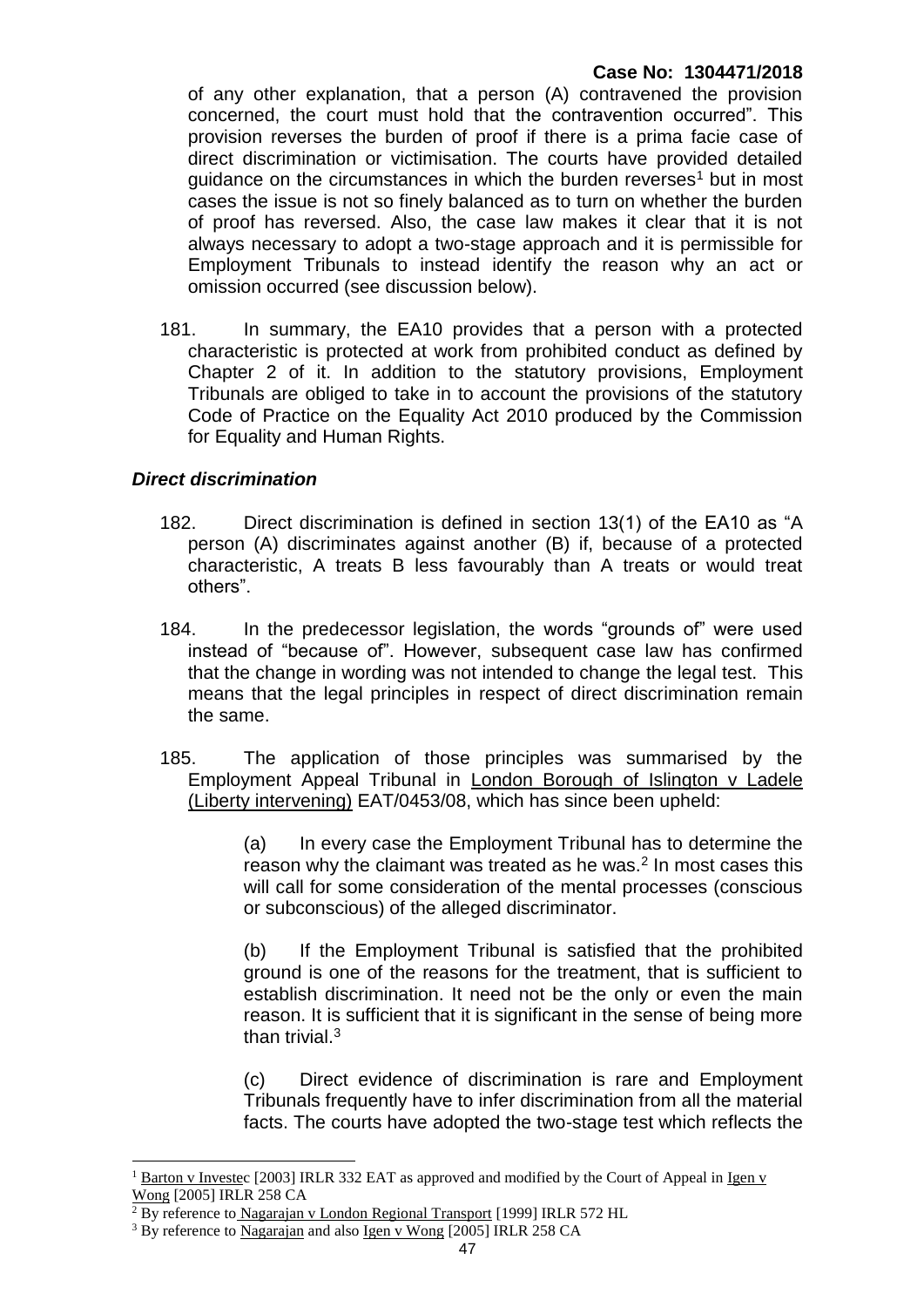of any other explanation, that a person (A) contravened the provision concerned, the court must hold that the contravention occurred". This provision reverses the burden of proof if there is a prima facie case of direct discrimination or victimisation. The courts have provided detailed guidance on the circumstances in which the burden reverses[1] but in most cases the issue is not so finely balanced as to turn on whether the burden of proof has reversed. Also, the case law makes it clear that it is not always necessary to adopt a two-stage approach and it is permissible for Employment Tribunals to instead identify the reason why an act or omission occurred (see discussion below).

181. In summary, the EA10 provides that a person with a protected characteristic is protected at work from prohibited conduct as defined by Chapter 2 of it. In addition to the statutory provisions, Employment Tribunals are obliged to take in to account the provisions of the statutory Code of Practice on the Equality Act 2010 produced by the Commission for Equality and Human Rights.

### *Direct discrimination*

182. Direct discrimination is defined in section 13(1) of the EA10 as "A person (A) discriminates against another (B) if, because of a protected characteristic, A treats B less favourably than A treats or would treat others".

184. In the predecessor legislation, the words "grounds of" were used instead of "because of". However, subsequent case law has confirmed that the change in wording was not intended to change the legal test. This means that the legal principles in respect of direct discrimination remain the same.

185. The application of those principles was summarised by the Employment Appeal Tribunal in London Borough of Islington v Ladele (Liberty intervening) EAT/0453/08, which has since been upheld:

(a) In every case the Employment Tribunal has to determine the reason why the claimant was treated as he was.[2] In most cases this will call for some consideration of the mental processes (conscious or subconscious) of the alleged discriminator.

(b) If the Employment Tribunal is satisfied that the prohibited ground is one of the reasons for the treatment, that is sufficient to establish discrimination. It need not be the only or even the main reason. It is sufficient that it is significant in the sense of being more than trivial.[3]

(c) Direct evidence of discrimination is rare and Employment Tribunals frequently have to infer discrimination from all the material facts. The courts have adopted the two-stage test which reflects the

---

[1] Barton v Investec [2003] IRLR 332 EAT as approved and modified by the Court of Appeal in Igen v Wong [2005] IRLR 258 CA

[2] By reference to Nagarajan v London Regional Transport [1999] IRLR 572 HL

[3] By reference to Nagarajan and also Igen v Wong [2005] IRLR 258 CA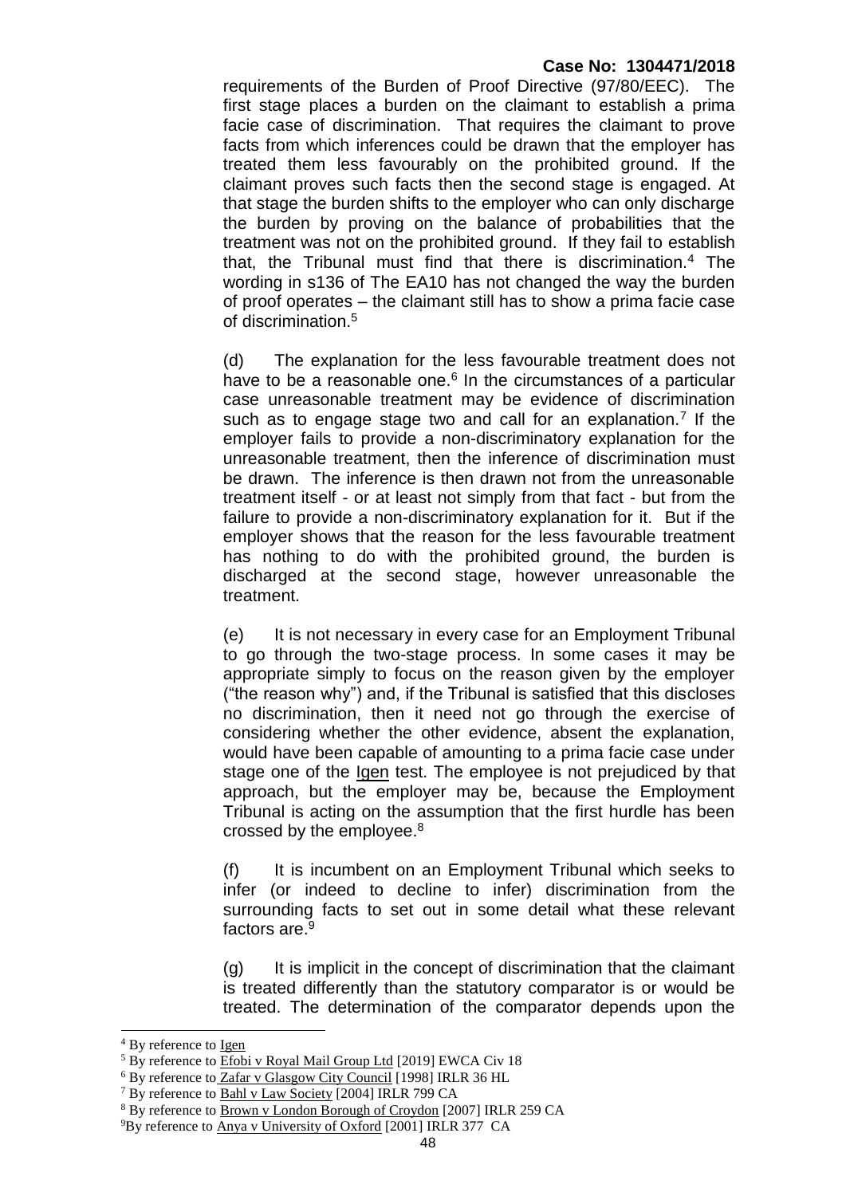requirements of the Burden of Proof Directive (97/80/EEC). The first stage places a burden on the claimant to establish a prima facie case of discrimination. That requires the claimant to prove facts from which inferences could be drawn that the employer has treated them less favourably on the prohibited ground. If the claimant proves such facts then the second stage is engaged. At that stage the burden shifts to the employer who can only discharge the burden by proving on the balance of probabilities that the treatment was not on the prohibited ground. If they fail to establish that, the Tribunal must find that there is discrimination.[4] The wording in s136 of The EA10 has not changed the way the burden of proof operates – the claimant still has to show a prima facie case of discrimination.[5]

(d) The explanation for the less favourable treatment does not have to be a reasonable one.[6] In the circumstances of a particular case unreasonable treatment may be evidence of discrimination such as to engage stage two and call for an explanation.[7] If the employer fails to provide a non-discriminatory explanation for the unreasonable treatment, then the inference of discrimination must be drawn. The inference is then drawn not from the unreasonable treatment itself - or at least not simply from that fact - but from the failure to provide a non-discriminatory explanation for it. But if the employer shows that the reason for the less favourable treatment has nothing to do with the prohibited ground, the burden is discharged at the second stage, however unreasonable the treatment.

(e) It is not necessary in every case for an Employment Tribunal to go through the two-stage process. In some cases it may be appropriate simply to focus on the reason given by the employer ("the reason why") and, if the Tribunal is satisfied that this discloses no discrimination, then it need not go through the exercise of considering whether the other evidence, absent the explanation, would have been capable of amounting to a prima facie case under stage one of the Igen test. The employee is not prejudiced by that approach, but the employer may be, because the Employment Tribunal is acting on the assumption that the first hurdle has been crossed by the employee.[8]

(f) It is incumbent on an Employment Tribunal which seeks to infer (or indeed to decline to infer) discrimination from the surrounding facts to set out in some detail what these relevant factors are.[9]

(g) It is implicit in the concept of discrimination that the claimant is treated differently than the statutory comparator is or would be treated. The determination of the comparator depends upon the

---

[4] By reference to Igen

[5] By reference to Efobi v Royal Mail Group Ltd [2019] EWCA Civ 18

[6] By reference to Zafar v Glasgow City Council [1998] IRLR 36 HL

[7] By reference to Bahl v Law Society [2004] IRLR 799 CA

[8] By reference to Brown v London Borough of Croydon [2007] IRLR 259 CA

[9] By reference to Anya v University of Oxford [2001] IRLR 377 CA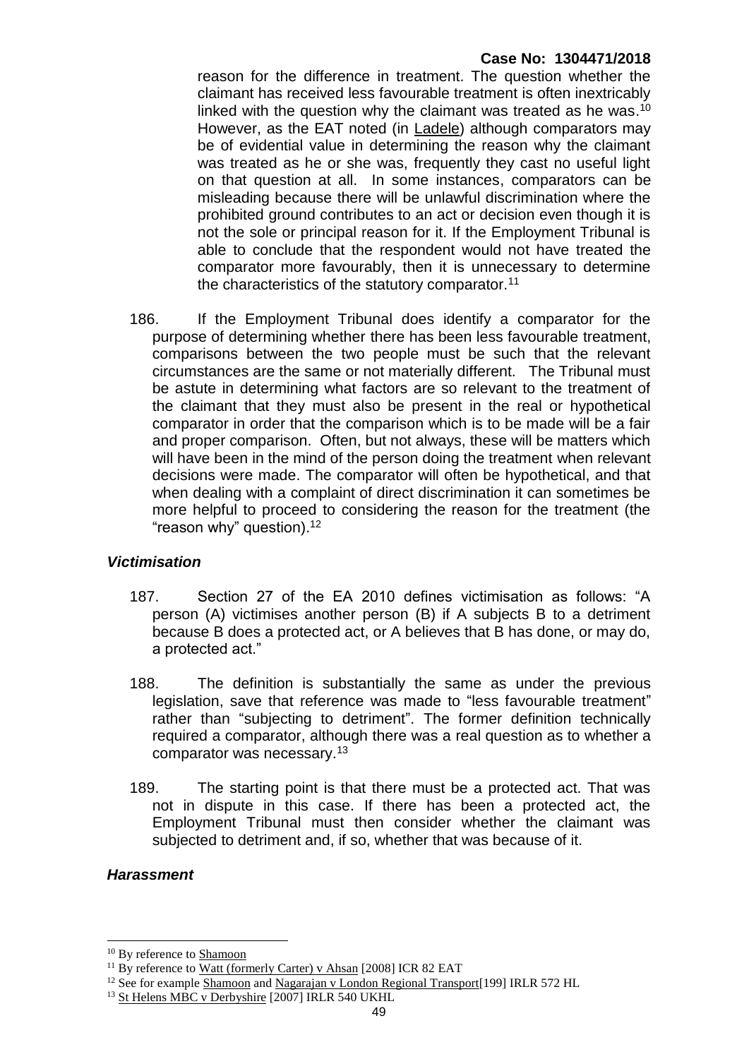reason for the difference in treatment. The question whether the claimant has received less favourable treatment is often inextricably linked with the question why the claimant was treated as he was.[10] However, as the EAT noted (in Ladele) although comparators may be of evidential value in determining the reason why the claimant was treated as he or she was, frequently they cast no useful light on that question at all. In some instances, comparators can be misleading because there will be unlawful discrimination where the prohibited ground contributes to an act or decision even though it is not the sole or principal reason for it. If the Employment Tribunal is able to conclude that the respondent would not have treated the comparator more favourably, then it is unnecessary to determine the characteristics of the statutory comparator.[11]

186. If the Employment Tribunal does identify a comparator for the purpose of determining whether there has been less favourable treatment, comparisons between the two people must be such that the relevant circumstances are the same or not materially different. The Tribunal must be astute in determining what factors are so relevant to the treatment of the claimant that they must also be present in the real or hypothetical comparator in order that the comparison which is to be made will be a fair and proper comparison. Often, but not always, these will be matters which will have been in the mind of the person doing the treatment when relevant decisions were made. The comparator will often be hypothetical, and that when dealing with a complaint of direct discrimination it can sometimes be more helpful to proceed to considering the reason for the treatment (the "reason why" question).[12]

### *Victimisation*

187. Section 27 of the EA 2010 defines victimisation as follows: "A person (A) victimises another person (B) if A subjects B to a detriment because B does a protected act, or A believes that B has done, or may do, a protected act."

188. The definition is substantially the same as under the previous legislation, save that reference was made to "less favourable treatment" rather than "subjecting to detriment". The former definition technically required a comparator, although there was a real question as to whether a comparator was necessary.[13]

189. The starting point is that there must be a protected act. That was not in dispute in this case. If there has been a protected act, the Employment Tribunal must then consider whether the claimant was subjected to detriment and, if so, whether that was because of it.

### *Harassment*

---

[10] By reference to Shamoon

[11] By reference to Watt (formerly Carter) v Ahsan [2008] ICR 82 EAT

[12] See for example Shamoon and Nagarajan v London Regional Transport[199] IRLR 572 HL

[13] St Helens MBC v Derbyshire [2007] IRLR 540 UKHL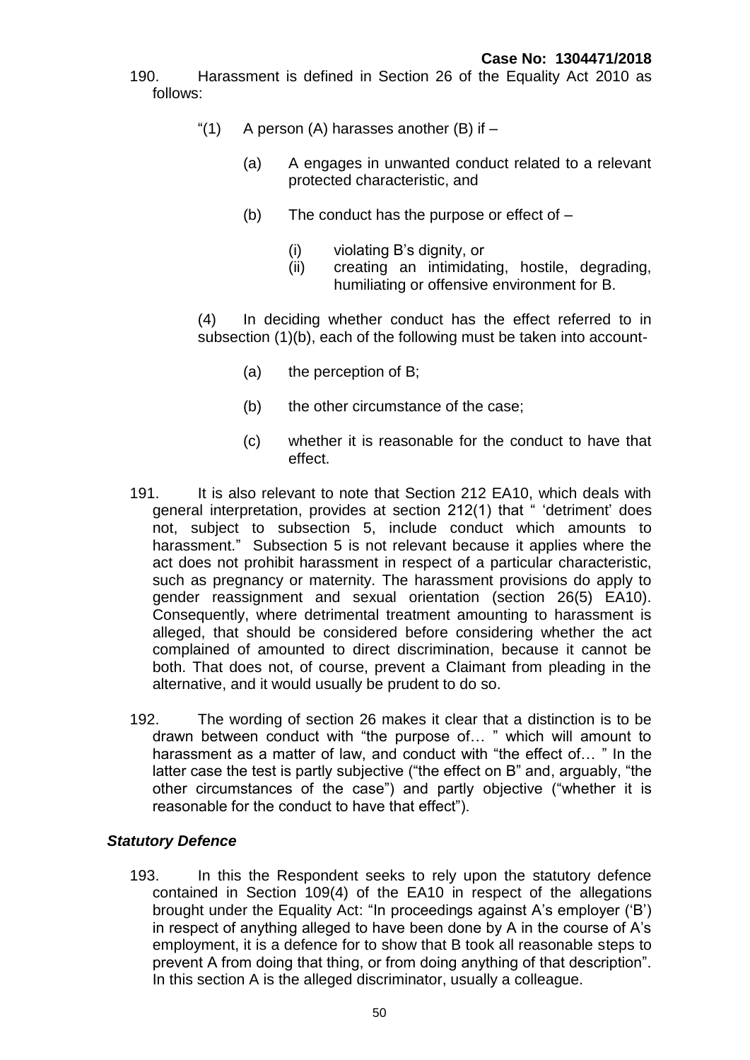190. Harassment is defined in Section 26 of the Equality Act 2010 as follows:

> "(1) A person (A) harasses another (B) if –
>
> > (a) A engages in unwanted conduct related to a relevant protected characteristic, and
> >
> > (b) The conduct has the purpose or effect of –
> >
> > > (i) violating B's dignity, or
> > >
> > > (ii) creating an intimidating, hostile, degrading, humiliating or offensive environment for B.
>
> (4) In deciding whether conduct has the effect referred to in subsection (1)(b), each of the following must be taken into account-
>
> > (a) the perception of B;
> >
> > (b) the other circumstance of the case;
> >
> > (c) whether it is reasonable for the conduct to have that effect.

191. It is also relevant to note that Section 212 EA10, which deals with general interpretation, provides at section 212(1) that " 'detriment' does not, subject to subsection 5, include conduct which amounts to harassment." Subsection 5 is not relevant because it applies where the act does not prohibit harassment in respect of a particular characteristic, such as pregnancy or maternity. The harassment provisions do apply to gender reassignment and sexual orientation (section 26(5) EA10). Consequently, where detrimental treatment amounting to harassment is alleged, that should be considered before considering whether the act complained of amounted to direct discrimination, because it cannot be both. That does not, of course, prevent a Claimant from pleading in the alternative, and it would usually be prudent to do so.

192. The wording of section 26 makes it clear that a distinction is to be drawn between conduct with "the purpose of… " which will amount to harassment as a matter of law, and conduct with "the effect of… " In the latter case the test is partly subjective ("the effect on B" and, arguably, "the other circumstances of the case") and partly objective ("whether it is reasonable for the conduct to have that effect").

### *Statutory Defence*

193. In this the Respondent seeks to rely upon the statutory defence contained in Section 109(4) of the EA10 in respect of the allegations brought under the Equality Act: "In proceedings against A's employer ('B') in respect of anything alleged to have been done by A in the course of A's employment, it is a defence for to show that B took all reasonable steps to prevent A from doing that thing, or from doing anything of that description". In this section A is the alleged discriminator, usually a colleague.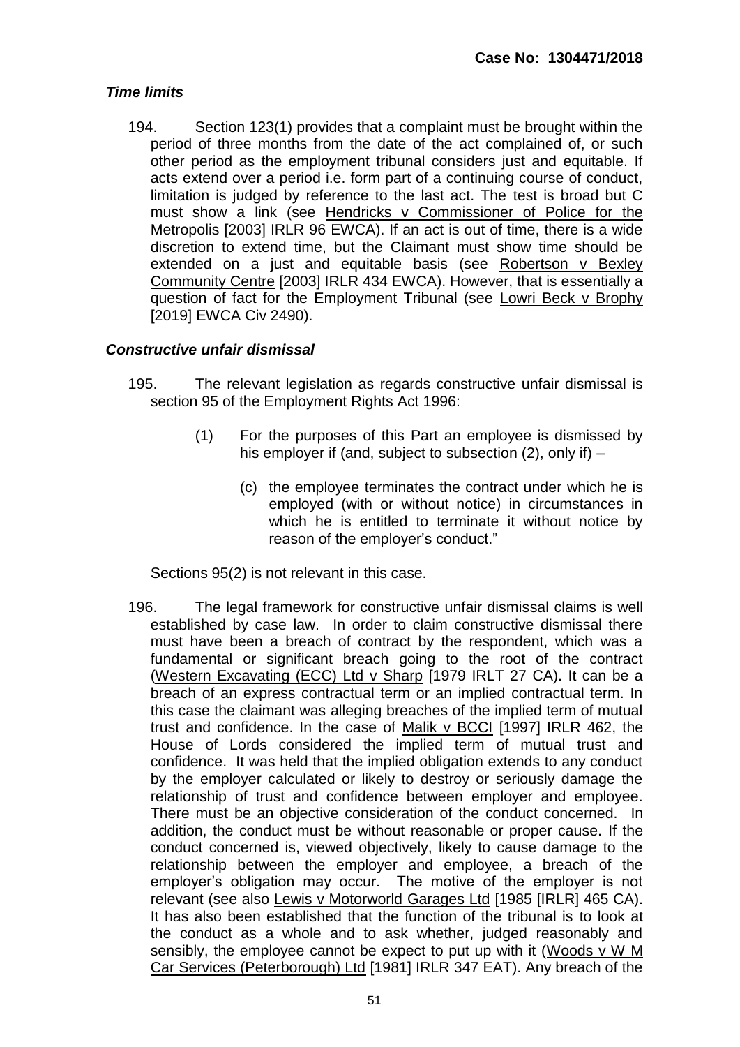**Case No: 1304471/2018**

### *Time limits*

194. Section 123(1) provides that a complaint must be brought within the period of three months from the date of the act complained of, or such other period as the employment tribunal considers just and equitable. If acts extend over a period i.e. form part of a continuing course of conduct, limitation is judged by reference to the last act. The test is broad but C must show a link (see Hendricks v Commissioner of Police for the Metropolis [2003] IRLR 96 EWCA). If an act is out of time, there is a wide discretion to extend time, but the Claimant must show time should be extended on a just and equitable basis (see Robertson v Bexley Community Centre [2003] IRLR 434 EWCA). However, that is essentially a question of fact for the Employment Tribunal (see Lowri Beck v Brophy [2019] EWCA Civ 2490).

### *Constructive unfair dismissal*

195. The relevant legislation as regards constructive unfair dismissal is section 95 of the Employment Rights Act 1996:

> (1) For the purposes of this Part an employee is dismissed by his employer if (and, subject to subsection (2), only if) –
>
> (c) the employee terminates the contract under which he is employed (with or without notice) in circumstances in which he is entitled to terminate it without notice by reason of the employer's conduct."

Sections 95(2) is not relevant in this case.

196. The legal framework for constructive unfair dismissal claims is well established by case law. In order to claim constructive dismissal there must have been a breach of contract by the respondent, which was a fundamental or significant breach going to the root of the contract (Western Excavating (ECC) Ltd v Sharp [1979 IRLT 27 CA). It can be a breach of an express contractual term or an implied contractual term. In this case the claimant was alleging breaches of the implied term of mutual trust and confidence. In the case of Malik v BCCI [1997] IRLR 462, the House of Lords considered the implied term of mutual trust and confidence. It was held that the implied obligation extends to any conduct by the employer calculated or likely to destroy or seriously damage the relationship of trust and confidence between employer and employee. There must be an objective consideration of the conduct concerned. In addition, the conduct must be without reasonable or proper cause. If the conduct concerned is, viewed objectively, likely to cause damage to the relationship between the employer and employee, a breach of the employer's obligation may occur. The motive of the employer is not relevant (see also Lewis v Motorworld Garages Ltd [1985 [IRLR] 465 CA). It has also been established that the function of the tribunal is to look at the conduct as a whole and to ask whether, judged reasonably and sensibly, the employee cannot be expect to put up with it (Woods v W M Car Services (Peterborough) Ltd [1981] IRLR 347 EAT). Any breach of the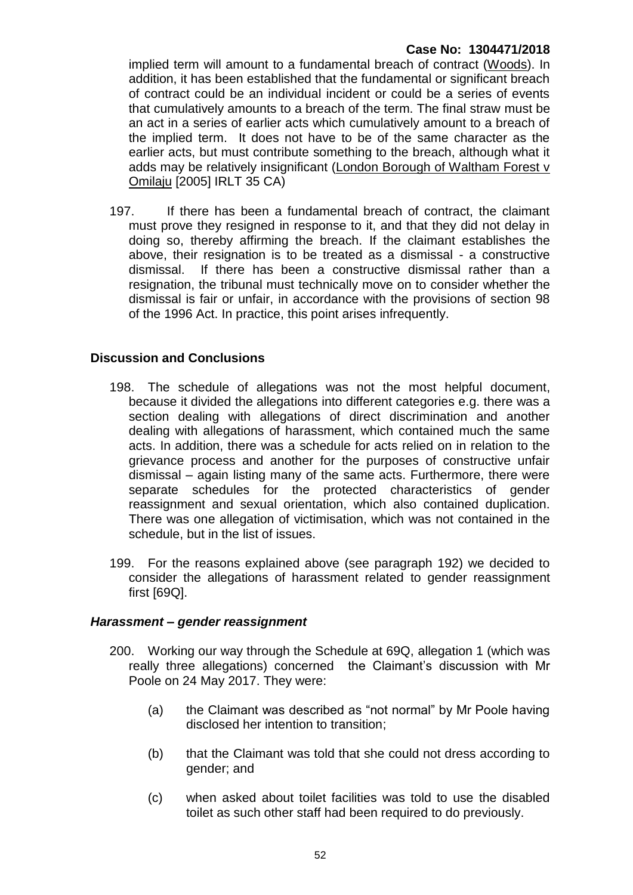implied term will amount to a fundamental breach of contract (Woods). In addition, it has been established that the fundamental or significant breach of contract could be an individual incident or could be a series of events that cumulatively amounts to a breach of the term. The final straw must be an act in a series of earlier acts which cumulatively amount to a breach of the implied term. It does not have to be of the same character as the earlier acts, but must contribute something to the breach, although what it adds may be relatively insignificant (London Borough of Waltham Forest v Omilaju [2005] IRLT 35 CA)

197. If there has been a fundamental breach of contract, the claimant must prove they resigned in response to it, and that they did not delay in doing so, thereby affirming the breach. If the claimant establishes the above, their resignation is to be treated as a dismissal - a constructive dismissal. If there has been a constructive dismissal rather than a resignation, the tribunal must technically move on to consider whether the dismissal is fair or unfair, in accordance with the provisions of section 98 of the 1996 Act. In practice, this point arises infrequently.

## Discussion and Conclusions

198. The schedule of allegations was not the most helpful document, because it divided the allegations into different categories e.g. there was a section dealing with allegations of direct discrimination and another dealing with allegations of harassment, which contained much the same acts. In addition, there was a schedule for acts relied on in relation to the grievance process and another for the purposes of constructive unfair dismissal – again listing many of the same acts. Furthermore, there were separate schedules for the protected characteristics of gender reassignment and sexual orientation, which also contained duplication. There was one allegation of victimisation, which was not contained in the schedule, but in the list of issues.

199. For the reasons explained above (see paragraph 192) we decided to consider the allegations of harassment related to gender reassignment first [69Q].

### *Harassment – gender reassignment*

200. Working our way through the Schedule at 69Q, allegation 1 (which was really three allegations) concerned the Claimant's discussion with Mr Poole on 24 May 2017. They were:

   (a) the Claimant was described as "not normal" by Mr Poole having disclosed her intention to transition;

   (b) that the Claimant was told that she could not dress according to gender; and

   (c) when asked about toilet facilities was told to use the disabled toilet as such other staff had been required to do previously.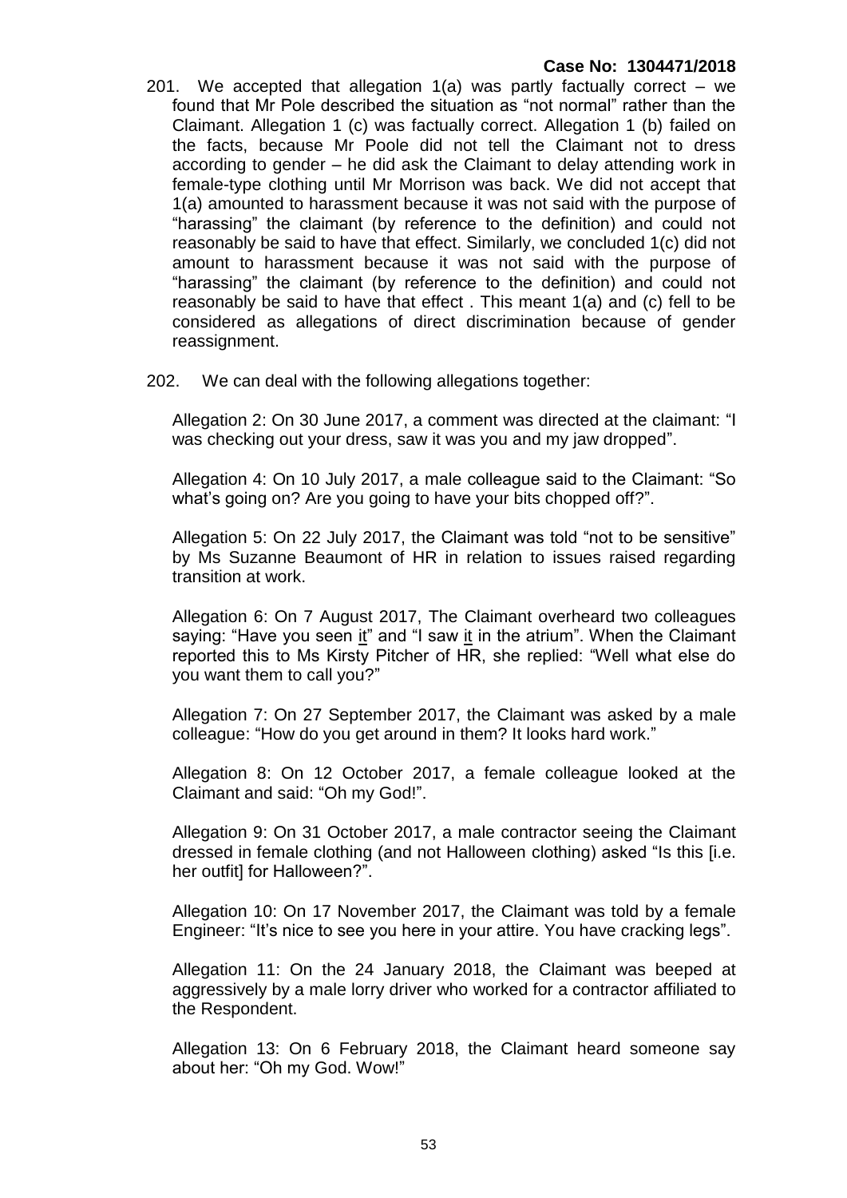201. We accepted that allegation 1(a) was partly factually correct – we found that Mr Pole described the situation as "not normal" rather than the Claimant. Allegation 1 (c) was factually correct. Allegation 1 (b) failed on the facts, because Mr Poole did not tell the Claimant not to dress according to gender – he did ask the Claimant to delay attending work in female-type clothing until Mr Morrison was back. We did not accept that 1(a) amounted to harassment because it was not said with the purpose of "harassing" the claimant (by reference to the definition) and could not reasonably be said to have that effect. Similarly, we concluded 1(c) did not amount to harassment because it was not said with the purpose of "harassing" the claimant (by reference to the definition) and could not reasonably be said to have that effect . This meant 1(a) and (c) fell to be considered as allegations of direct discrimination because of gender reassignment.

202. We can deal with the following allegations together:

Allegation 2: On 30 June 2017, a comment was directed at the claimant: "I was checking out your dress, saw it was you and my jaw dropped".

Allegation 4: On 10 July 2017, a male colleague said to the Claimant: "So what's going on? Are you going to have your bits chopped off?".

Allegation 5: On 22 July 2017, the Claimant was told "not to be sensitive" by Ms Suzanne Beaumont of HR in relation to issues raised regarding transition at work.

Allegation 6: On 7 August 2017, The Claimant overheard two colleagues saying: "Have you seen <u>it</u>" and "I saw <u>it</u> in the atrium". When the Claimant reported this to Ms Kirsty Pitcher of HR, she replied: "Well what else do you want them to call you?"

Allegation 7: On 27 September 2017, the Claimant was asked by a male colleague: "How do you get around in them? It looks hard work."

Allegation 8: On 12 October 2017, a female colleague looked at the Claimant and said: "Oh my God!".

Allegation 9: On 31 October 2017, a male contractor seeing the Claimant dressed in female clothing (and not Halloween clothing) asked "Is this [i.e. her outfit] for Halloween?".

Allegation 10: On 17 November 2017, the Claimant was told by a female Engineer: "It's nice to see you here in your attire. You have cracking legs".

Allegation 11: On the 24 January 2018, the Claimant was beeped at aggressively by a male lorry driver who worked for a contractor affiliated to the Respondent.

Allegation 13: On 6 February 2018, the Claimant heard someone say about her: "Oh my God. Wow!"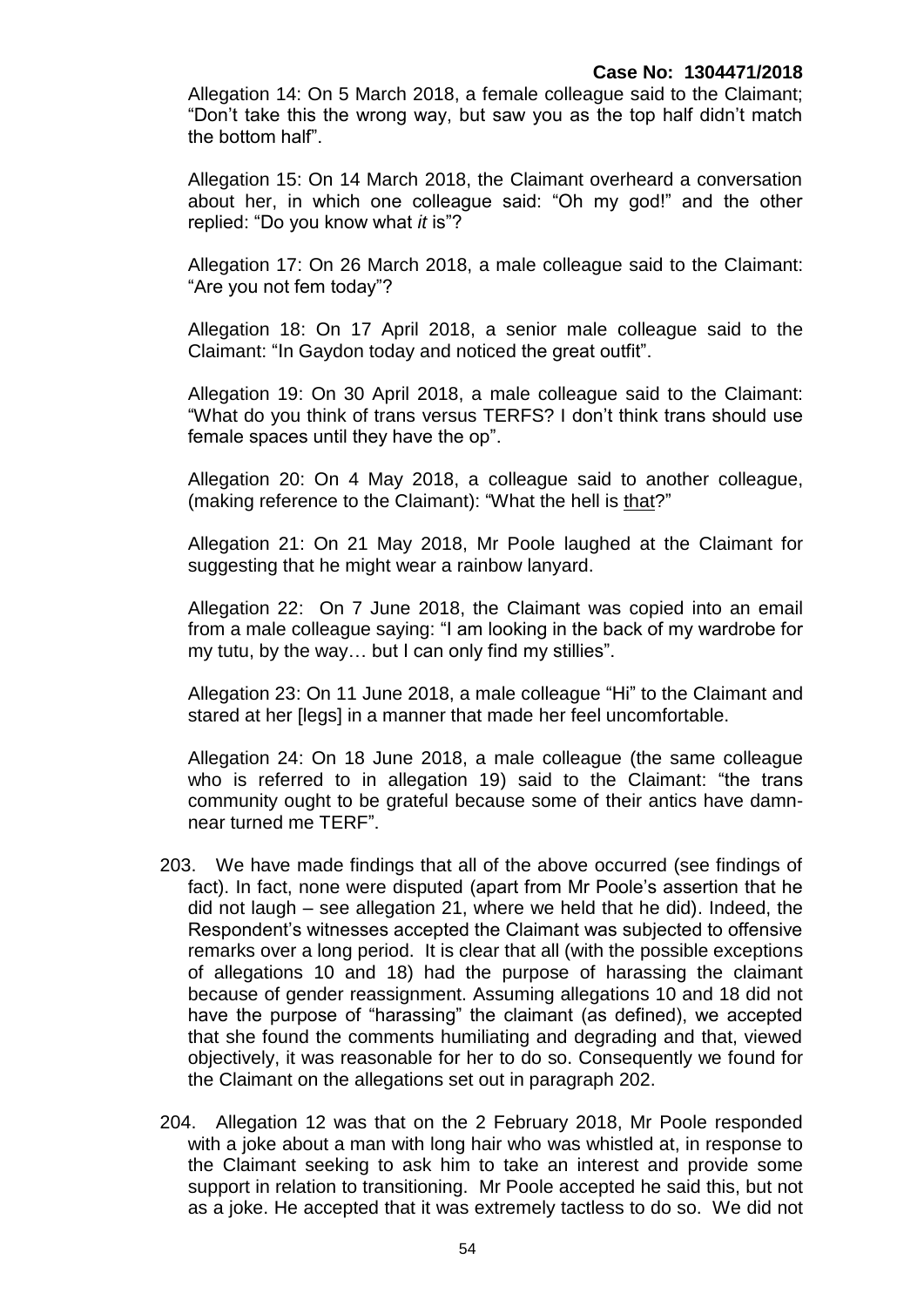Allegation 14: On 5 March 2018, a female colleague said to the Claimant; "Don't take this the wrong way, but saw you as the top half didn't match the bottom half".

Allegation 15: On 14 March 2018, the Claimant overheard a conversation about her, in which one colleague said: "Oh my god!" and the other replied: "Do you know what *it* is"?

Allegation 17: On 26 March 2018, a male colleague said to the Claimant: "Are you not fem today"?

Allegation 18: On 17 April 2018, a senior male colleague said to the Claimant: "In Gaydon today and noticed the great outfit".

Allegation 19: On 30 April 2018, a male colleague said to the Claimant: "What do you think of trans versus TERFS? I don't think trans should use female spaces until they have the op".

Allegation 20: On 4 May 2018, a colleague said to another colleague, (making reference to the Claimant): "What the hell is <u>that</u>?"

Allegation 21: On 21 May 2018, Mr Poole laughed at the Claimant for suggesting that he might wear a rainbow lanyard.

Allegation 22: On 7 June 2018, the Claimant was copied into an email from a male colleague saying: "I am looking in the back of my wardrobe for my tutu, by the way… but I can only find my stillies".

Allegation 23: On 11 June 2018, a male colleague "Hi" to the Claimant and stared at her [legs] in a manner that made her feel uncomfortable.

Allegation 24: On 18 June 2018, a male colleague (the same colleague who is referred to in allegation 19) said to the Claimant: "the trans community ought to be grateful because some of their antics have damn-near turned me TERF".

203. We have made findings that all of the above occurred (see findings of fact). In fact, none were disputed (apart from Mr Poole's assertion that he did not laugh – see allegation 21, where we held that he did). Indeed, the Respondent's witnesses accepted the Claimant was subjected to offensive remarks over a long period. It is clear that all (with the possible exceptions of allegations 10 and 18) had the purpose of harassing the claimant because of gender reassignment. Assuming allegations 10 and 18 did not have the purpose of "harassing" the claimant (as defined), we accepted that she found the comments humiliating and degrading and that, viewed objectively, it was reasonable for her to do so. Consequently we found for the Claimant on the allegations set out in paragraph 202.

204. Allegation 12 was that on the 2 February 2018, Mr Poole responded with a joke about a man with long hair who was whistled at, in response to the Claimant seeking to ask him to take an interest and provide some support in relation to transitioning. Mr Poole accepted he said this, but not as a joke. He accepted that it was extremely tactless to do so. We did not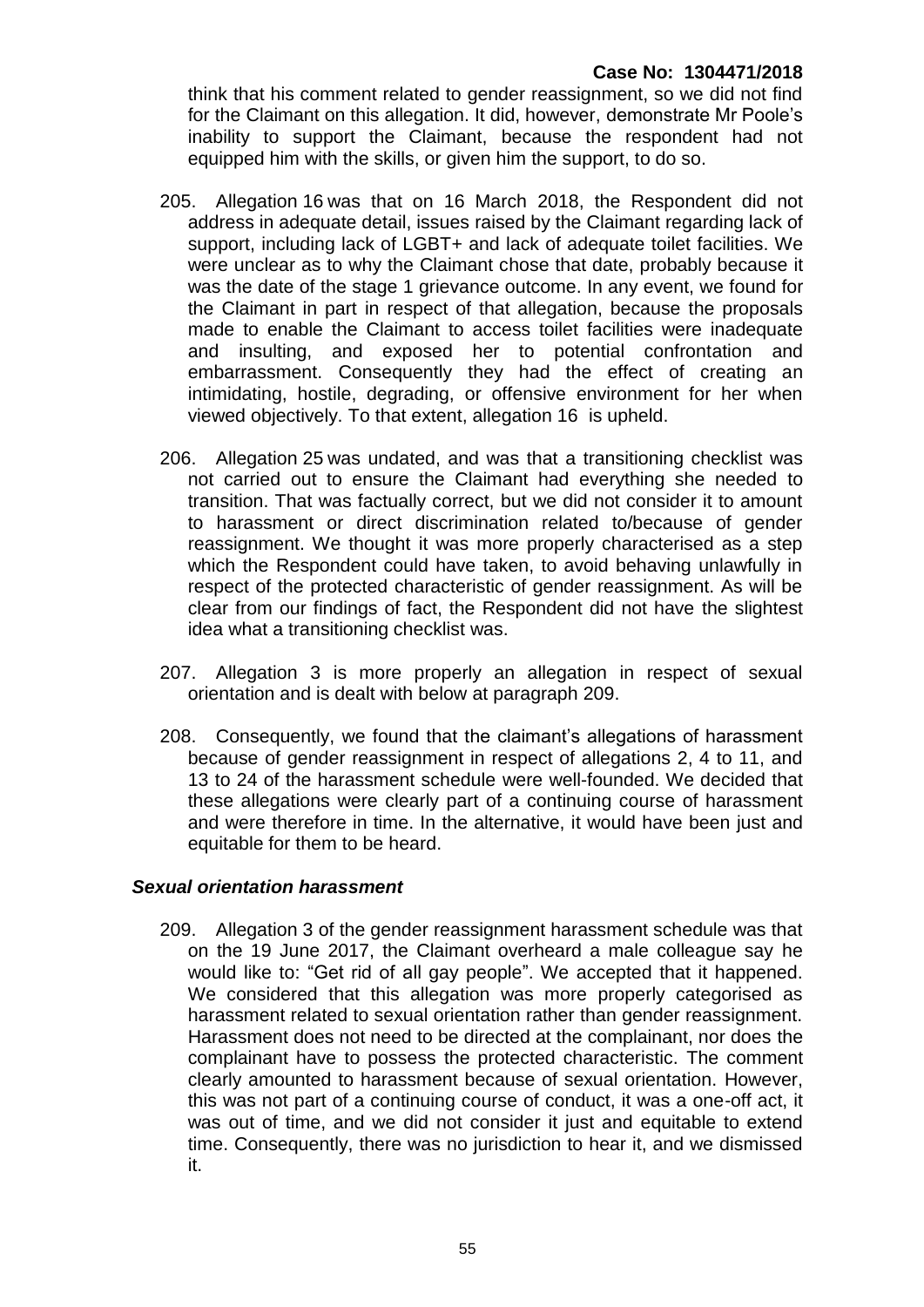think that his comment related to gender reassignment, so we did not find for the Claimant on this allegation. It did, however, demonstrate Mr Poole's inability to support the Claimant, because the respondent had not equipped him with the skills, or given him the support, to do so.

205. Allegation 16 was that on 16 March 2018, the Respondent did not address in adequate detail, issues raised by the Claimant regarding lack of support, including lack of LGBT+ and lack of adequate toilet facilities. We were unclear as to why the Claimant chose that date, probably because it was the date of the stage 1 grievance outcome. In any event, we found for the Claimant in part in respect of that allegation, because the proposals made to enable the Claimant to access toilet facilities were inadequate and insulting, and exposed her to potential confrontation and embarrassment. Consequently they had the effect of creating an intimidating, hostile, degrading, or offensive environment for her when viewed objectively. To that extent, allegation 16 is upheld.

206. Allegation 25 was undated, and was that a transitioning checklist was not carried out to ensure the Claimant had everything she needed to transition. That was factually correct, but we did not consider it to amount to harassment or direct discrimination related to/because of gender reassignment. We thought it was more properly characterised as a step which the Respondent could have taken, to avoid behaving unlawfully in respect of the protected characteristic of gender reassignment. As will be clear from our findings of fact, the Respondent did not have the slightest idea what a transitioning checklist was.

207. Allegation 3 is more properly an allegation in respect of sexual orientation and is dealt with below at paragraph 209.

208. Consequently, we found that the claimant's allegations of harassment because of gender reassignment in respect of allegations 2, 4 to 11, and 13 to 24 of the harassment schedule were well-founded. We decided that these allegations were clearly part of a continuing course of harassment and were therefore in time. In the alternative, it would have been just and equitable for them to be heard.

### *Sexual orientation harassment*

209. Allegation 3 of the gender reassignment harassment schedule was that on the 19 June 2017, the Claimant overheard a male colleague say he would like to: "Get rid of all gay people". We accepted that it happened. We considered that this allegation was more properly categorised as harassment related to sexual orientation rather than gender reassignment. Harassment does not need to be directed at the complainant, nor does the complainant have to possess the protected characteristic. The comment clearly amounted to harassment because of sexual orientation. However, this was not part of a continuing course of conduct, it was a one-off act, it was out of time, and we did not consider it just and equitable to extend time. Consequently, there was no jurisdiction to hear it, and we dismissed it.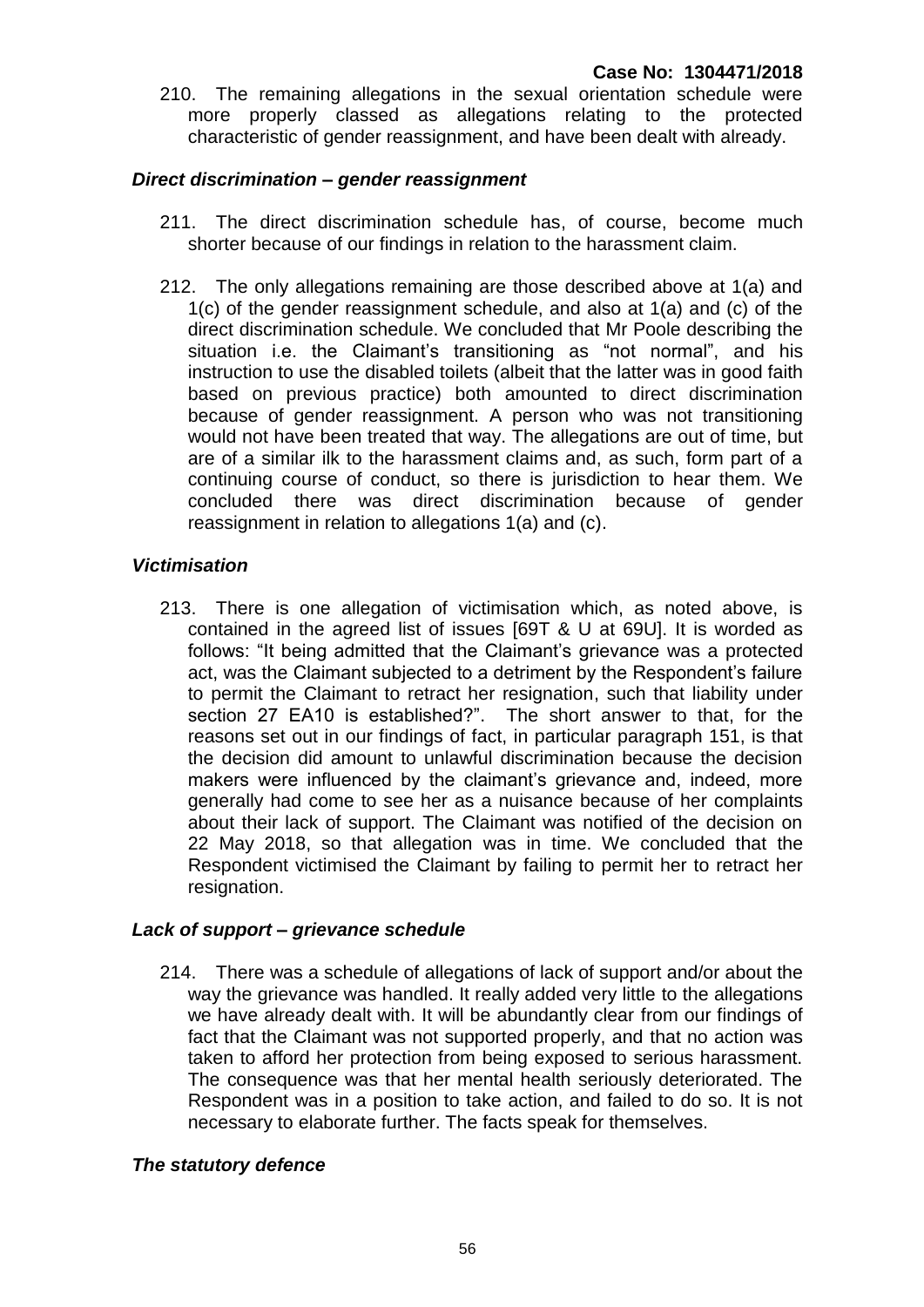210. The remaining allegations in the sexual orientation schedule were more properly classed as allegations relating to the protected characteristic of gender reassignment, and have been dealt with already.

### *Direct discrimination – gender reassignment*

211. The direct discrimination schedule has, of course, become much shorter because of our findings in relation to the harassment claim.

212. The only allegations remaining are those described above at 1(a) and 1(c) of the gender reassignment schedule, and also at 1(a) and (c) of the direct discrimination schedule. We concluded that Mr Poole describing the situation i.e. the Claimant's transitioning as "not normal", and his instruction to use the disabled toilets (albeit that the latter was in good faith based on previous practice) both amounted to direct discrimination because of gender reassignment. A person who was not transitioning would not have been treated that way. The allegations are out of time, but are of a similar ilk to the harassment claims and, as such, form part of a continuing course of conduct, so there is jurisdiction to hear them. We concluded there was direct discrimination because of gender reassignment in relation to allegations 1(a) and (c).

### *Victimisation*

213. There is one allegation of victimisation which, as noted above, is contained in the agreed list of issues [69T & U at 69U]. It is worded as follows: "It being admitted that the Claimant's grievance was a protected act, was the Claimant subjected to a detriment by the Respondent's failure to permit the Claimant to retract her resignation, such that liability under section 27 EA10 is established?". The short answer to that, for the reasons set out in our findings of fact, in particular paragraph 151, is that the decision did amount to unlawful discrimination because the decision makers were influenced by the claimant's grievance and, indeed, more generally had come to see her as a nuisance because of her complaints about their lack of support. The Claimant was notified of the decision on 22 May 2018, so that allegation was in time. We concluded that the Respondent victimised the Claimant by failing to permit her to retract her resignation.

### *Lack of support – grievance schedule*

214. There was a schedule of allegations of lack of support and/or about the way the grievance was handled. It really added very little to the allegations we have already dealt with. It will be abundantly clear from our findings of fact that the Claimant was not supported properly, and that no action was taken to afford her protection from being exposed to serious harassment. The consequence was that her mental health seriously deteriorated. The Respondent was in a position to take action, and failed to do so. It is not necessary to elaborate further. The facts speak for themselves.

### *The statutory defence*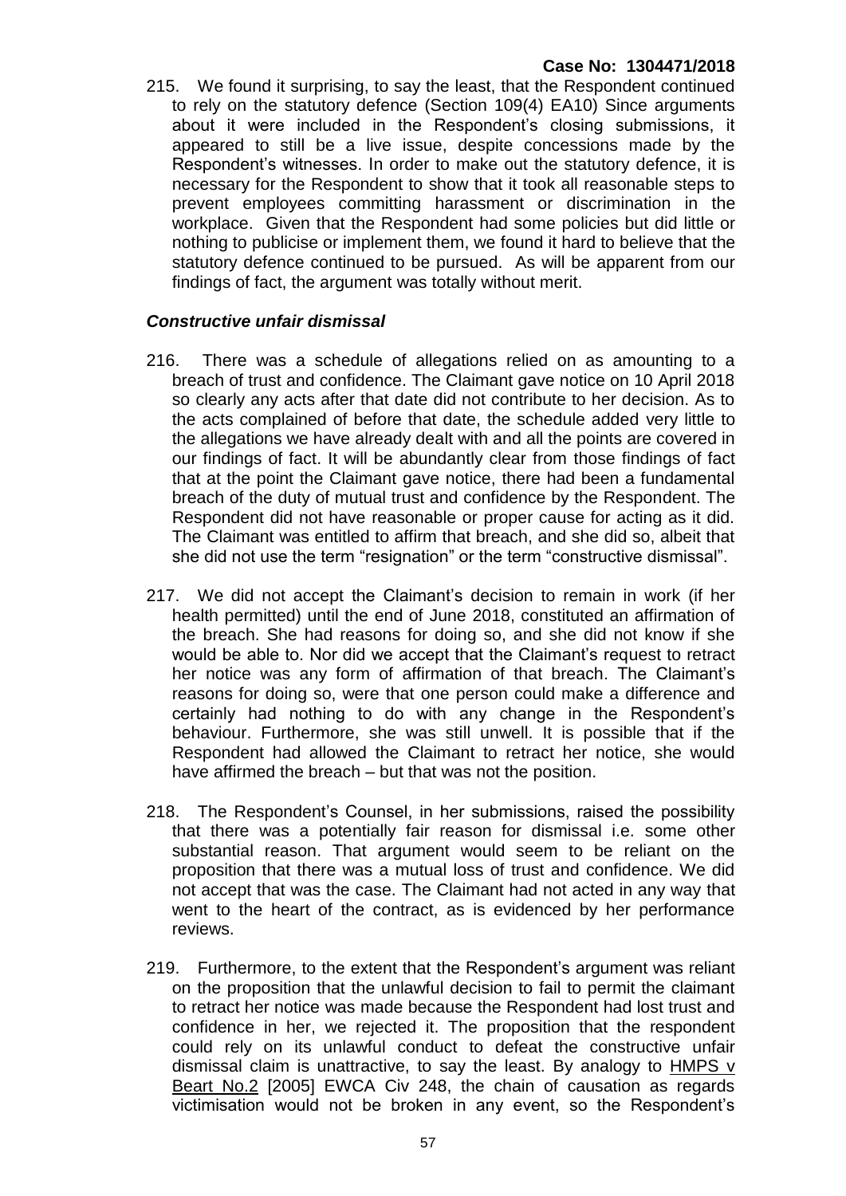215. We found it surprising, to say the least, that the Respondent continued to rely on the statutory defence (Section 109(4) EA10) Since arguments about it were included in the Respondent's closing submissions, it appeared to still be a live issue, despite concessions made by the Respondent's witnesses. In order to make out the statutory defence, it is necessary for the Respondent to show that it took all reasonable steps to prevent employees committing harassment or discrimination in the workplace. Given that the Respondent had some policies but did little or nothing to publicise or implement them, we found it hard to believe that the statutory defence continued to be pursued. As will be apparent from our findings of fact, the argument was totally without merit.

### *Constructive unfair dismissal*

216. There was a schedule of allegations relied on as amounting to a breach of trust and confidence. The Claimant gave notice on 10 April 2018 so clearly any acts after that date did not contribute to her decision. As to the acts complained of before that date, the schedule added very little to the allegations we have already dealt with and all the points are covered in our findings of fact. It will be abundantly clear from those findings of fact that at the point the Claimant gave notice, there had been a fundamental breach of the duty of mutual trust and confidence by the Respondent. The Respondent did not have reasonable or proper cause for acting as it did. The Claimant was entitled to affirm that breach, and she did so, albeit that she did not use the term "resignation" or the term "constructive dismissal".

217. We did not accept the Claimant's decision to remain in work (if her health permitted) until the end of June 2018, constituted an affirmation of the breach. She had reasons for doing so, and she did not know if she would be able to. Nor did we accept that the Claimant's request to retract her notice was any form of affirmation of that breach. The Claimant's reasons for doing so, were that one person could make a difference and certainly had nothing to do with any change in the Respondent's behaviour. Furthermore, she was still unwell. It is possible that if the Respondent had allowed the Claimant to retract her notice, she would have affirmed the breach – but that was not the position.

218. The Respondent's Counsel, in her submissions, raised the possibility that there was a potentially fair reason for dismissal i.e. some other substantial reason. That argument would seem to be reliant on the proposition that there was a mutual loss of trust and confidence. We did not accept that was the case. The Claimant had not acted in any way that went to the heart of the contract, as is evidenced by her performance reviews.

219. Furthermore, to the extent that the Respondent's argument was reliant on the proposition that the unlawful decision to fail to permit the claimant to retract her notice was made because the Respondent had lost trust and confidence in her, we rejected it. The proposition that the respondent could rely on its unlawful conduct to defeat the constructive unfair dismissal claim is unattractive, to say the least. By analogy to HMPS v Beart No.2 [2005] EWCA Civ 248, the chain of causation as regards victimisation would not be broken in any event, so the Respondent's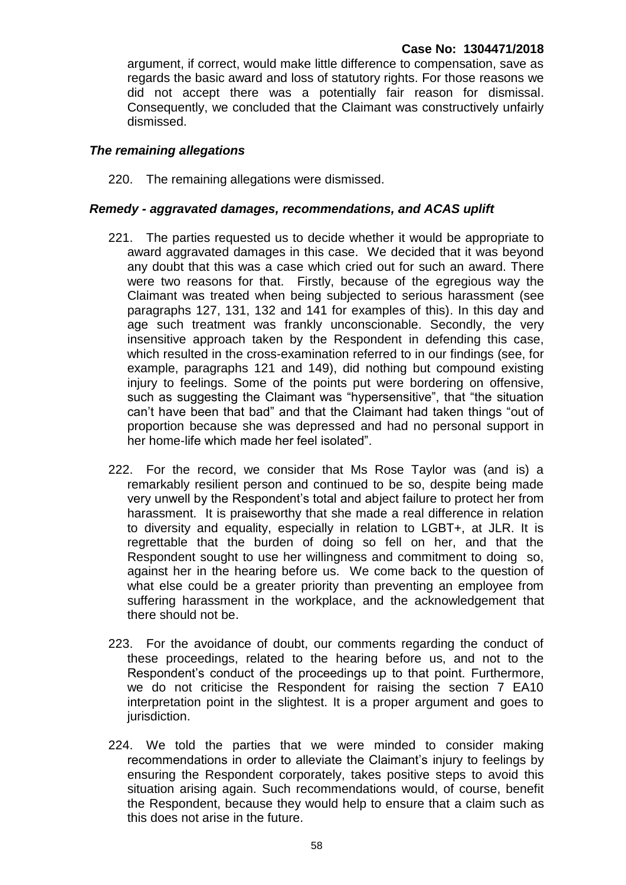argument, if correct, would make little difference to compensation, save as regards the basic award and loss of statutory rights. For those reasons we did not accept there was a potentially fair reason for dismissal. Consequently, we concluded that the Claimant was constructively unfairly dismissed.

### *The remaining allegations*

220. The remaining allegations were dismissed.

### *Remedy - aggravated damages, recommendations, and ACAS uplift*

221. The parties requested us to decide whether it would be appropriate to award aggravated damages in this case. We decided that it was beyond any doubt that this was a case which cried out for such an award. There were two reasons for that. Firstly, because of the egregious way the Claimant was treated when being subjected to serious harassment (see paragraphs 127, 131, 132 and 141 for examples of this). In this day and age such treatment was frankly unconscionable. Secondly, the very insensitive approach taken by the Respondent in defending this case, which resulted in the cross-examination referred to in our findings (see, for example, paragraphs 121 and 149), did nothing but compound existing injury to feelings. Some of the points put were bordering on offensive, such as suggesting the Claimant was "hypersensitive", that "the situation can't have been that bad" and that the Claimant had taken things "out of proportion because she was depressed and had no personal support in her home-life which made her feel isolated".

222. For the record, we consider that Ms Rose Taylor was (and is) a remarkably resilient person and continued to be so, despite being made very unwell by the Respondent's total and abject failure to protect her from harassment. It is praiseworthy that she made a real difference in relation to diversity and equality, especially in relation to LGBT+, at JLR. It is regrettable that the burden of doing so fell on her, and that the Respondent sought to use her willingness and commitment to doing so, against her in the hearing before us. We come back to the question of what else could be a greater priority than preventing an employee from suffering harassment in the workplace, and the acknowledgement that there should not be.

223. For the avoidance of doubt, our comments regarding the conduct of these proceedings, related to the hearing before us, and not to the Respondent's conduct of the proceedings up to that point. Furthermore, we do not criticise the Respondent for raising the section 7 EA10 interpretation point in the slightest. It is a proper argument and goes to jurisdiction.

224. We told the parties that we were minded to consider making recommendations in order to alleviate the Claimant's injury to feelings by ensuring the Respondent corporately, takes positive steps to avoid this situation arising again. Such recommendations would, of course, benefit the Respondent, because they would help to ensure that a claim such as this does not arise in the future.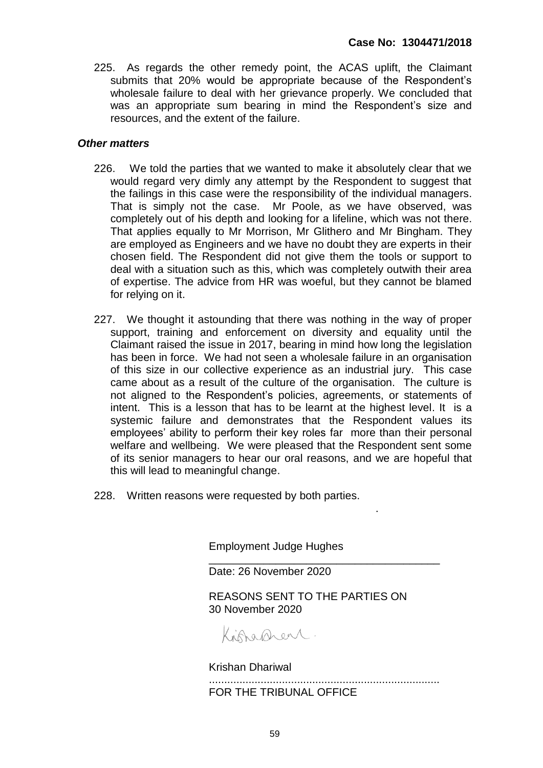225. As regards the other remedy point, the ACAS uplift, the Claimant submits that 20% would be appropriate because of the Respondent's wholesale failure to deal with her grievance properly. We concluded that was an appropriate sum bearing in mind the Respondent's size and resources, and the extent of the failure.

***Other matters***

226. We told the parties that we wanted to make it absolutely clear that we would regard very dimly any attempt by the Respondent to suggest that the failings in this case were the responsibility of the individual managers. That is simply not the case. Mr Poole, as we have observed, was completely out of his depth and looking for a lifeline, which was not there. That applies equally to Mr Morrison, Mr Glithero and Mr Bingham. They are employed as Engineers and we have no doubt they are experts in their chosen field. The Respondent did not give them the tools or support to deal with a situation such as this, which was completely outwith their area of expertise. The advice from HR was woeful, but they cannot be blamed for relying on it.

227. We thought it astounding that there was nothing in the way of proper support, training and enforcement on diversity and equality until the Claimant raised the issue in 2017, bearing in mind how long the legislation has been in force. We had not seen a wholesale failure in an organisation of this size in our collective experience as an industrial jury. This case came about as a result of the culture of the organisation. The culture is not aligned to the Respondent's policies, agreements, or statements of intent. This is a lesson that has to be learnt at the highest level. It is a systemic failure and demonstrates that the Respondent values its employees' ability to perform their key roles far more than their personal welfare and wellbeing. We were pleased that the Respondent sent some of its senior managers to hear our oral reasons, and we are hopeful that this will lead to meaningful change.

228. Written reasons were requested by both parties.

Employment Judge Hughes

Date: 26 November 2020

REASONS SENT TO THE PARTIES ON
30 November 2020

Krishan Dhariwal

FOR THE TRIBUNAL OFFICE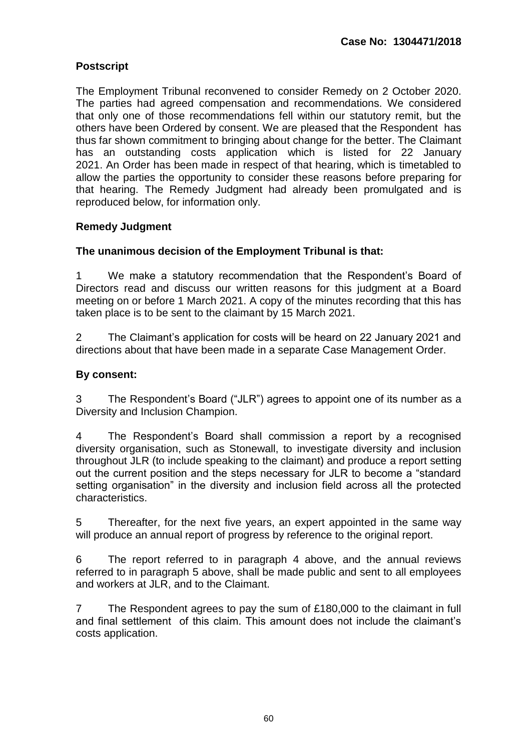**Postscript**

The Employment Tribunal reconvened to consider Remedy on 2 October 2020. The parties had agreed compensation and recommendations. We considered that only one of those recommendations fell within our statutory remit, but the others have been Ordered by consent. We are pleased that the Respondent has thus far shown commitment to bringing about change for the better. The Claimant has an outstanding costs application which is listed for 22 January 2021. An Order has been made in respect of that hearing, which is timetabled to allow the parties the opportunity to consider these reasons before preparing for that hearing. The Remedy Judgment had already been promulgated and is reproduced below, for information only.

**Remedy Judgment**

**The unanimous decision of the Employment Tribunal is that:**

1 We make a statutory recommendation that the Respondent's Board of Directors read and discuss our written reasons for this judgment at a Board meeting on or before 1 March 2021. A copy of the minutes recording that this has taken place is to be sent to the claimant by 15 March 2021.

2 The Claimant's application for costs will be heard on 22 January 2021 and directions about that have been made in a separate Case Management Order.

**By consent:**

3 The Respondent's Board ("JLR") agrees to appoint one of its number as a Diversity and Inclusion Champion.

4 The Respondent's Board shall commission a report by a recognised diversity organisation, such as Stonewall, to investigate diversity and inclusion throughout JLR (to include speaking to the claimant) and produce a report setting out the current position and the steps necessary for JLR to become a "standard setting organisation" in the diversity and inclusion field across all the protected characteristics.

5 Thereafter, for the next five years, an expert appointed in the same way will produce an annual report of progress by reference to the original report.

6 The report referred to in paragraph 4 above, and the annual reviews referred to in paragraph 5 above, shall be made public and sent to all employees and workers at JLR, and to the Claimant.

7 The Respondent agrees to pay the sum of £180,000 to the claimant in full and final settlement of this claim. This amount does not include the claimant's costs application.